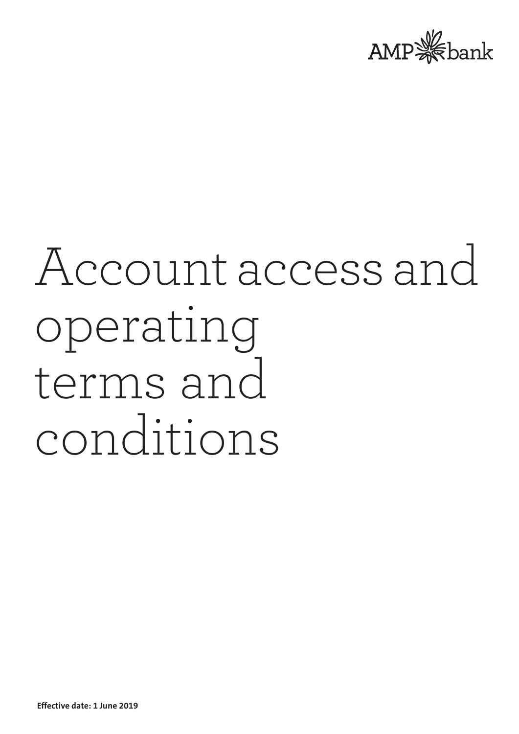AMP bank

# Account access and operating terms and conditions

**Effective date: 1 June 2019**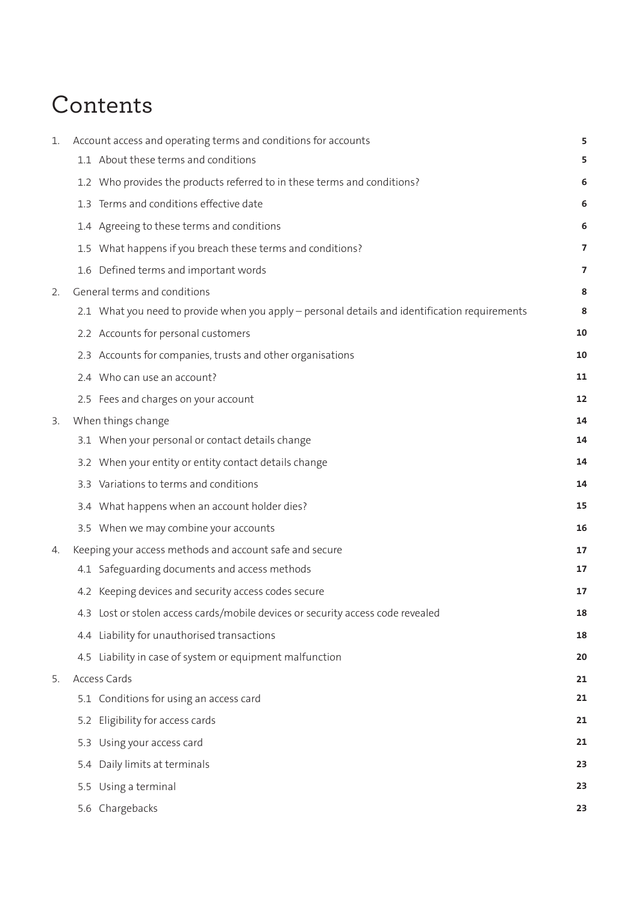# Contents

| | | |
|---|---|---|
| 1. | Account access and operating terms and conditions for accounts | 5 |
| | 1.1 About these terms and conditions | 5 |
| | 1.2 Who provides the products referred to in these terms and conditions? | 6 |
| | 1.3 Terms and conditions effective date | 6 |
| | 1.4 Agreeing to these terms and conditions | 6 |
| | 1.5 What happens if you breach these terms and conditions? | 7 |
| | 1.6 Defined terms and important words | 7 |
| 2. | General terms and conditions | 8 |
| | 2.1 What you need to provide when you apply – personal details and identification requirements | 8 |
| | 2.2 Accounts for personal customers | 10 |
| | 2.3 Accounts for companies, trusts and other organisations | 10 |
| | 2.4 Who can use an account? | 11 |
| | 2.5 Fees and charges on your account | 12 |
| 3. | When things change | 14 |
| | 3.1 When your personal or contact details change | 14 |
| | 3.2 When your entity or entity contact details change | 14 |
| | 3.3 Variations to terms and conditions | 14 |
| | 3.4 What happens when an account holder dies? | 15 |
| | 3.5 When we may combine your accounts | 16 |
| 4. | Keeping your access methods and account safe and secure | 17 |
| | 4.1 Safeguarding documents and access methods | 17 |
| | 4.2 Keeping devices and security access codes secure | 17 |
| | 4.3 Lost or stolen access cards/mobile devices or security access code revealed | 18 |
| | 4.4 Liability for unauthorised transactions | 18 |
| | 4.5 Liability in case of system or equipment malfunction | 20 |
| 5. | Access Cards | 21 |
| | 5.1 Conditions for using an access card | 21 |
| | 5.2 Eligibility for access cards | 21 |
| | 5.3 Using your access card | 21 |
| | 5.4 Daily limits at terminals | 23 |
| | 5.5 Using a terminal | 23 |
| | 5.6 Chargebacks | 23 |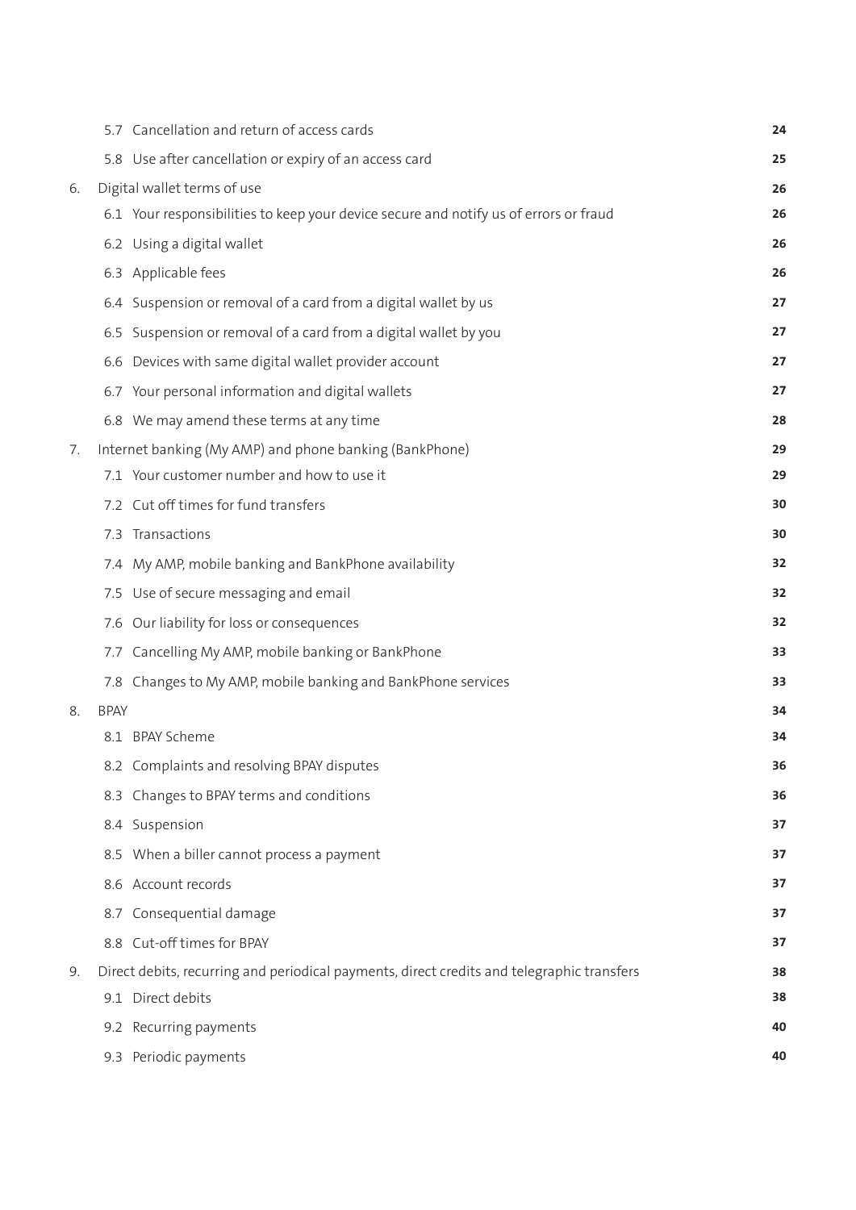| | | |
|---|---|---|
| | 5.7 Cancellation and return of access cards | 24 |
| | 5.8 Use after cancellation or expiry of an access card | 25 |
| 6. | Digital wallet terms of use | 26 |
| | 6.1 Your responsibilities to keep your device secure and notify us of errors or fraud | 26 |
| | 6.2 Using a digital wallet | 26 |
| | 6.3 Applicable fees | 26 |
| | 6.4 Suspension or removal of a card from a digital wallet by us | 27 |
| | 6.5 Suspension or removal of a card from a digital wallet by you | 27 |
| | 6.6 Devices with same digital wallet provider account | 27 |
| | 6.7 Your personal information and digital wallets | 27 |
| | 6.8 We may amend these terms at any time | 28 |
| 7. | Internet banking (My AMP) and phone banking (BankPhone) | 29 |
| | 7.1 Your customer number and how to use it | 29 |
| | 7.2 Cut off times for fund transfers | 30 |
| | 7.3 Transactions | 30 |
| | 7.4 My AMP, mobile banking and BankPhone availability | 32 |
| | 7.5 Use of secure messaging and email | 32 |
| | 7.6 Our liability for loss or consequences | 32 |
| | 7.7 Cancelling My AMP, mobile banking or BankPhone | 33 |
| | 7.8 Changes to My AMP, mobile banking and BankPhone services | 33 |
| 8. | BPAY | 34 |
| | 8.1 BPAY Scheme | 34 |
| | 8.2 Complaints and resolving BPAY disputes | 36 |
| | 8.3 Changes to BPAY terms and conditions | 36 |
| | 8.4 Suspension | 37 |
| | 8.5 When a biller cannot process a payment | 37 |
| | 8.6 Account records | 37 |
| | 8.7 Consequential damage | 37 |
| | 8.8 Cut-off times for BPAY | 37 |
| 9. | Direct debits, recurring and periodical payments, direct credits and telegraphic transfers | 38 |
| | 9.1 Direct debits | 38 |
| | 9.2 Recurring payments | 40 |
| | 9.3 Periodic payments | 40 |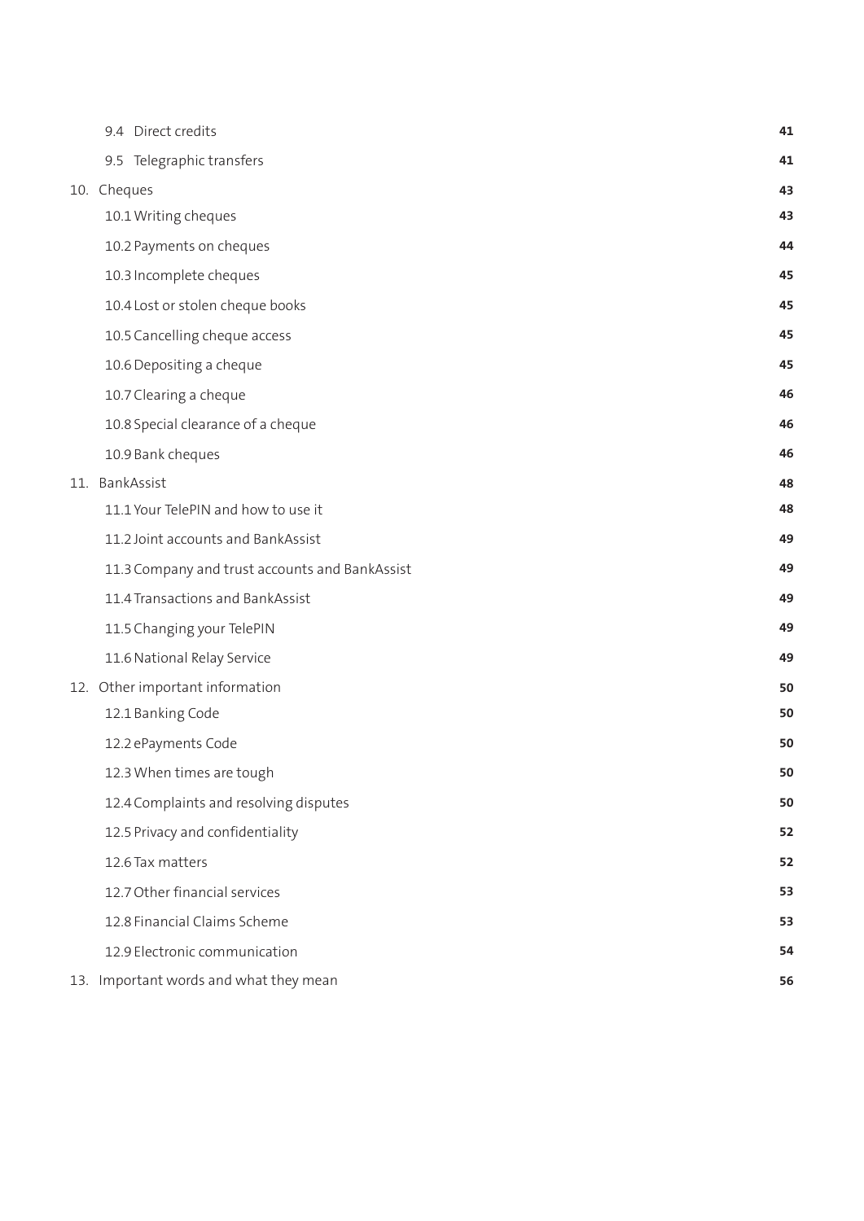| | |
|---|---|
| 9.4 Direct credits | **41** |
| 9.5 Telegraphic transfers | **41** |
| 10. Cheques | **43** |
| 10.1 Writing cheques | **43** |
| 10.2 Payments on cheques | **44** |
| 10.3 Incomplete cheques | **45** |
| 10.4 Lost or stolen cheque books | **45** |
| 10.5 Cancelling cheque access | **45** |
| 10.6 Depositing a cheque | **45** |
| 10.7 Clearing a cheque | **46** |
| 10.8 Special clearance of a cheque | **46** |
| 10.9 Bank cheques | **46** |
| 11. BankAssist | **48** |
| 11.1 Your TelePIN and how to use it | **48** |
| 11.2 Joint accounts and BankAssist | **49** |
| 11.3 Company and trust accounts and BankAssist | **49** |
| 11.4 Transactions and BankAssist | **49** |
| 11.5 Changing your TelePIN | **49** |
| 11.6 National Relay Service | **49** |
| 12. Other important information | **50** |
| 12.1 Banking Code | **50** |
| 12.2 ePayments Code | **50** |
| 12.3 When times are tough | **50** |
| 12.4 Complaints and resolving disputes | **50** |
| 12.5 Privacy and confidentiality | **52** |
| 12.6 Tax matters | **52** |
| 12.7 Other financial services | **53** |
| 12.8 Financial Claims Scheme | **53** |
| 12.9 Electronic communication | **54** |
| 13. Important words and what they mean | **56** |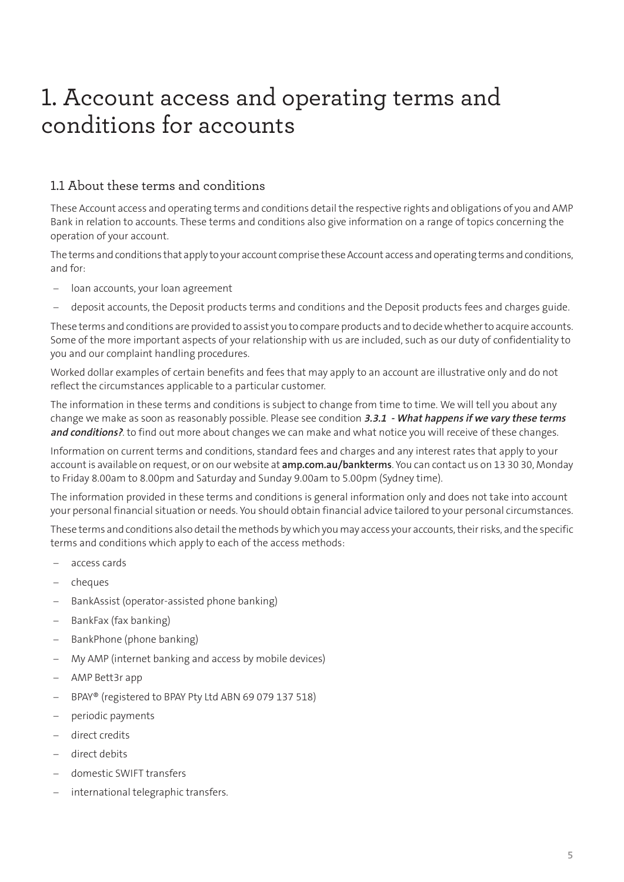# 1. Account access and operating terms and conditions for accounts

## 1.1 About these terms and conditions

These Account access and operating terms and conditions detail the respective rights and obligations of you and AMP Bank in relation to accounts. These terms and conditions also give information on a range of topics concerning the operation of your account.

The terms and conditions that apply to your account comprise these Account access and operating terms and conditions, and for:

- loan accounts, your loan agreement
- deposit accounts, the Deposit products terms and conditions and the Deposit products fees and charges guide.

These terms and conditions are provided to assist you to compare products and to decide whether to acquire accounts. Some of the more important aspects of your relationship with us are included, such as our duty of confidentiality to you and our complaint handling procedures.

Worked dollar examples of certain benefits and fees that may apply to an account are illustrative only and do not reflect the circumstances applicable to a particular customer.

The information in these terms and conditions is subject to change from time to time. We will tell you about any change we make as soon as reasonably possible. Please see condition ***3.3.1 - What happens if we vary these terms and conditions?***. to find out more about changes we can make and what notice you will receive of these changes.

Information on current terms and conditions, standard fees and charges and any interest rates that apply to your account is available on request, or on our website at **amp.com.au/bankterms**. You can contact us on 13 30 30, Monday to Friday 8.00am to 8.00pm and Saturday and Sunday 9.00am to 5.00pm (Sydney time).

The information provided in these terms and conditions is general information only and does not take into account your personal financial situation or needs. You should obtain financial advice tailored to your personal circumstances.

These terms and conditions also detail the methods by which you may access your accounts, their risks, and the specific terms and conditions which apply to each of the access methods:

- access cards
- cheques
- BankAssist (operator-assisted phone banking)
- BankFax (fax banking)
- BankPhone (phone banking)
- My AMP (internet banking and access by mobile devices)
- AMP Bett3r app
- BPAY® (registered to BPAY Pty Ltd ABN 69 079 137 518)
- periodic payments
- direct credits
- direct debits
- domestic SWIFT transfers
- international telegraphic transfers.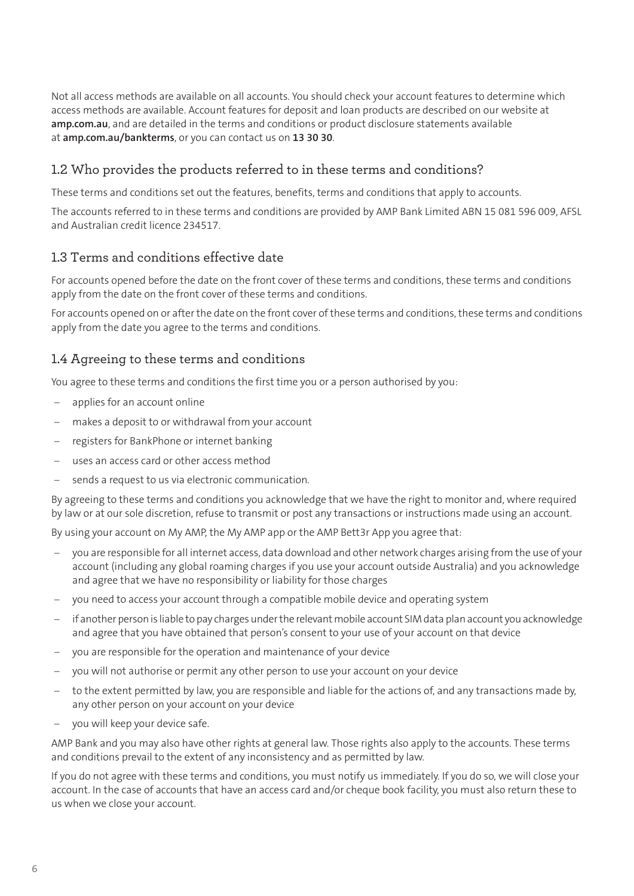Not all access methods are available on all accounts. You should check your account features to determine which access methods are available. Account features for deposit and loan products are described on our website at **amp.com.au**, and are detailed in the terms and conditions or product disclosure statements available at **amp.com.au/bankterms**, or you can contact us on **13 30 30**.

## 1.2 Who provides the products referred to in these terms and conditions?

These terms and conditions set out the features, benefits, terms and conditions that apply to accounts.

The accounts referred to in these terms and conditions are provided by AMP Bank Limited ABN 15 081 596 009, AFSL and Australian credit licence 234517.

## 1.3 Terms and conditions effective date

For accounts opened before the date on the front cover of these terms and conditions, these terms and conditions apply from the date on the front cover of these terms and conditions.

For accounts opened on or after the date on the front cover of these terms and conditions, these terms and conditions apply from the date you agree to the terms and conditions.

## 1.4 Agreeing to these terms and conditions

You agree to these terms and conditions the first time you or a person authorised by you:

- applies for an account online
- makes a deposit to or withdrawal from your account
- registers for BankPhone or internet banking
- uses an access card or other access method
- sends a request to us via electronic communication.

By agreeing to these terms and conditions you acknowledge that we have the right to monitor and, where required by law or at our sole discretion, refuse to transmit or post any transactions or instructions made using an account.

By using your account on My AMP, the My AMP app or the AMP Bett3r App you agree that:

- you are responsible for all internet access, data download and other network charges arising from the use of your account (including any global roaming charges if you use your account outside Australia) and you acknowledge and agree that we have no responsibility or liability for those charges
- you need to access your account through a compatible mobile device and operating system
- if another person is liable to pay charges under the relevant mobile account SIM data plan account you acknowledge and agree that you have obtained that person's consent to your use of your account on that device
- you are responsible for the operation and maintenance of your device
- you will not authorise or permit any other person to use your account on your device
- to the extent permitted by law, you are responsible and liable for the actions of, and any transactions made by, any other person on your account on your device
- you will keep your device safe.

AMP Bank and you may also have other rights at general law. Those rights also apply to the accounts. These terms and conditions prevail to the extent of any inconsistency and as permitted by law.

If you do not agree with these terms and conditions, you must notify us immediately. If you do so, we will close your account. In the case of accounts that have an access card and/or cheque book facility, you must also return these to us when we close your account.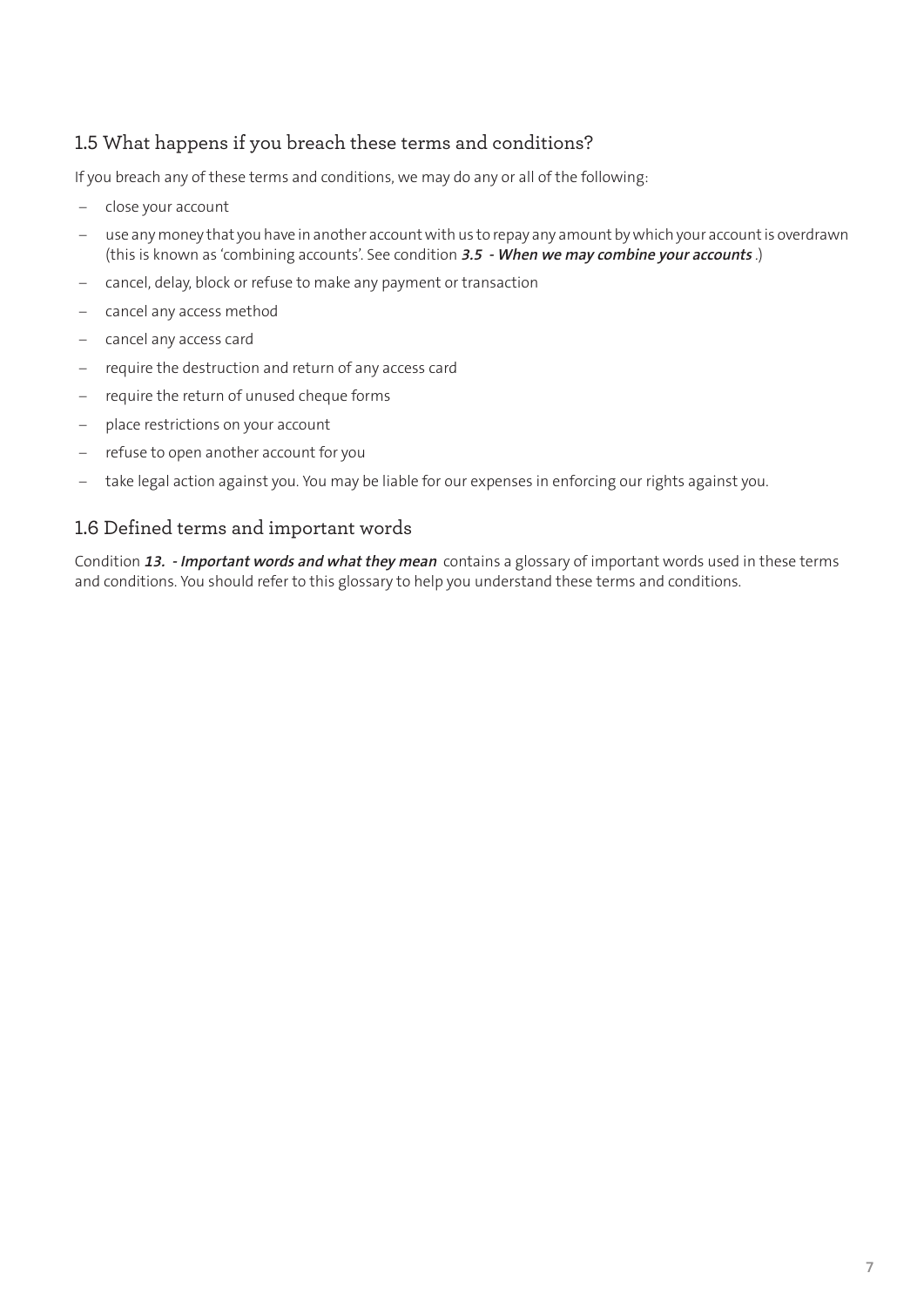## 1.5 What happens if you breach these terms and conditions?

If you breach any of these terms and conditions, we may do any or all of the following:

- close your account
- use any money that you have in another account with us to repay any amount by which your account is overdrawn (this is known as 'combining accounts'. See condition ***3.5 - When we may combine your accounts*** .)
- cancel, delay, block or refuse to make any payment or transaction
- cancel any access method
- cancel any access card
- require the destruction and return of any access card
- require the return of unused cheque forms
- place restrictions on your account
- refuse to open another account for you
- take legal action against you. You may be liable for our expenses in enforcing our rights against you.

## 1.6 Defined terms and important words

Condition ***13. - Important words and what they mean*** contains a glossary of important words used in these terms and conditions. You should refer to this glossary to help you understand these terms and conditions.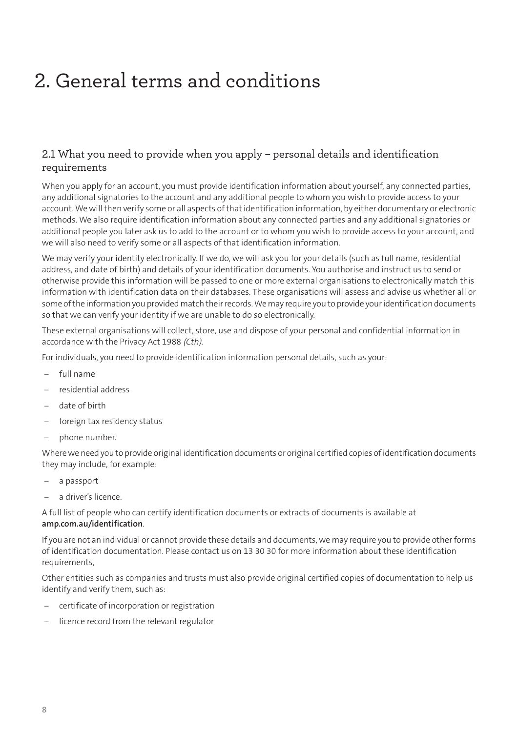# 2. General terms and conditions

## 2.1 What you need to provide when you apply – personal details and identification requirements

When you apply for an account, you must provide identification information about yourself, any connected parties, any additional signatories to the account and any additional people to whom you wish to provide access to your account. We will then verify some or all aspects of that identification information, by either documentary or electronic methods. We also require identification information about any connected parties and any additional signatories or additional people you later ask us to add to the account or to whom you wish to provide access to your account, and we will also need to verify some or all aspects of that identification information.

We may verify your identity electronically. If we do, we will ask you for your details (such as full name, residential address, and date of birth) and details of your identification documents. You authorise and instruct us to send or otherwise provide this information will be passed to one or more external organisations to electronically match this information with identification data on their databases. These organisations will assess and advise us whether all or some of the information you provided match their records. We may require you to provide your identification documents so that we can verify your identity if we are unable to do so electronically.

These external organisations will collect, store, use and dispose of your personal and confidential information in accordance with the Privacy Act 1988 *(Cth)*.

For individuals, you need to provide identification information personal details, such as your:

- full name
- residential address
- date of birth
- foreign tax residency status
- phone number.

Where we need you to provide original identification documents or original certified copies of identification documents they may include, for example:

- a passport
- a driver's licence.

A full list of people who can certify identification documents or extracts of documents is available at **amp.com.au/identification**.

If you are not an individual or cannot provide these details and documents, we may require you to provide other forms of identification documentation. Please contact us on 13 30 30 for more information about these identification requirements,

Other entities such as companies and trusts must also provide original certified copies of documentation to help us identify and verify them, such as:

- certificate of incorporation or registration
- licence record from the relevant regulator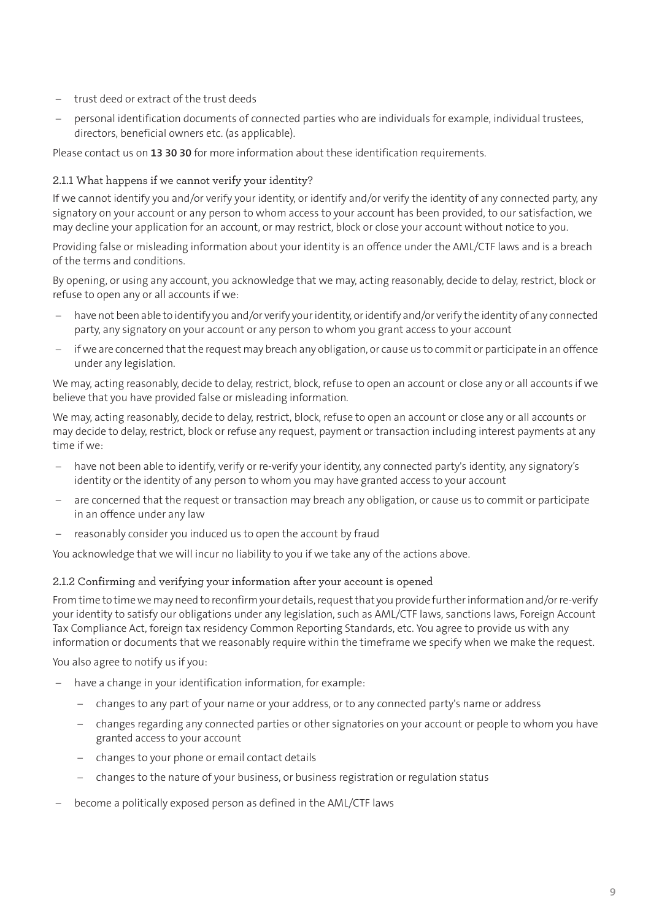- trust deed or extract of the trust deeds
- personal identification documents of connected parties who are individuals for example, individual trustees, directors, beneficial owners etc. (as applicable).

Please contact us on **13 30 30** for more information about these identification requirements.

### 2.1.1 What happens if we cannot verify your identity?

If we cannot identify you and/or verify your identity, or identify and/or verify the identity of any connected party, any signatory on your account or any person to whom access to your account has been provided, to our satisfaction, we may decline your application for an account, or may restrict, block or close your account without notice to you.

Providing false or misleading information about your identity is an offence under the AML/CTF laws and is a breach of the terms and conditions.

By opening, or using any account, you acknowledge that we may, acting reasonably, decide to delay, restrict, block or refuse to open any or all accounts if we:

- have not been able to identify you and/or verify your identity, or identify and/or verify the identity of any connected party, any signatory on your account or any person to whom you grant access to your account
- if we are concerned that the request may breach any obligation, or cause us to commit or participate in an offence under any legislation.

We may, acting reasonably, decide to delay, restrict, block, refuse to open an account or close any or all accounts if we believe that you have provided false or misleading information.

We may, acting reasonably, decide to delay, restrict, block, refuse to open an account or close any or all accounts or may decide to delay, restrict, block or refuse any request, payment or transaction including interest payments at any time if we:

- have not been able to identify, verify or re-verify your identity, any connected party's identity, any signatory's identity or the identity of any person to whom you may have granted access to your account
- are concerned that the request or transaction may breach any obligation, or cause us to commit or participate in an offence under any law
- reasonably consider you induced us to open the account by fraud

You acknowledge that we will incur no liability to you if we take any of the actions above.

### 2.1.2 Confirming and verifying your information after your account is opened

From time to time we may need to reconfirm your details, request that you provide further information and/or re-verify your identity to satisfy our obligations under any legislation, such as AML/CTF laws, sanctions laws, Foreign Account Tax Compliance Act, foreign tax residency Common Reporting Standards, etc. You agree to provide us with any information or documents that we reasonably require within the timeframe we specify when we make the request.

You also agree to notify us if you:

- have a change in your identification information, for example:
  - changes to any part of your name or your address, or to any connected party's name or address
  - changes regarding any connected parties or other signatories on your account or people to whom you have granted access to your account
  - changes to your phone or email contact details
  - changes to the nature of your business, or business registration or regulation status
- become a politically exposed person as defined in the AML/CTF laws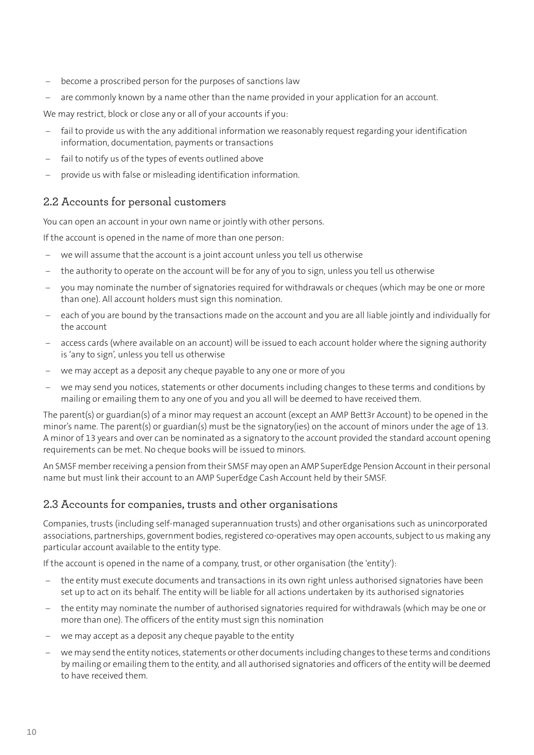- become a proscribed person for the purposes of sanctions law
- are commonly known by a name other than the name provided in your application for an account.

We may restrict, block or close any or all of your accounts if you:

- fail to provide us with the any additional information we reasonably request regarding your identification information, documentation, payments or transactions
- fail to notify us of the types of events outlined above
- provide us with false or misleading identification information.

## 2.2 Accounts for personal customers

You can open an account in your own name or jointly with other persons.

If the account is opened in the name of more than one person:

- we will assume that the account is a joint account unless you tell us otherwise
- the authority to operate on the account will be for any of you to sign, unless you tell us otherwise
- you may nominate the number of signatories required for withdrawals or cheques (which may be one or more than one). All account holders must sign this nomination.
- each of you are bound by the transactions made on the account and you are all liable jointly and individually for the account
- access cards (where available on an account) will be issued to each account holder where the signing authority is 'any to sign', unless you tell us otherwise
- we may accept as a deposit any cheque payable to any one or more of you
- we may send you notices, statements or other documents including changes to these terms and conditions by mailing or emailing them to any one of you and you all will be deemed to have received them.

The parent(s) or guardian(s) of a minor may request an account (except an AMP Bett3r Account) to be opened in the minor's name. The parent(s) or guardian(s) must be the signatory(ies) on the account of minors under the age of 13. A minor of 13 years and over can be nominated as a signatory to the account provided the standard account opening requirements can be met. No cheque books will be issued to minors.

An SMSF member receiving a pension from their SMSF may open an AMP SuperEdge Pension Account in their personal name but must link their account to an AMP SuperEdge Cash Account held by their SMSF.

## 2.3 Accounts for companies, trusts and other organisations

Companies, trusts (including self-managed superannuation trusts) and other organisations such as unincorporated associations, partnerships, government bodies, registered co-operatives may open accounts, subject to us making any particular account available to the entity type.

If the account is opened in the name of a company, trust, or other organisation (the 'entity'):

- the entity must execute documents and transactions in its own right unless authorised signatories have been set up to act on its behalf. The entity will be liable for all actions undertaken by its authorised signatories
- the entity may nominate the number of authorised signatories required for withdrawals (which may be one or more than one). The officers of the entity must sign this nomination
- we may accept as a deposit any cheque payable to the entity
- we may send the entity notices, statements or other documents including changes to these terms and conditions by mailing or emailing them to the entity, and all authorised signatories and officers of the entity will be deemed to have received them.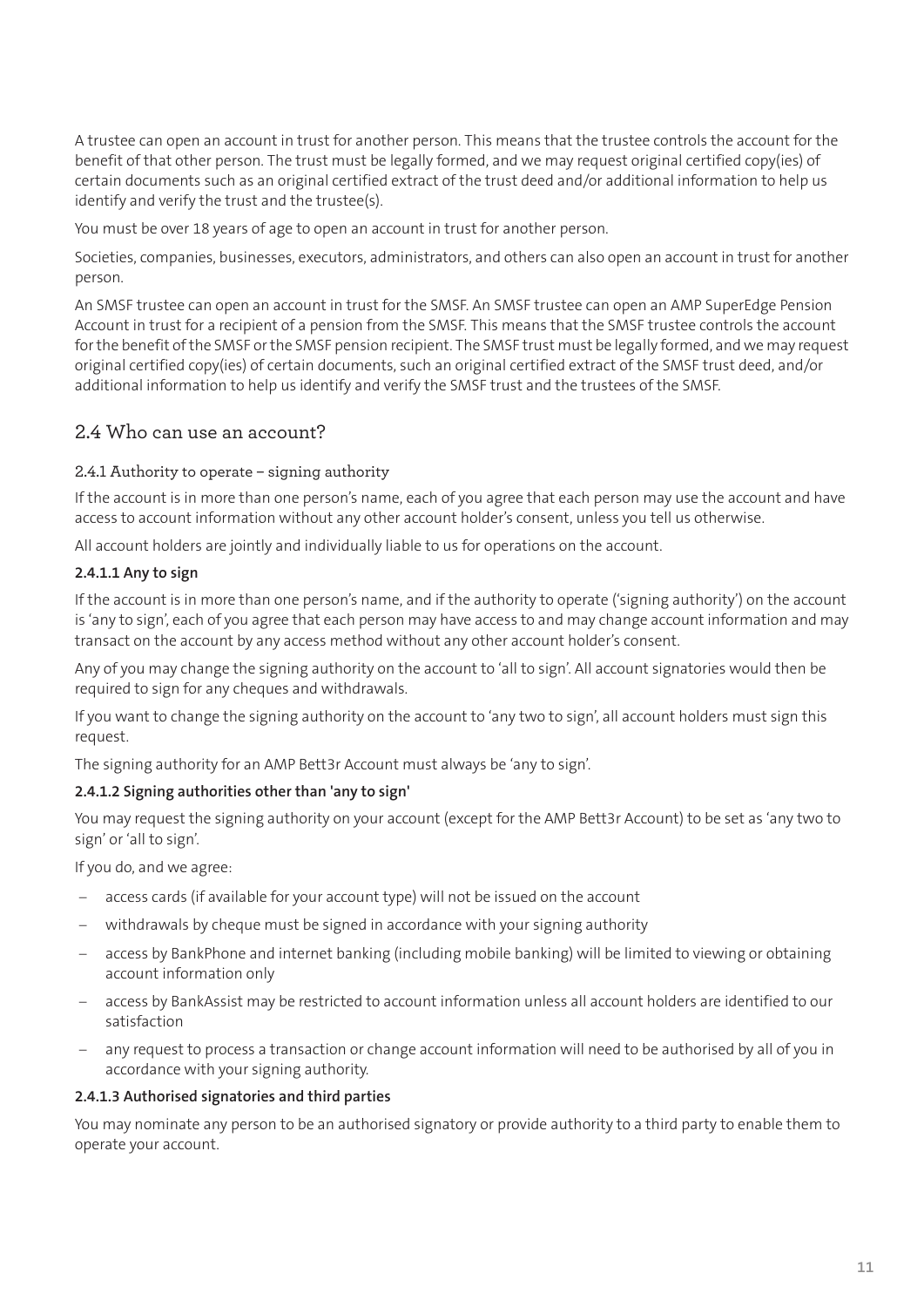A trustee can open an account in trust for another person. This means that the trustee controls the account for the benefit of that other person. The trust must be legally formed, and we may request original certified copy(ies) of certain documents such as an original certified extract of the trust deed and/or additional information to help us identify and verify the trust and the trustee(s).

You must be over 18 years of age to open an account in trust for another person.

Societies, companies, businesses, executors, administrators, and others can also open an account in trust for another person.

An SMSF trustee can open an account in trust for the SMSF. An SMSF trustee can open an AMP SuperEdge Pension Account in trust for a recipient of a pension from the SMSF. This means that the SMSF trustee controls the account for the benefit of the SMSF or the SMSF pension recipient. The SMSF trust must be legally formed, and we may request original certified copy(ies) of certain documents, such an original certified extract of the SMSF trust deed, and/or additional information to help us identify and verify the SMSF trust and the trustees of the SMSF.

## 2.4 Who can use an account?

### 2.4.1 Authority to operate – signing authority

If the account is in more than one person's name, each of you agree that each person may use the account and have access to account information without any other account holder's consent, unless you tell us otherwise.

All account holders are jointly and individually liable to us for operations on the account.

#### 2.4.1.1 Any to sign

If the account is in more than one person's name, and if the authority to operate ('signing authority') on the account is 'any to sign', each of you agree that each person may have access to and may change account information and may transact on the account by any access method without any other account holder's consent.

Any of you may change the signing authority on the account to 'all to sign'. All account signatories would then be required to sign for any cheques and withdrawals.

If you want to change the signing authority on the account to 'any two to sign', all account holders must sign this request.

The signing authority for an AMP Bett3r Account must always be 'any to sign'.

#### 2.4.1.2 Signing authorities other than 'any to sign'

You may request the signing authority on your account (except for the AMP Bett3r Account) to be set as 'any two to sign' or 'all to sign'.

If you do, and we agree:

- access cards (if available for your account type) will not be issued on the account
- withdrawals by cheque must be signed in accordance with your signing authority
- access by BankPhone and internet banking (including mobile banking) will be limited to viewing or obtaining account information only
- access by BankAssist may be restricted to account information unless all account holders are identified to our satisfaction
- any request to process a transaction or change account information will need to be authorised by all of you in accordance with your signing authority.

#### 2.4.1.3 Authorised signatories and third parties

You may nominate any person to be an authorised signatory or provide authority to a third party to enable them to operate your account.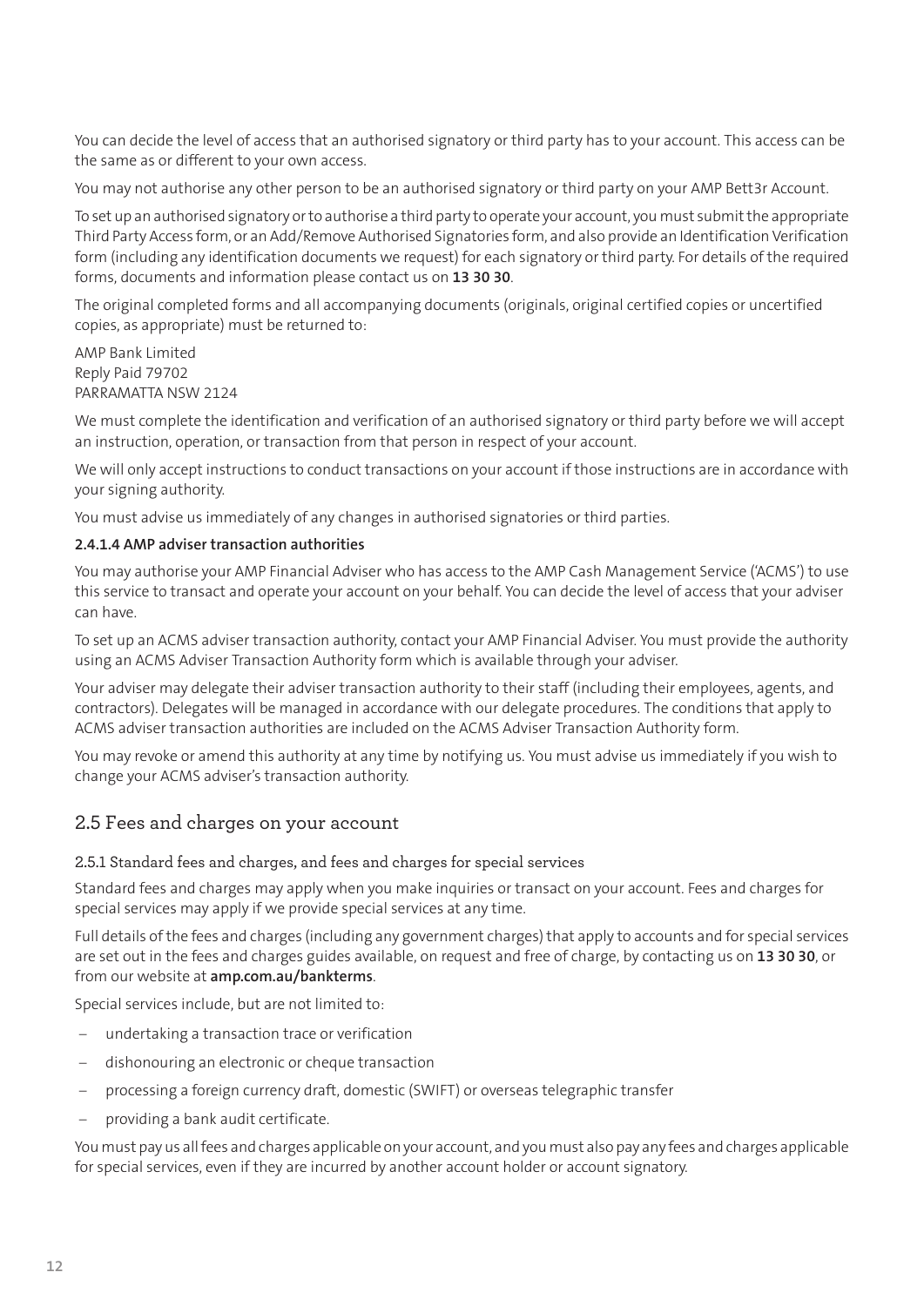You can decide the level of access that an authorised signatory or third party has to your account. This access can be the same as or different to your own access.

You may not authorise any other person to be an authorised signatory or third party on your AMP Bett3r Account.

To set up an authorised signatory or to authorise a third party to operate your account, you must submit the appropriate Third Party Access form, or an Add/Remove Authorised Signatories form, and also provide an Identification Verification form (including any identification documents we request) for each signatory or third party. For details of the required forms, documents and information please contact us on **13 30 30**.

The original completed forms and all accompanying documents (originals, original certified copies or uncertified copies, as appropriate) must be returned to:

AMP Bank Limited
Reply Paid 79702
PARRAMATTA NSW 2124

We must complete the identification and verification of an authorised signatory or third party before we will accept an instruction, operation, or transaction from that person in respect of your account.

We will only accept instructions to conduct transactions on your account if those instructions are in accordance with your signing authority.

You must advise us immediately of any changes in authorised signatories or third parties.

#### 2.4.1.4 AMP adviser transaction authorities

You may authorise your AMP Financial Adviser who has access to the AMP Cash Management Service ('ACMS') to use this service to transact and operate your account on your behalf. You can decide the level of access that your adviser can have.

To set up an ACMS adviser transaction authority, contact your AMP Financial Adviser. You must provide the authority using an ACMS Adviser Transaction Authority form which is available through your adviser.

Your adviser may delegate their adviser transaction authority to their staff (including their employees, agents, and contractors). Delegates will be managed in accordance with our delegate procedures. The conditions that apply to ACMS adviser transaction authorities are included on the ACMS Adviser Transaction Authority form.

You may revoke or amend this authority at any time by notifying us. You must advise us immediately if you wish to change your ACMS adviser's transaction authority.

## 2.5 Fees and charges on your account

### 2.5.1 Standard fees and charges, and fees and charges for special services

Standard fees and charges may apply when you make inquiries or transact on your account. Fees and charges for special services may apply if we provide special services at any time.

Full details of the fees and charges (including any government charges) that apply to accounts and for special services are set out in the fees and charges guides available, on request and free of charge, by contacting us on **13 30 30**, or from our website at **amp.com.au/bankterms**.

Special services include, but are not limited to:

- undertaking a transaction trace or verification
- dishonouring an electronic or cheque transaction
- processing a foreign currency draft, domestic (SWIFT) or overseas telegraphic transfer
- providing a bank audit certificate.

You must pay us all fees and charges applicable on your account, and you must also pay any fees and charges applicable for special services, even if they are incurred by another account holder or account signatory.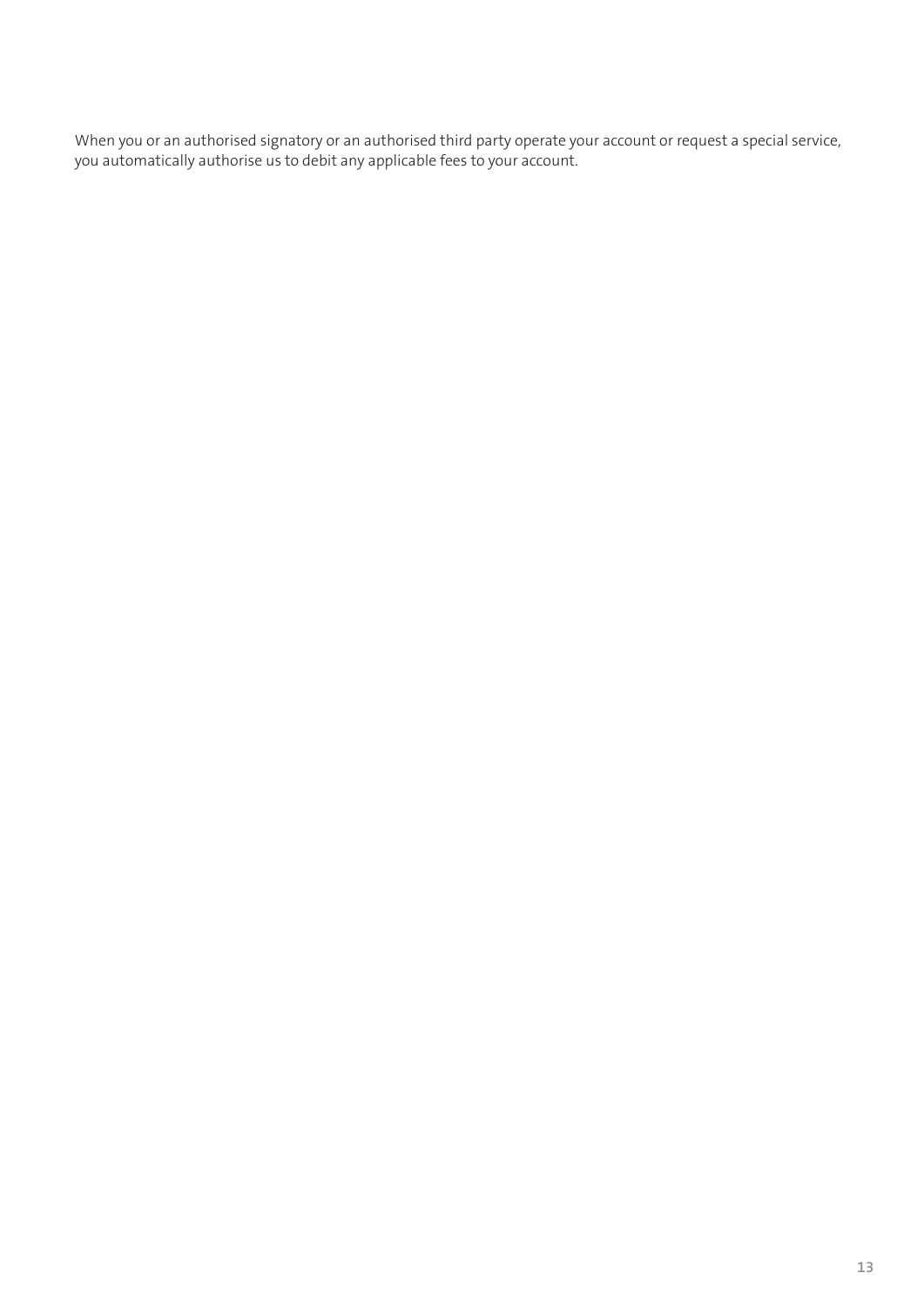When you or an authorised signatory or an authorised third party operate your account or request a special service, you automatically authorise us to debit any applicable fees to your account.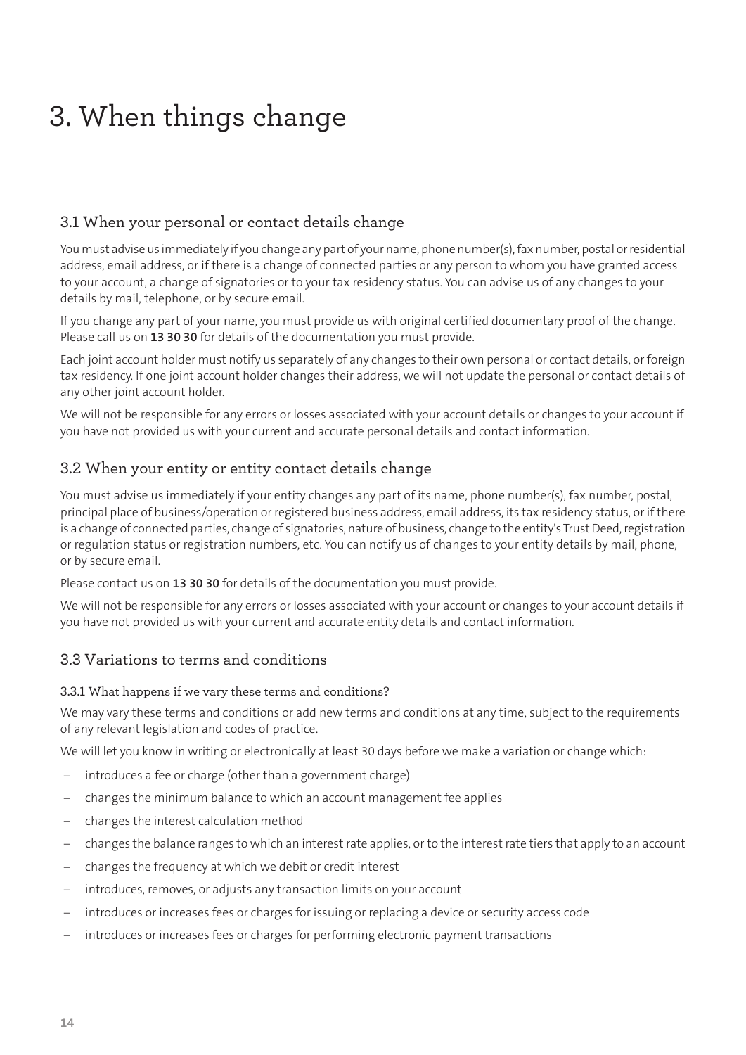# 3. When things change

## 3.1 When your personal or contact details change

You must advise us immediately if you change any part of your name, phone number(s), fax number, postal or residential address, email address, or if there is a change of connected parties or any person to whom you have granted access to your account, a change of signatories or to your tax residency status. You can advise us of any changes to your details by mail, telephone, or by secure email.

If you change any part of your name, you must provide us with original certified documentary proof of the change. Please call us on **13 30 30** for details of the documentation you must provide.

Each joint account holder must notify us separately of any changes to their own personal or contact details, or foreign tax residency. If one joint account holder changes their address, we will not update the personal or contact details of any other joint account holder.

We will not be responsible for any errors or losses associated with your account details or changes to your account if you have not provided us with your current and accurate personal details and contact information.

## 3.2 When your entity or entity contact details change

You must advise us immediately if your entity changes any part of its name, phone number(s), fax number, postal, principal place of business/operation or registered business address, email address, its tax residency status, or if there is a change of connected parties, change of signatories, nature of business, change to the entity's Trust Deed, registration or regulation status or registration numbers, etc. You can notify us of changes to your entity details by mail, phone, or by secure email.

Please contact us on **13 30 30** for details of the documentation you must provide.

We will not be responsible for any errors or losses associated with your account or changes to your account details if you have not provided us with your current and accurate entity details and contact information.

## 3.3 Variations to terms and conditions

### 3.3.1 What happens if we vary these terms and conditions?

We may vary these terms and conditions or add new terms and conditions at any time, subject to the requirements of any relevant legislation and codes of practice.

We will let you know in writing or electronically at least 30 days before we make a variation or change which:

- introduces a fee or charge (other than a government charge)
- changes the minimum balance to which an account management fee applies
- changes the interest calculation method
- changes the balance ranges to which an interest rate applies, or to the interest rate tiers that apply to an account
- changes the frequency at which we debit or credit interest
- introduces, removes, or adjusts any transaction limits on your account
- introduces or increases fees or charges for issuing or replacing a device or security access code
- introduces or increases fees or charges for performing electronic payment transactions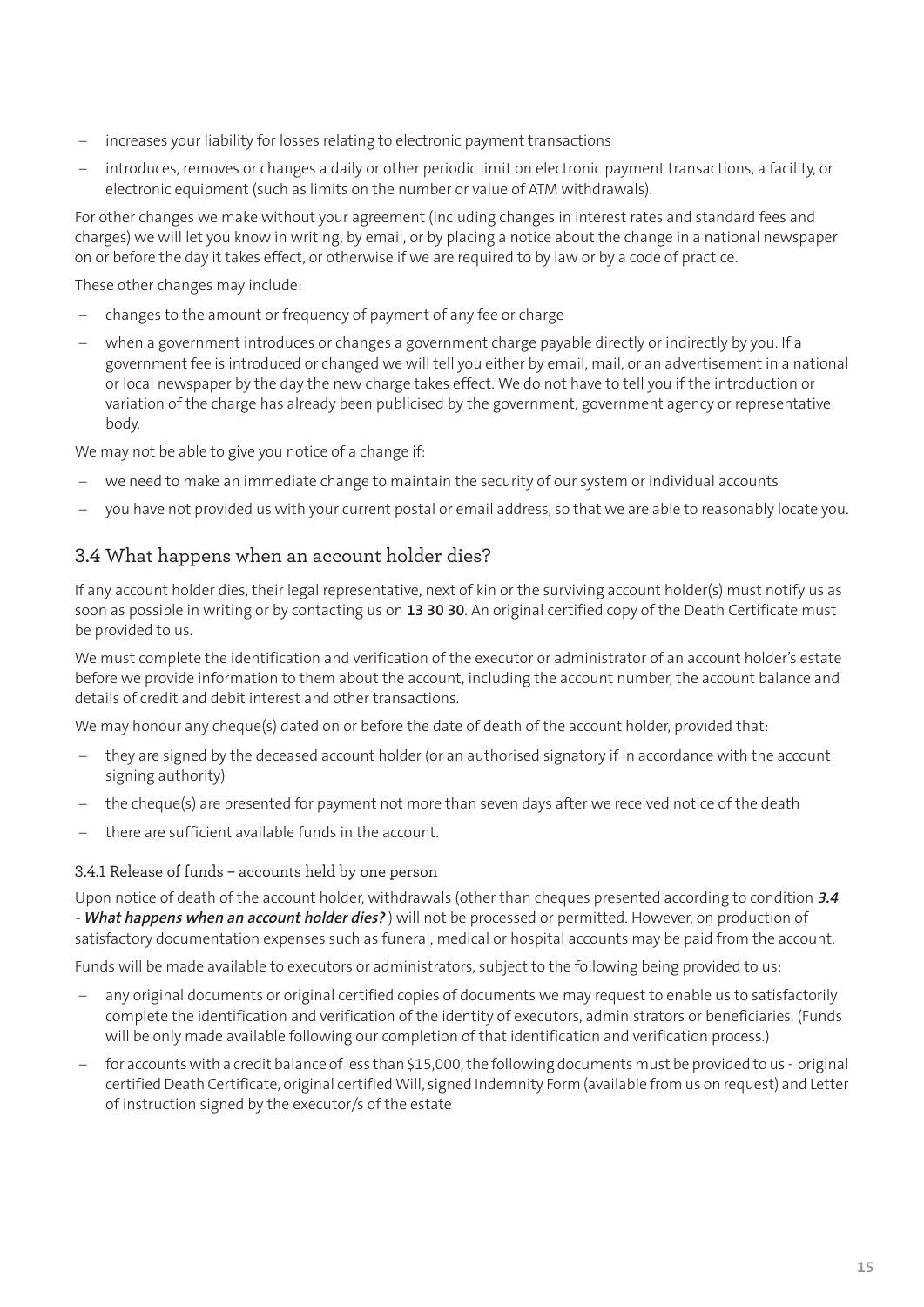- increases your liability for losses relating to electronic payment transactions
- introduces, removes or changes a daily or other periodic limit on electronic payment transactions, a facility, or electronic equipment (such as limits on the number or value of ATM withdrawals).

For other changes we make without your agreement (including changes in interest rates and standard fees and charges) we will let you know in writing, by email, or by placing a notice about the change in a national newspaper on or before the day it takes effect, or otherwise if we are required to by law or by a code of practice.

These other changes may include:

- changes to the amount or frequency of payment of any fee or charge
- when a government introduces or changes a government charge payable directly or indirectly by you. If a government fee is introduced or changed we will tell you either by email, mail, or an advertisement in a national or local newspaper by the day the new charge takes effect. We do not have to tell you if the introduction or variation of the charge has already been publicised by the government, government agency or representative body.

We may not be able to give you notice of a change if:

- we need to make an immediate change to maintain the security of our system or individual accounts
- you have not provided us with your current postal or email address, so that we are able to reasonably locate you.

## 3.4 What happens when an account holder dies?

If any account holder dies, their legal representative, next of kin or the surviving account holder(s) must notify us as soon as possible in writing or by contacting us on **13 30 30**. An original certified copy of the Death Certificate must be provided to us.

We must complete the identification and verification of the executor or administrator of an account holder's estate before we provide information to them about the account, including the account number, the account balance and details of credit and debit interest and other transactions.

We may honour any cheque(s) dated on or before the date of death of the account holder, provided that:

- they are signed by the deceased account holder (or an authorised signatory if in accordance with the account signing authority)
- the cheque(s) are presented for payment not more than seven days after we received notice of the death
- there are sufficient available funds in the account.

### 3.4.1 Release of funds – accounts held by one person

Upon notice of death of the account holder, withdrawals (other than cheques presented according to condition ***3.4 - What happens when an account holder dies?***) will not be processed or permitted. However, on production of satisfactory documentation expenses such as funeral, medical or hospital accounts may be paid from the account.

Funds will be made available to executors or administrators, subject to the following being provided to us:

- any original documents or original certified copies of documents we may request to enable us to satisfactorily complete the identification and verification of the identity of executors, administrators or beneficiaries. (Funds will be only made available following our completion of that identification and verification process.)
- for accounts with a credit balance of less than $15,000, the following documents must be provided to us - original certified Death Certificate, original certified Will, signed Indemnity Form (available from us on request) and Letter of instruction signed by the executor/s of the estate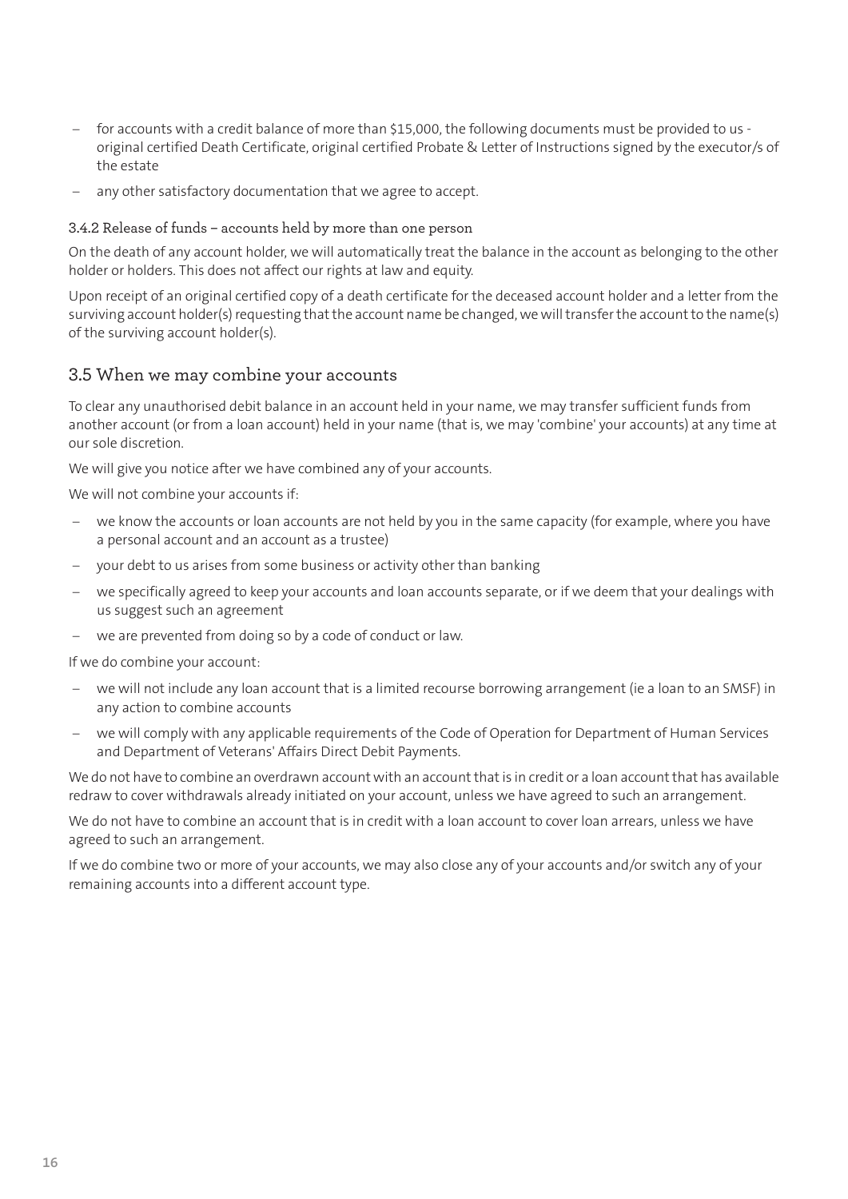- for accounts with a credit balance of more than $15,000, the following documents must be provided to us - original certified Death Certificate, original certified Probate & Letter of Instructions signed by the executor/s of the estate
- any other satisfactory documentation that we agree to accept.

#### 3.4.2 Release of funds – accounts held by more than one person

On the death of any account holder, we will automatically treat the balance in the account as belonging to the other holder or holders. This does not affect our rights at law and equity.

Upon receipt of an original certified copy of a death certificate for the deceased account holder and a letter from the surviving account holder(s) requesting that the account name be changed, we will transfer the account to the name(s) of the surviving account holder(s).

### 3.5 When we may combine your accounts

To clear any unauthorised debit balance in an account held in your name, we may transfer sufficient funds from another account (or from a loan account) held in your name (that is, we may 'combine' your accounts) at any time at our sole discretion.

We will give you notice after we have combined any of your accounts.

We will not combine your accounts if:

- we know the accounts or loan accounts are not held by you in the same capacity (for example, where you have a personal account and an account as a trustee)
- your debt to us arises from some business or activity other than banking
- we specifically agreed to keep your accounts and loan accounts separate, or if we deem that your dealings with us suggest such an agreement
- we are prevented from doing so by a code of conduct or law.

If we do combine your account:

- we will not include any loan account that is a limited recourse borrowing arrangement (ie a loan to an SMSF) in any action to combine accounts
- we will comply with any applicable requirements of the Code of Operation for Department of Human Services and Department of Veterans' Affairs Direct Debit Payments.

We do not have to combine an overdrawn account with an account that is in credit or a loan account that has available redraw to cover withdrawals already initiated on your account, unless we have agreed to such an arrangement.

We do not have to combine an account that is in credit with a loan account to cover loan arrears, unless we have agreed to such an arrangement.

If we do combine two or more of your accounts, we may also close any of your accounts and/or switch any of your remaining accounts into a different account type.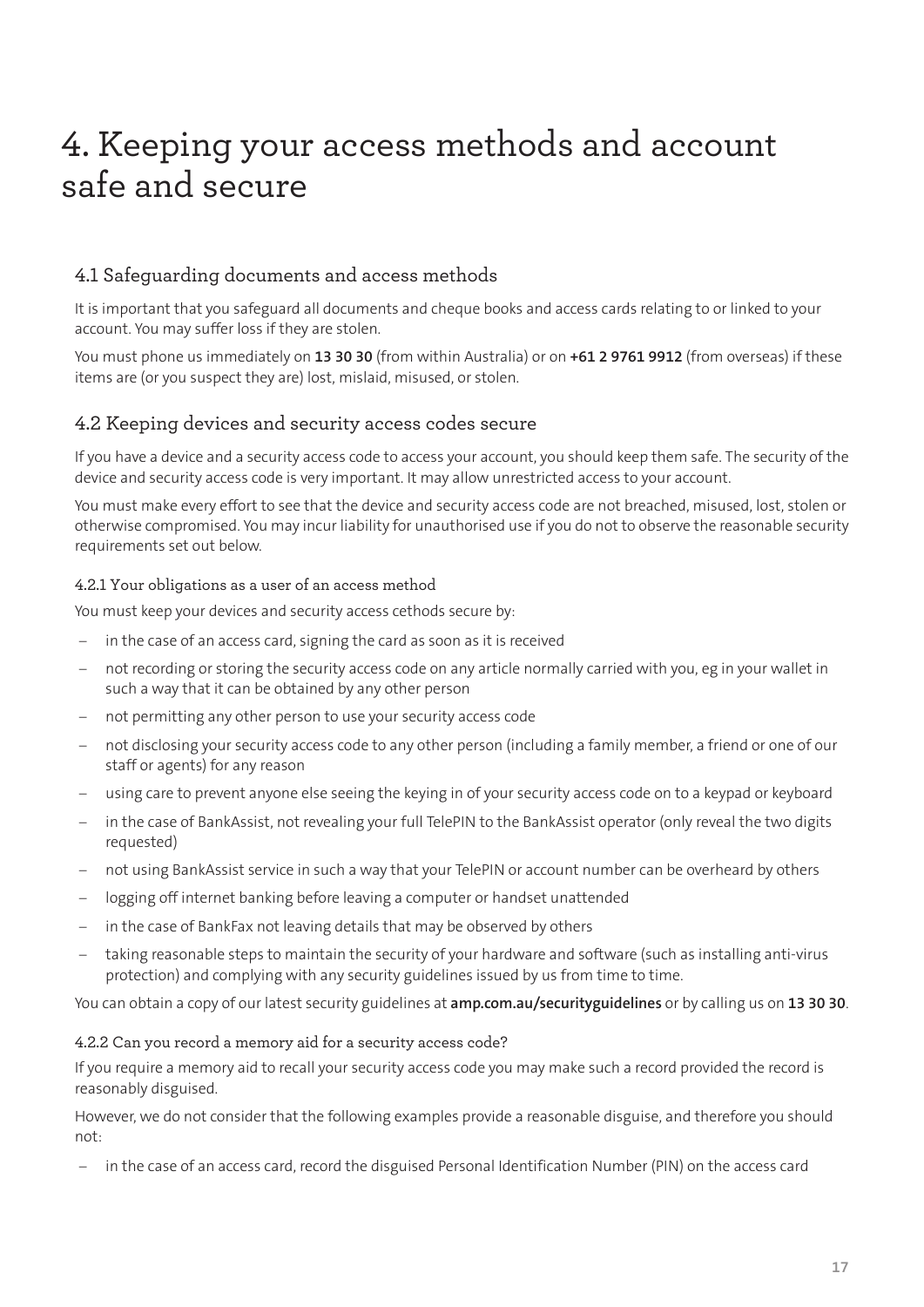# 4. Keeping your access methods and account safe and secure

## 4.1 Safeguarding documents and access methods

It is important that you safeguard all documents and cheque books and access cards relating to or linked to your account. You may suffer loss if they are stolen.

You must phone us immediately on **13 30 30** (from within Australia) or on **+61 2 9761 9912** (from overseas) if these items are (or you suspect they are) lost, mislaid, misused, or stolen.

## 4.2 Keeping devices and security access codes secure

If you have a device and a security access code to access your account, you should keep them safe. The security of the device and security access code is very important. It may allow unrestricted access to your account.

You must make every effort to see that the device and security access code are not breached, misused, lost, stolen or otherwise compromised. You may incur liability for unauthorised use if you do not to observe the reasonable security requirements set out below.

### 4.2.1 Your obligations as a user of an access method

You must keep your devices and security access cethods secure by:

- in the case of an access card, signing the card as soon as it is received
- not recording or storing the security access code on any article normally carried with you, eg in your wallet in such a way that it can be obtained by any other person
- not permitting any other person to use your security access code
- not disclosing your security access code to any other person (including a family member, a friend or one of our staff or agents) for any reason
- using care to prevent anyone else seeing the keying in of your security access code on to a keypad or keyboard
- in the case of BankAssist, not revealing your full TelePIN to the BankAssist operator (only reveal the two digits requested)
- not using BankAssist service in such a way that your TelePIN or account number can be overheard by others
- logging off internet banking before leaving a computer or handset unattended
- in the case of BankFax not leaving details that may be observed by others
- taking reasonable steps to maintain the security of your hardware and software (such as installing anti-virus protection) and complying with any security guidelines issued by us from time to time.

You can obtain a copy of our latest security guidelines at **amp.com.au/securityguidelines** or by calling us on **13 30 30**.

### 4.2.2 Can you record a memory aid for a security access code?

If you require a memory aid to recall your security access code you may make such a record provided the record is reasonably disguised.

However, we do not consider that the following examples provide a reasonable disguise, and therefore you should not:

- in the case of an access card, record the disguised Personal Identification Number (PIN) on the access card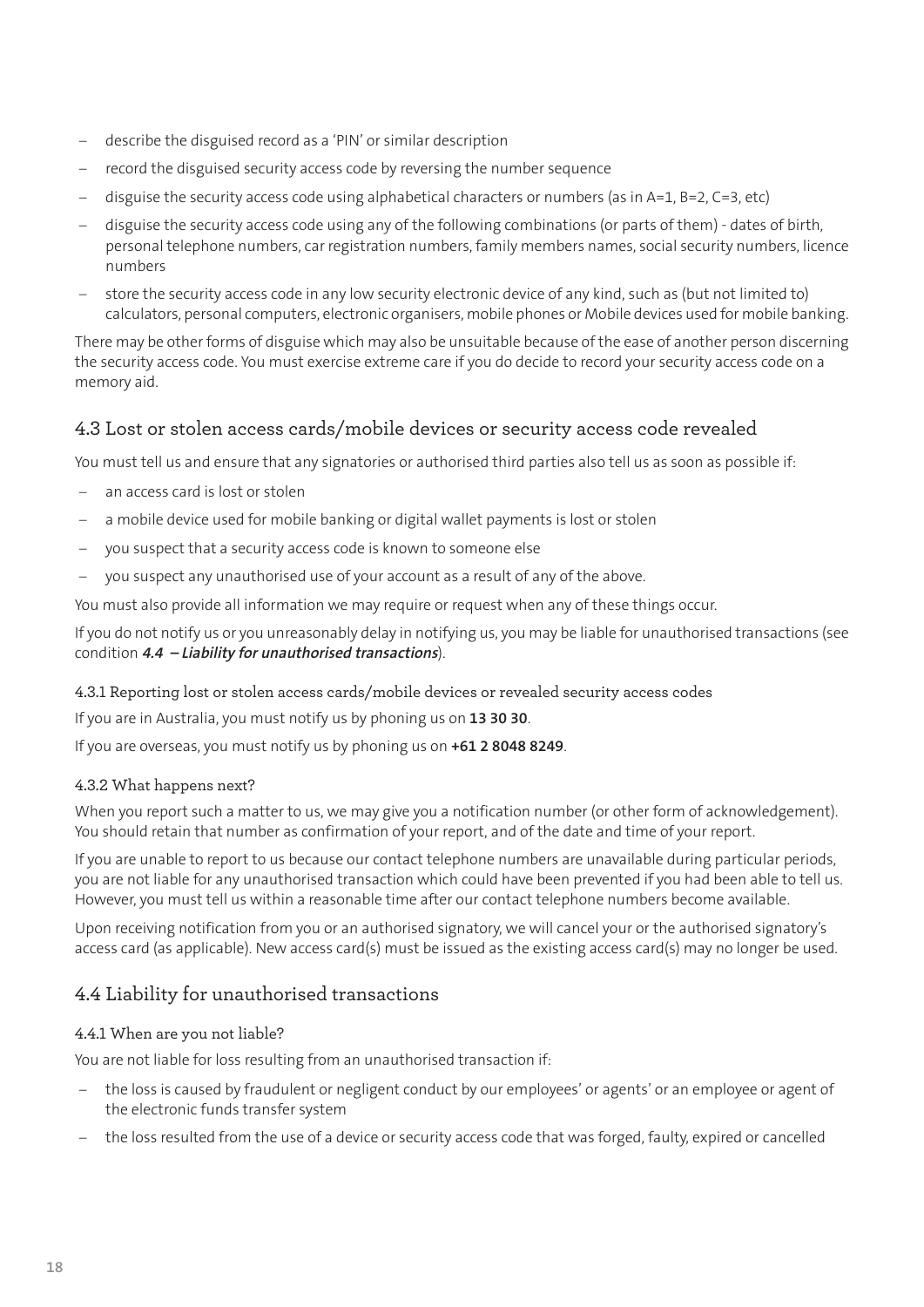- describe the disguised record as a 'PIN' or similar description
- record the disguised security access code by reversing the number sequence
- disguise the security access code using alphabetical characters or numbers (as in A=1, B=2, C=3, etc)
- disguise the security access code using any of the following combinations (or parts of them) - dates of birth, personal telephone numbers, car registration numbers, family members names, social security numbers, licence numbers
- store the security access code in any low security electronic device of any kind, such as (but not limited to) calculators, personal computers, electronic organisers, mobile phones or Mobile devices used for mobile banking.

There may be other forms of disguise which may also be unsuitable because of the ease of another person discerning the security access code. You must exercise extreme care if you do decide to record your security access code on a memory aid.

## 4.3 Lost or stolen access cards/mobile devices or security access code revealed

You must tell us and ensure that any signatories or authorised third parties also tell us as soon as possible if:

- an access card is lost or stolen
- a mobile device used for mobile banking or digital wallet payments is lost or stolen
- you suspect that a security access code is known to someone else
- you suspect any unauthorised use of your account as a result of any of the above.

You must also provide all information we may require or request when any of these things occur.

If you do not notify us or you unreasonably delay in notifying us, you may be liable for unauthorised transactions (see condition ***4.4 – Liability for unauthorised transactions***).

### 4.3.1 Reporting lost or stolen access cards/mobile devices or revealed security access codes

If you are in Australia, you must notify us by phoning us on **13 30 30**.

If you are overseas, you must notify us by phoning us on **+61 2 8048 8249**.

### 4.3.2 What happens next?

When you report such a matter to us, we may give you a notification number (or other form of acknowledgement). You should retain that number as confirmation of your report, and of the date and time of your report.

If you are unable to report to us because our contact telephone numbers are unavailable during particular periods, you are not liable for any unauthorised transaction which could have been prevented if you had been able to tell us. However, you must tell us within a reasonable time after our contact telephone numbers become available.

Upon receiving notification from you or an authorised signatory, we will cancel your or the authorised signatory's access card (as applicable). New access card(s) must be issued as the existing access card(s) may no longer be used.

## 4.4 Liability for unauthorised transactions

### 4.4.1 When are you not liable?

You are not liable for loss resulting from an unauthorised transaction if:

- the loss is caused by fraudulent or negligent conduct by our employees' or agents' or an employee or agent of the electronic funds transfer system
- the loss resulted from the use of a device or security access code that was forged, faulty, expired or cancelled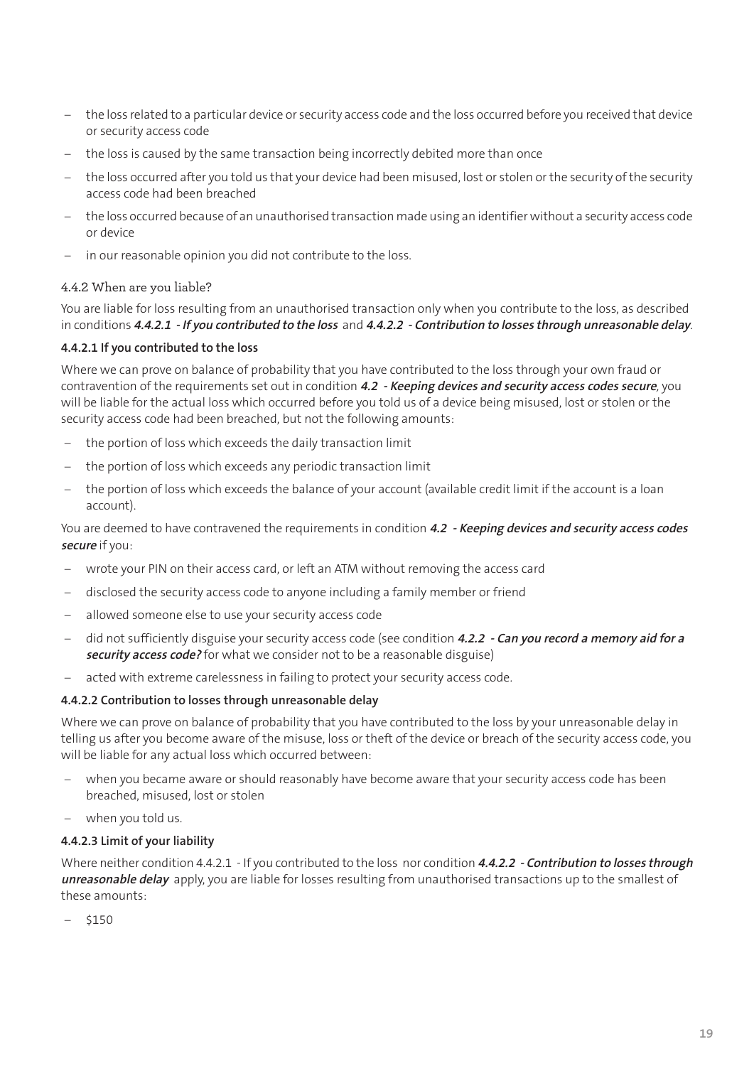- the loss related to a particular device or security access code and the loss occurred before you received that device or security access code
- the loss is caused by the same transaction being incorrectly debited more than once
- the loss occurred after you told us that your device had been misused, lost or stolen or the security of the security access code had been breached
- the loss occurred because of an unauthorised transaction made using an identifier without a security access code or device
- in our reasonable opinion you did not contribute to the loss.

### 4.4.2 When are you liable?

You are liable for loss resulting from an unauthorised transaction only when you contribute to the loss, as described in conditions ***4.4.2.1 - If you contributed to the loss*** and ***4.4.2.2 - Contribution to losses through unreasonable delay***.

#### 4.4.2.1 If you contributed to the loss

Where we can prove on balance of probability that you have contributed to the loss through your own fraud or contravention of the requirements set out in condition ***4.2 - Keeping devices and security access codes secure***, you will be liable for the actual loss which occurred before you told us of a device being misused, lost or stolen or the security access code had been breached, but not the following amounts:

- the portion of loss which exceeds the daily transaction limit
- the portion of loss which exceeds any periodic transaction limit
- the portion of loss which exceeds the balance of your account (available credit limit if the account is a loan account).

You are deemed to have contravened the requirements in condition ***4.2 - Keeping devices and security access codes secure*** if you:

- wrote your PIN on their access card, or left an ATM without removing the access card
- disclosed the security access code to anyone including a family member or friend
- allowed someone else to use your security access code
- did not sufficiently disguise your security access code (see condition ***4.2.2 - Can you record a memory aid for a security access code?*** for what we consider not to be a reasonable disguise)
- acted with extreme carelessness in failing to protect your security access code.

#### 4.4.2.2 Contribution to losses through unreasonable delay

Where we can prove on balance of probability that you have contributed to the loss by your unreasonable delay in telling us after you become aware of the misuse, loss or theft of the device or breach of the security access code, you will be liable for any actual loss which occurred between:

- when you became aware or should reasonably have become aware that your security access code has been breached, misused, lost or stolen
- when you told us.

#### 4.4.2.3 Limit of your liability

Where neither condition 4.4.2.1 - If you contributed to the loss nor condition ***4.4.2.2 - Contribution to losses through unreasonable delay*** apply, you are liable for losses resulting from unauthorised transactions up to the smallest of these amounts:

- $150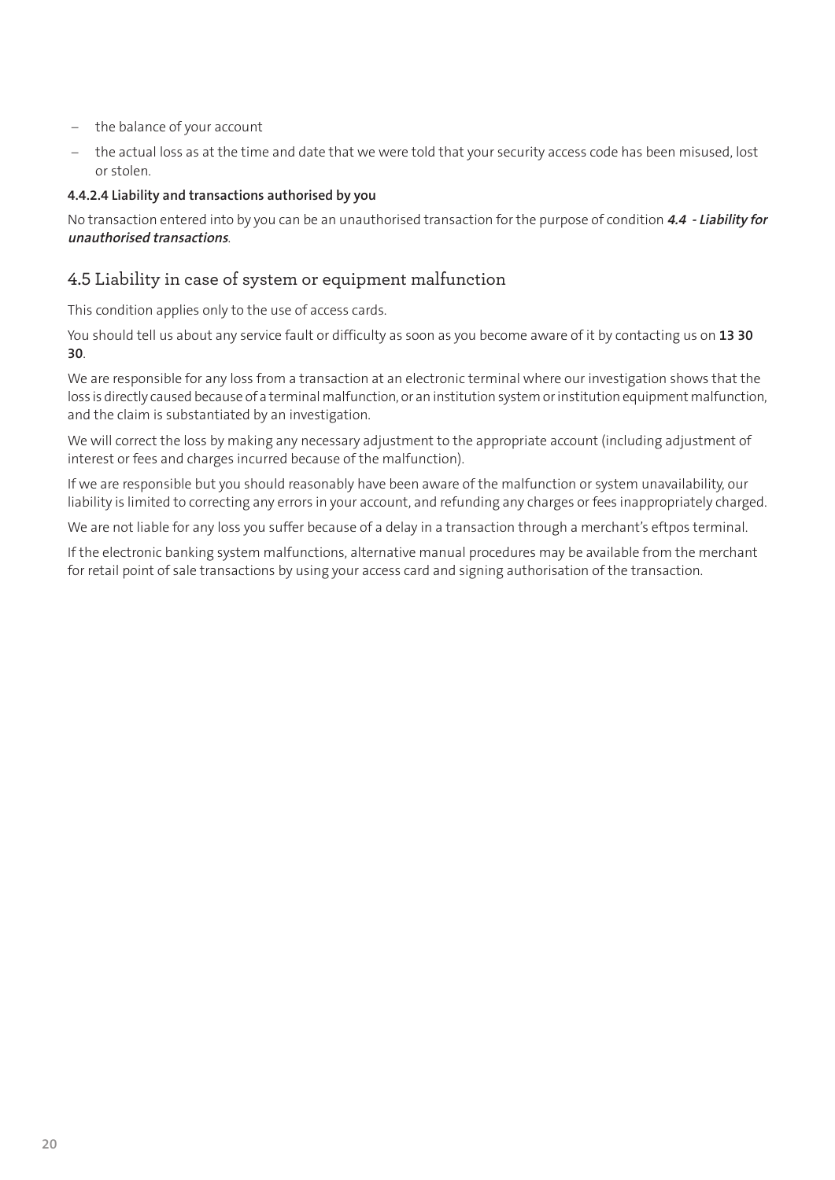- the balance of your account
- the actual loss as at the time and date that we were told that your security access code has been misused, lost or stolen.

#### 4.4.2.4 Liability and transactions authorised by you

No transaction entered into by you can be an unauthorised transaction for the purpose of condition ***4.4 - Liability for unauthorised transactions***.

### 4.5 Liability in case of system or equipment malfunction

This condition applies only to the use of access cards.

You should tell us about any service fault or difficulty as soon as you become aware of it by contacting us on **13 30 30**.

We are responsible for any loss from a transaction at an electronic terminal where our investigation shows that the loss is directly caused because of a terminal malfunction, or an institution system or institution equipment malfunction, and the claim is substantiated by an investigation.

We will correct the loss by making any necessary adjustment to the appropriate account (including adjustment of interest or fees and charges incurred because of the malfunction).

If we are responsible but you should reasonably have been aware of the malfunction or system unavailability, our liability is limited to correcting any errors in your account, and refunding any charges or fees inappropriately charged.

We are not liable for any loss you suffer because of a delay in a transaction through a merchant's eftpos terminal.

If the electronic banking system malfunctions, alternative manual procedures may be available from the merchant for retail point of sale transactions by using your access card and signing authorisation of the transaction.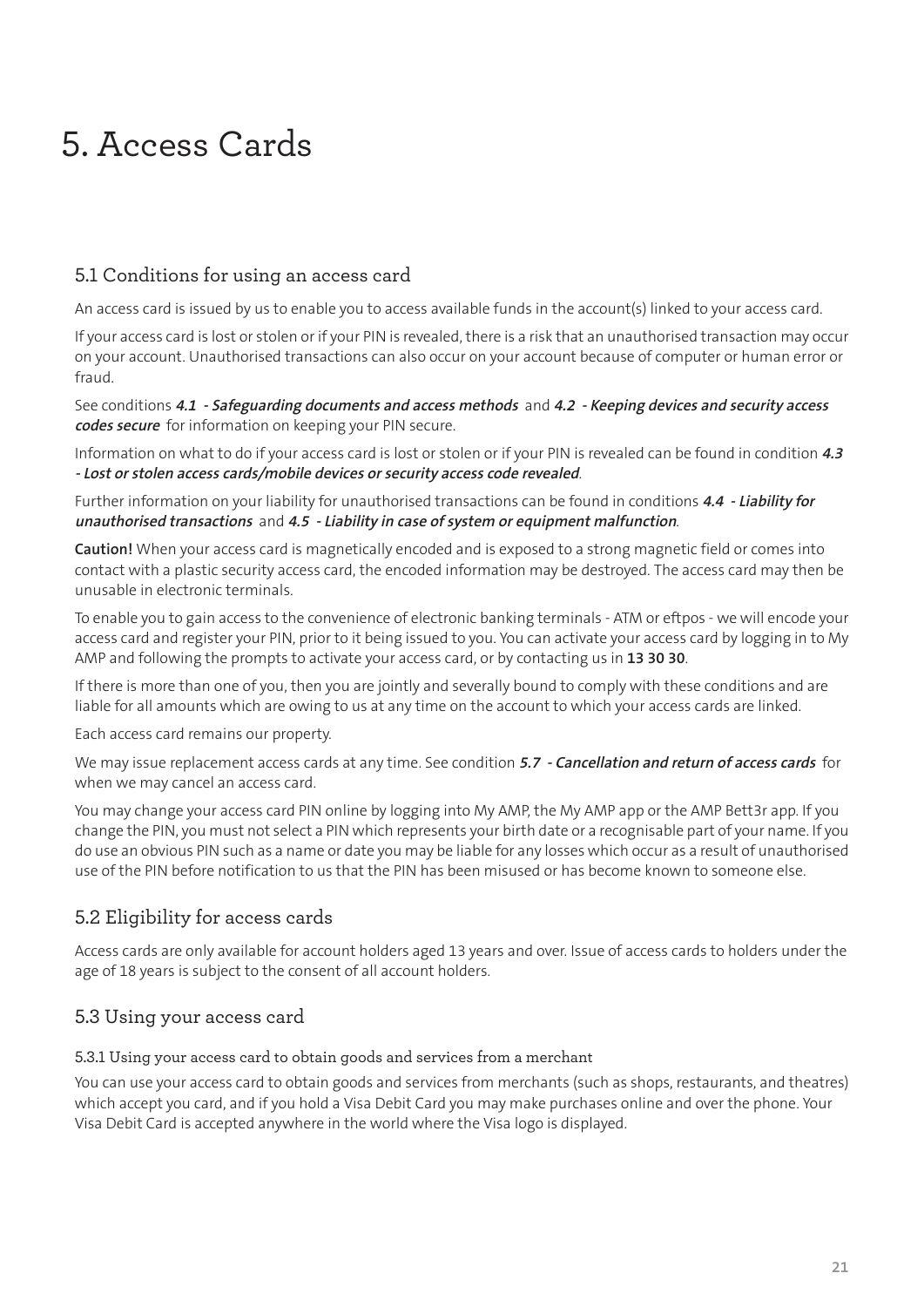# 5. Access Cards

## 5.1 Conditions for using an access card

An access card is issued by us to enable you to access available funds in the account(s) linked to your access card.

If your access card is lost or stolen or if your PIN is revealed, there is a risk that an unauthorised transaction may occur on your account. Unauthorised transactions can also occur on your account because of computer or human error or fraud.

See conditions ***4.1 - Safeguarding documents and access methods*** and ***4.2 - Keeping devices and security access codes secure*** for information on keeping your PIN secure.

Information on what to do if your access card is lost or stolen or if your PIN is revealed can be found in condition ***4.3 - Lost or stolen access cards/mobile devices or security access code revealed***.

Further information on your liability for unauthorised transactions can be found in conditions ***4.4 - Liability for unauthorised transactions*** and ***4.5 - Liability in case of system or equipment malfunction***.

**Caution!** When your access card is magnetically encoded and is exposed to a strong magnetic field or comes into contact with a plastic security access card, the encoded information may be destroyed. The access card may then be unusable in electronic terminals.

To enable you to gain access to the convenience of electronic banking terminals - ATM or eftpos - we will encode your access card and register your PIN, prior to it being issued to you. You can activate your access card by logging in to My AMP and following the prompts to activate your access card, or by contacting us in **13 30 30**.

If there is more than one of you, then you are jointly and severally bound to comply with these conditions and are liable for all amounts which are owing to us at any time on the account to which your access cards are linked.

Each access card remains our property.

We may issue replacement access cards at any time. See condition ***5.7 - Cancellation and return of access cards*** for when we may cancel an access card.

You may change your access card PIN online by logging into My AMP, the My AMP app or the AMP Bett3r app. If you change the PIN, you must not select a PIN which represents your birth date or a recognisable part of your name. If you do use an obvious PIN such as a name or date you may be liable for any losses which occur as a result of unauthorised use of the PIN before notification to us that the PIN has been misused or has become known to someone else.

## 5.2 Eligibility for access cards

Access cards are only available for account holders aged 13 years and over. Issue of access cards to holders under the age of 18 years is subject to the consent of all account holders.

## 5.3 Using your access card

### 5.3.1 Using your access card to obtain goods and services from a merchant

You can use your access card to obtain goods and services from merchants (such as shops, restaurants, and theatres) which accept you card, and if you hold a Visa Debit Card you may make purchases online and over the phone. Your Visa Debit Card is accepted anywhere in the world where the Visa logo is displayed.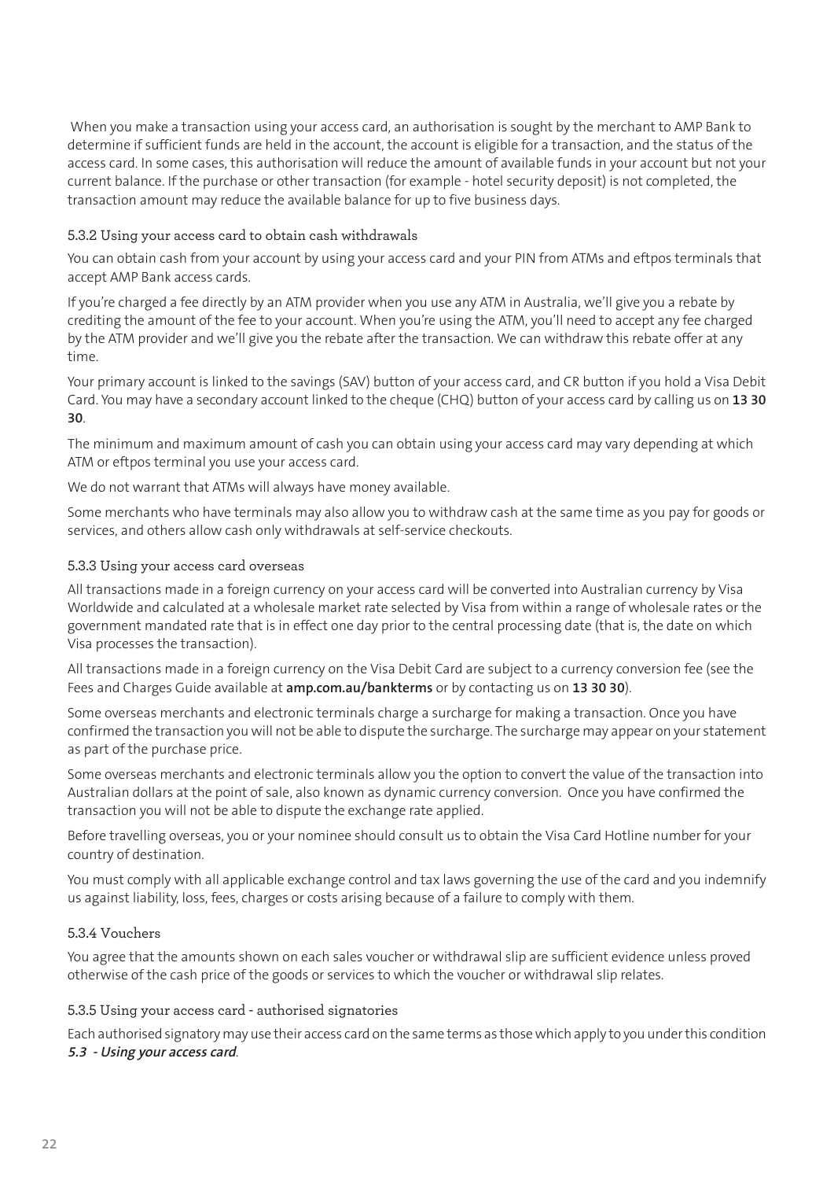When you make a transaction using your access card, an authorisation is sought by the merchant to AMP Bank to determine if sufficient funds are held in the account, the account is eligible for a transaction, and the status of the access card. In some cases, this authorisation will reduce the amount of available funds in your account but not your current balance. If the purchase or other transaction (for example - hotel security deposit) is not completed, the transaction amount may reduce the available balance for up to five business days.

#### 5.3.2 Using your access card to obtain cash withdrawals

You can obtain cash from your account by using your access card and your PIN from ATMs and eftpos terminals that accept AMP Bank access cards.

If you're charged a fee directly by an ATM provider when you use any ATM in Australia, we'll give you a rebate by crediting the amount of the fee to your account. When you're using the ATM, you'll need to accept any fee charged by the ATM provider and we'll give you the rebate after the transaction. We can withdraw this rebate offer at any time.

Your primary account is linked to the savings (SAV) button of your access card, and CR button if you hold a Visa Debit Card. You may have a secondary account linked to the cheque (CHQ) button of your access card by calling us on **13 30 30**.

The minimum and maximum amount of cash you can obtain using your access card may vary depending at which ATM or eftpos terminal you use your access card.

We do not warrant that ATMs will always have money available.

Some merchants who have terminals may also allow you to withdraw cash at the same time as you pay for goods or services, and others allow cash only withdrawals at self-service checkouts.

#### 5.3.3 Using your access card overseas

All transactions made in a foreign currency on your access card will be converted into Australian currency by Visa Worldwide and calculated at a wholesale market rate selected by Visa from within a range of wholesale rates or the government mandated rate that is in effect one day prior to the central processing date (that is, the date on which Visa processes the transaction).

All transactions made in a foreign currency on the Visa Debit Card are subject to a currency conversion fee (see the Fees and Charges Guide available at **amp.com.au/bankterms** or by contacting us on **13 30 30**).

Some overseas merchants and electronic terminals charge a surcharge for making a transaction. Once you have confirmed the transaction you will not be able to dispute the surcharge. The surcharge may appear on your statement as part of the purchase price.

Some overseas merchants and electronic terminals allow you the option to convert the value of the transaction into Australian dollars at the point of sale, also known as dynamic currency conversion. Once you have confirmed the transaction you will not be able to dispute the exchange rate applied.

Before travelling overseas, you or your nominee should consult us to obtain the Visa Card Hotline number for your country of destination.

You must comply with all applicable exchange control and tax laws governing the use of the card and you indemnify us against liability, loss, fees, charges or costs arising because of a failure to comply with them.

#### 5.3.4 Vouchers

You agree that the amounts shown on each sales voucher or withdrawal slip are sufficient evidence unless proved otherwise of the cash price of the goods or services to which the voucher or withdrawal slip relates.

#### 5.3.5 Using your access card - authorised signatories

Each authorised signatory may use their access card on the same terms as those which apply to you under this condition ***5.3 - Using your access card***.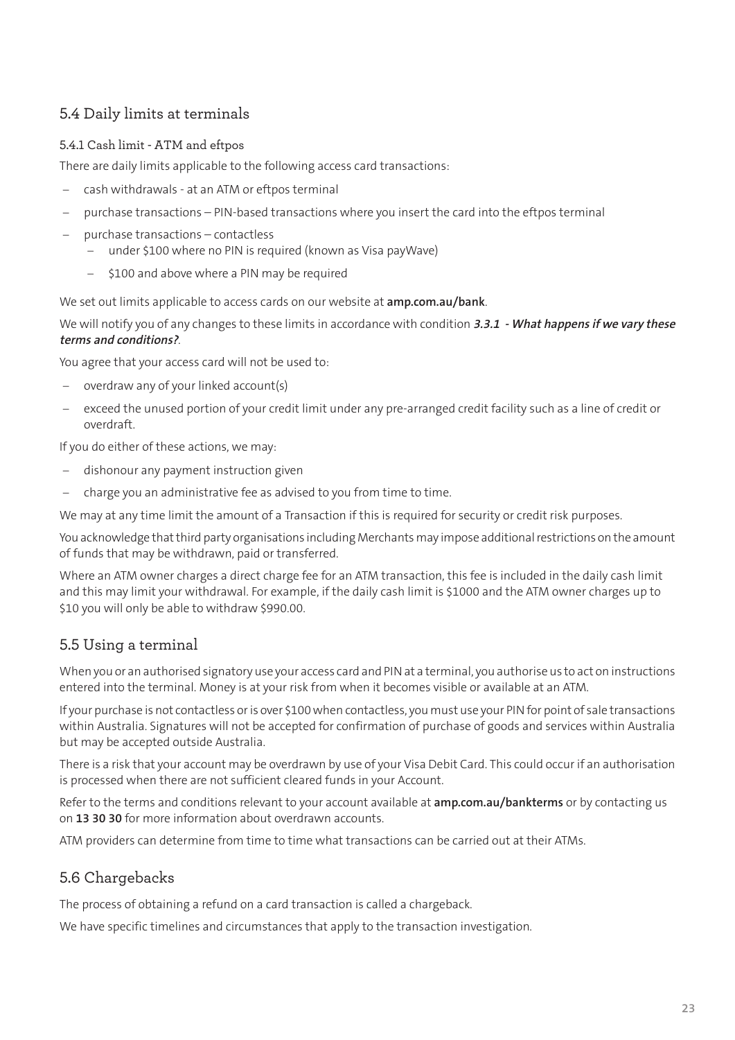## 5.4 Daily limits at terminals

### 5.4.1 Cash limit - ATM and eftpos

There are daily limits applicable to the following access card transactions:

- cash withdrawals - at an ATM or eftpos terminal
- purchase transactions – PIN-based transactions where you insert the card into the eftpos terminal
- purchase transactions – contactless
  - under $100 where no PIN is required (known as Visa payWave)
  - $100 and above where a PIN may be required

We set out limits applicable to access cards on our website at **amp.com.au/bank**.

We will notify you of any changes to these limits in accordance with condition ***3.3.1 - What happens if we vary these terms and conditions?***.

You agree that your access card will not be used to:

- overdraw any of your linked account(s)
- exceed the unused portion of your credit limit under any pre-arranged credit facility such as a line of credit or overdraft.

If you do either of these actions, we may:

- dishonour any payment instruction given
- charge you an administrative fee as advised to you from time to time.

We may at any time limit the amount of a Transaction if this is required for security or credit risk purposes.

You acknowledge that third party organisations including Merchants may impose additional restrictions on the amount of funds that may be withdrawn, paid or transferred.

Where an ATM owner charges a direct charge fee for an ATM transaction, this fee is included in the daily cash limit and this may limit your withdrawal. For example, if the daily cash limit is $1000 and the ATM owner charges up to $10 you will only be able to withdraw $990.00.

## 5.5 Using a terminal

When you or an authorised signatory use your access card and PIN at a terminal, you authorise us to act on instructions entered into the terminal. Money is at your risk from when it becomes visible or available at an ATM.

If your purchase is not contactless or is over $100 when contactless, you must use your PIN for point of sale transactions within Australia. Signatures will not be accepted for confirmation of purchase of goods and services within Australia but may be accepted outside Australia.

There is a risk that your account may be overdrawn by use of your Visa Debit Card. This could occur if an authorisation is processed when there are not sufficient cleared funds in your Account.

Refer to the terms and conditions relevant to your account available at **amp.com.au/bankterms** or by contacting us on **13 30 30** for more information about overdrawn accounts.

ATM providers can determine from time to time what transactions can be carried out at their ATMs.

## 5.6 Chargebacks

The process of obtaining a refund on a card transaction is called a chargeback.

We have specific timelines and circumstances that apply to the transaction investigation.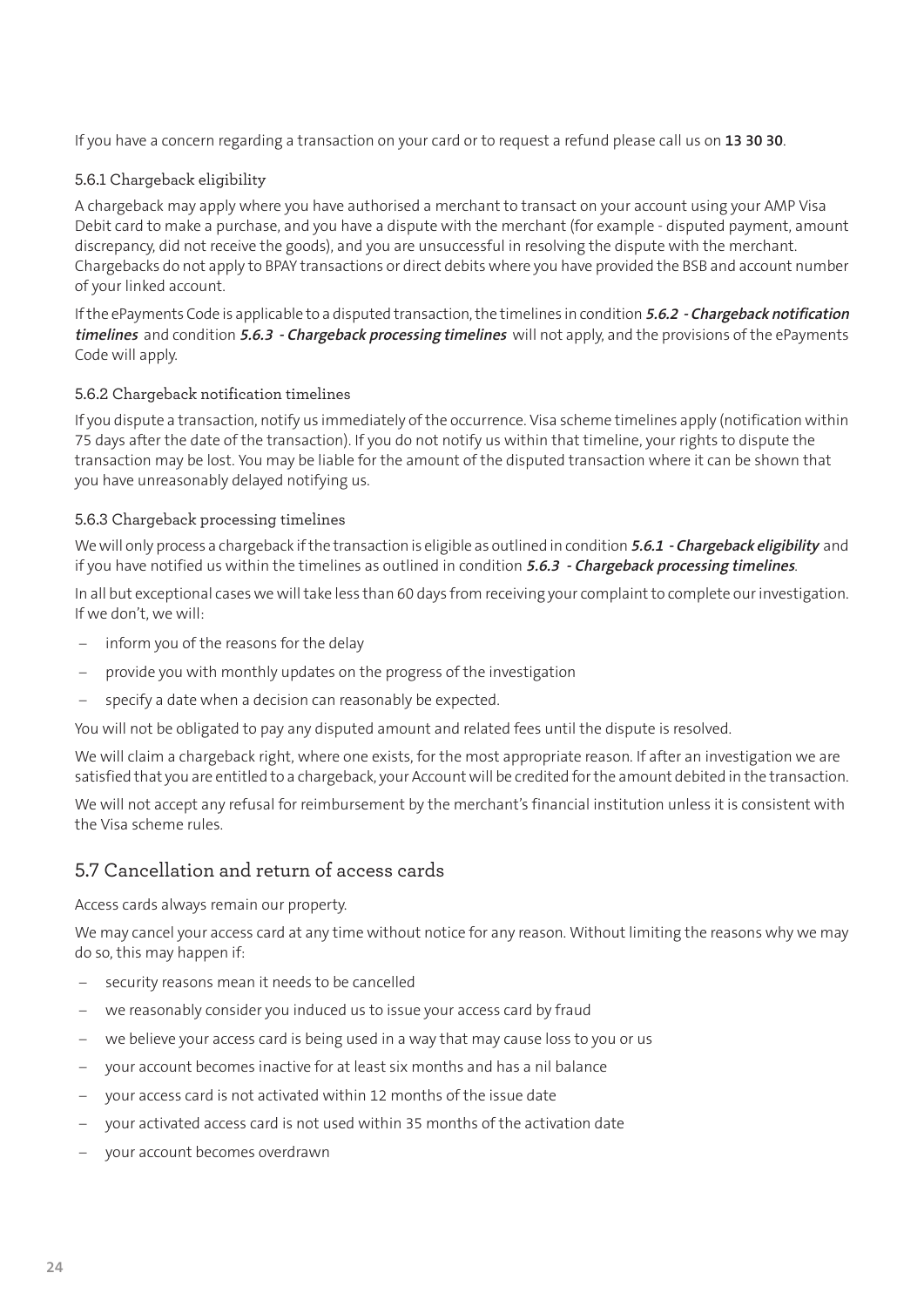If you have a concern regarding a transaction on your card or to request a refund please call us on **13 30 30**.

### 5.6.1 Chargeback eligibility

A chargeback may apply where you have authorised a merchant to transact on your account using your AMP Visa Debit card to make a purchase, and you have a dispute with the merchant (for example - disputed payment, amount discrepancy, did not receive the goods), and you are unsuccessful in resolving the dispute with the merchant. Chargebacks do not apply to BPAY transactions or direct debits where you have provided the BSB and account number of your linked account.

If the ePayments Code is applicable to a disputed transaction, the timelines in condition ***5.6.2 - Chargeback notification timelines*** and condition ***5.6.3 - Chargeback processing timelines*** will not apply, and the provisions of the ePayments Code will apply.

### 5.6.2 Chargeback notification timelines

If you dispute a transaction, notify us immediately of the occurrence. Visa scheme timelines apply (notification within 75 days after the date of the transaction). If you do not notify us within that timeline, your rights to dispute the transaction may be lost. You may be liable for the amount of the disputed transaction where it can be shown that you have unreasonably delayed notifying us.

### 5.6.3 Chargeback processing timelines

We will only process a chargeback if the transaction is eligible as outlined in condition ***5.6.1 - Chargeback eligibility*** and if you have notified us within the timelines as outlined in condition ***5.6.3 - Chargeback processing timelines***.

In all but exceptional cases we will take less than 60 days from receiving your complaint to complete our investigation. If we don't, we will:

- inform you of the reasons for the delay
- provide you with monthly updates on the progress of the investigation
- specify a date when a decision can reasonably be expected.

You will not be obligated to pay any disputed amount and related fees until the dispute is resolved.

We will claim a chargeback right, where one exists, for the most appropriate reason. If after an investigation we are satisfied that you are entitled to a chargeback, your Account will be credited for the amount debited in the transaction.

We will not accept any refusal for reimbursement by the merchant's financial institution unless it is consistent with the Visa scheme rules.

## 5.7 Cancellation and return of access cards

Access cards always remain our property.

We may cancel your access card at any time without notice for any reason. Without limiting the reasons why we may do so, this may happen if:

- security reasons mean it needs to be cancelled
- we reasonably consider you induced us to issue your access card by fraud
- we believe your access card is being used in a way that may cause loss to you or us
- your account becomes inactive for at least six months and has a nil balance
- your access card is not activated within 12 months of the issue date
- your activated access card is not used within 35 months of the activation date
- your account becomes overdrawn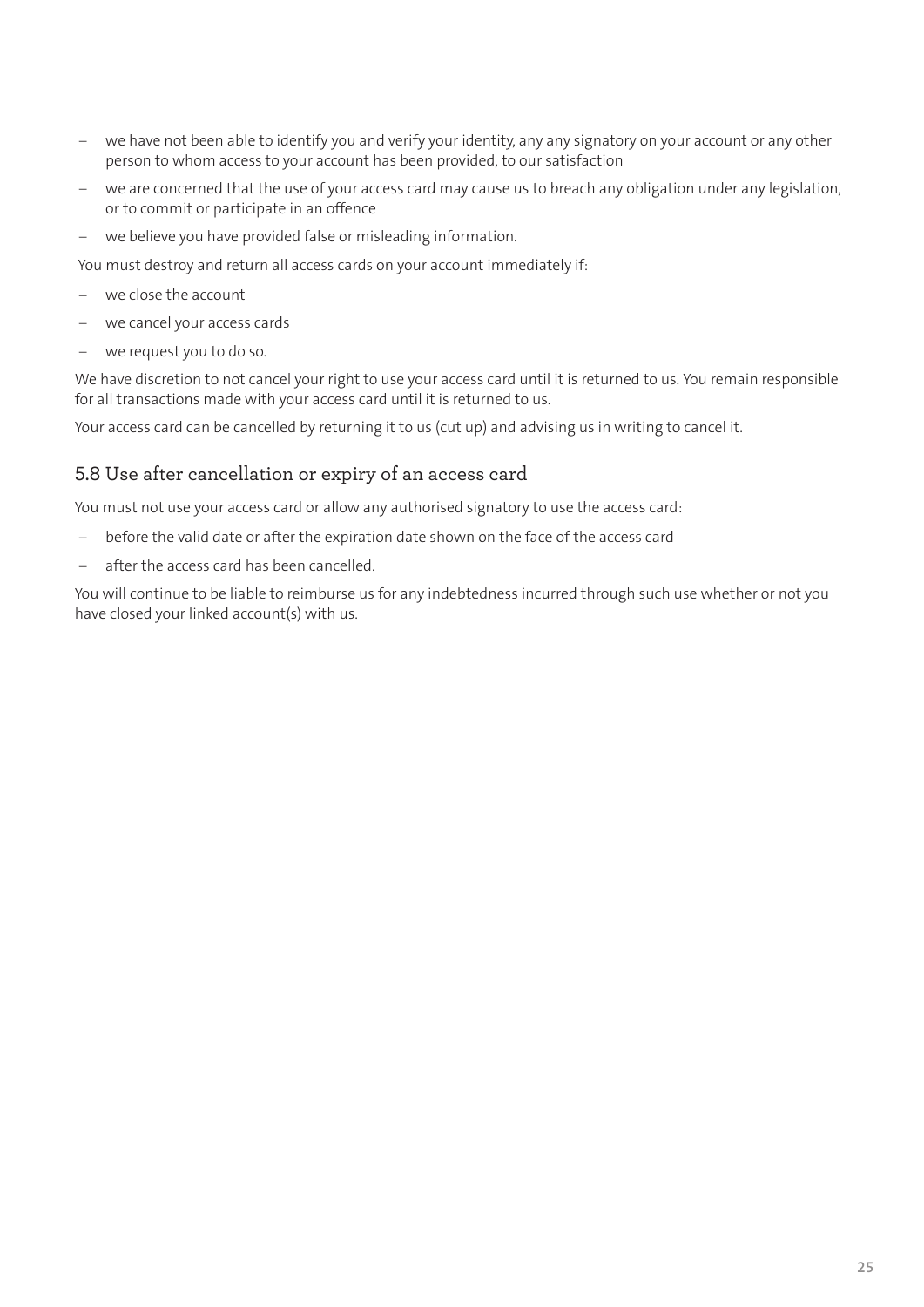- we have not been able to identify you and verify your identity, any any signatory on your account or any other person to whom access to your account has been provided, to our satisfaction
- we are concerned that the use of your access card may cause us to breach any obligation under any legislation, or to commit or participate in an offence
- we believe you have provided false or misleading information.

You must destroy and return all access cards on your account immediately if:

- we close the account
- we cancel your access cards
- we request you to do so.

We have discretion to not cancel your right to use your access card until it is returned to us. You remain responsible for all transactions made with your access card until it is returned to us.

Your access card can be cancelled by returning it to us (cut up) and advising us in writing to cancel it.

### 5.8 Use after cancellation or expiry of an access card

You must not use your access card or allow any authorised signatory to use the access card:

- before the valid date or after the expiration date shown on the face of the access card
- after the access card has been cancelled.

You will continue to be liable to reimburse us for any indebtedness incurred through such use whether or not you have closed your linked account(s) with us.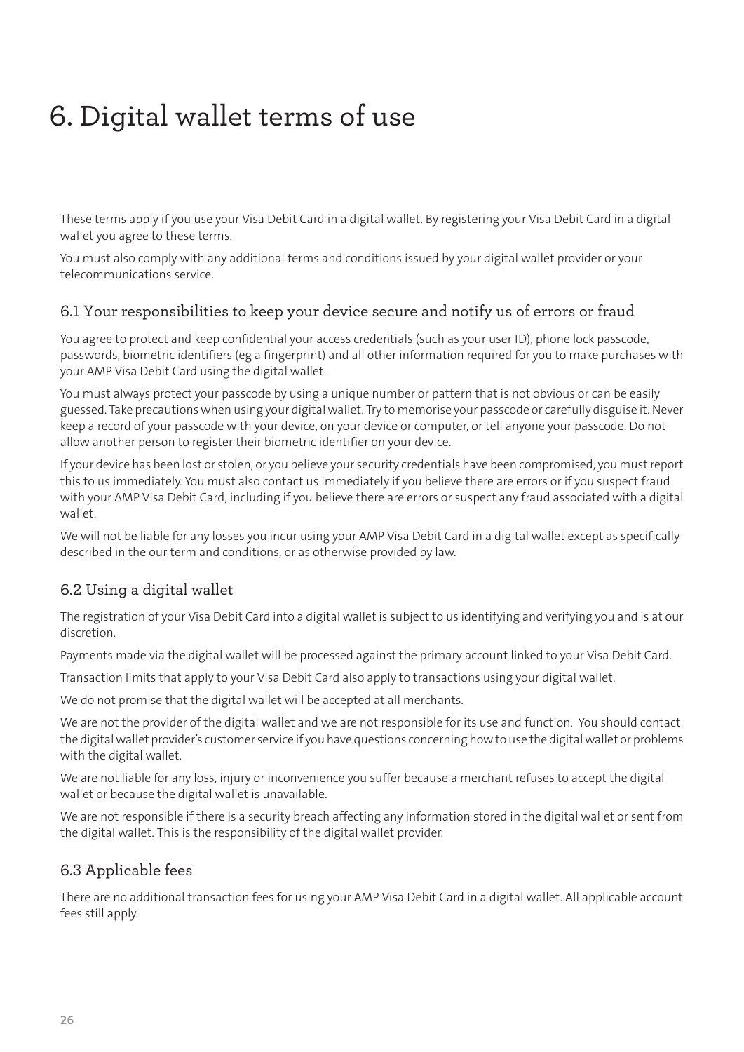# 6. Digital wallet terms of use

These terms apply if you use your Visa Debit Card in a digital wallet. By registering your Visa Debit Card in a digital wallet you agree to these terms.

You must also comply with any additional terms and conditions issued by your digital wallet provider or your telecommunications service.

## 6.1 Your responsibilities to keep your device secure and notify us of errors or fraud

You agree to protect and keep confidential your access credentials (such as your user ID), phone lock passcode, passwords, biometric identifiers (eg a fingerprint) and all other information required for you to make purchases with your AMP Visa Debit Card using the digital wallet.

You must always protect your passcode by using a unique number or pattern that is not obvious or can be easily guessed. Take precautions when using your digital wallet. Try to memorise your passcode or carefully disguise it. Never keep a record of your passcode with your device, on your device or computer, or tell anyone your passcode. Do not allow another person to register their biometric identifier on your device.

If your device has been lost or stolen, or you believe your security credentials have been compromised, you must report this to us immediately. You must also contact us immediately if you believe there are errors or if you suspect fraud with your AMP Visa Debit Card, including if you believe there are errors or suspect any fraud associated with a digital wallet.

We will not be liable for any losses you incur using your AMP Visa Debit Card in a digital wallet except as specifically described in the our term and conditions, or as otherwise provided by law.

## 6.2 Using a digital wallet

The registration of your Visa Debit Card into a digital wallet is subject to us identifying and verifying you and is at our discretion.

Payments made via the digital wallet will be processed against the primary account linked to your Visa Debit Card.

Transaction limits that apply to your Visa Debit Card also apply to transactions using your digital wallet.

We do not promise that the digital wallet will be accepted at all merchants.

We are not the provider of the digital wallet and we are not responsible for its use and function. You should contact the digital wallet provider's customer service if you have questions concerning how to use the digital wallet or problems with the digital wallet.

We are not liable for any loss, injury or inconvenience you suffer because a merchant refuses to accept the digital wallet or because the digital wallet is unavailable.

We are not responsible if there is a security breach affecting any information stored in the digital wallet or sent from the digital wallet. This is the responsibility of the digital wallet provider.

## 6.3 Applicable fees

There are no additional transaction fees for using your AMP Visa Debit Card in a digital wallet. All applicable account fees still apply.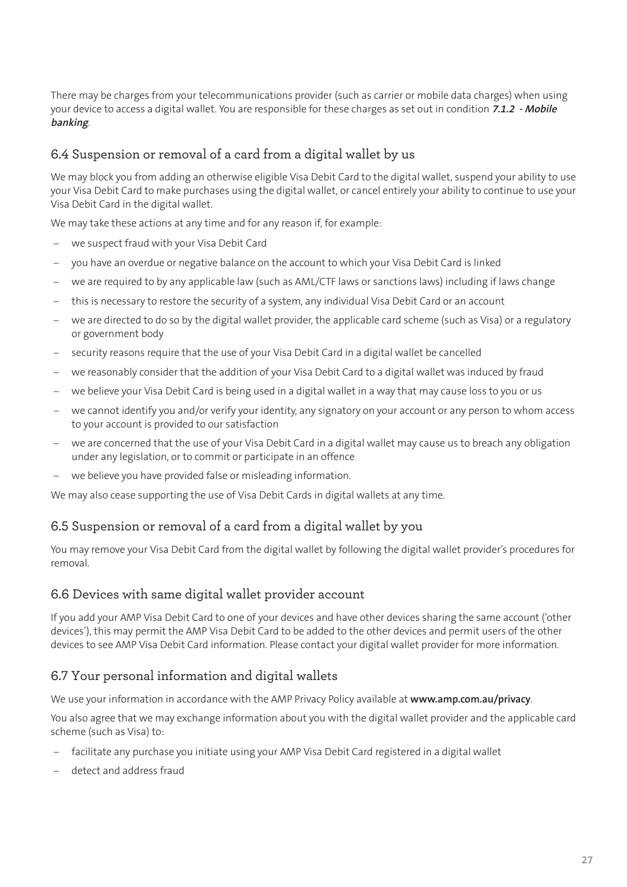There may be charges from your telecommunications provider (such as carrier or mobile data charges) when using your device to access a digital wallet. You are responsible for these charges as set out in condition ***7.1.2 - Mobile banking***.

## 6.4 Suspension or removal of a card from a digital wallet by us

We may block you from adding an otherwise eligible Visa Debit Card to the digital wallet, suspend your ability to use your Visa Debit Card to make purchases using the digital wallet, or cancel entirely your ability to continue to use your Visa Debit Card in the digital wallet.

We may take these actions at any time and for any reason if, for example:

- we suspect fraud with your Visa Debit Card
- you have an overdue or negative balance on the account to which your Visa Debit Card is linked
- we are required to by any applicable law (such as AML/CTF laws or sanctions laws) including if laws change
- this is necessary to restore the security of a system, any individual Visa Debit Card or an account
- we are directed to do so by the digital wallet provider, the applicable card scheme (such as Visa) or a regulatory or government body
- security reasons require that the use of your Visa Debit Card in a digital wallet be cancelled
- we reasonably consider that the addition of your Visa Debit Card to a digital wallet was induced by fraud
- we believe your Visa Debit Card is being used in a digital wallet in a way that may cause loss to you or us
- we cannot identify you and/or verify your identity, any signatory on your account or any person to whom access to your account is provided to our satisfaction
- we are concerned that the use of your Visa Debit Card in a digital wallet may cause us to breach any obligation under any legislation, or to commit or participate in an offence
- we believe you have provided false or misleading information.

We may also cease supporting the use of Visa Debit Cards in digital wallets at any time.

## 6.5 Suspension or removal of a card from a digital wallet by you

You may remove your Visa Debit Card from the digital wallet by following the digital wallet provider's procedures for removal.

## 6.6 Devices with same digital wallet provider account

If you add your AMP Visa Debit Card to one of your devices and have other devices sharing the same account ('other devices'), this may permit the AMP Visa Debit Card to be added to the other devices and permit users of the other devices to see AMP Visa Debit Card information. Please contact your digital wallet provider for more information.

## 6.7 Your personal information and digital wallets

We use your information in accordance with the AMP Privacy Policy available at **www.amp.com.au/privacy**.

You also agree that we may exchange information about you with the digital wallet provider and the applicable card scheme (such as Visa) to:

- facilitate any purchase you initiate using your AMP Visa Debit Card registered in a digital wallet
- detect and address fraud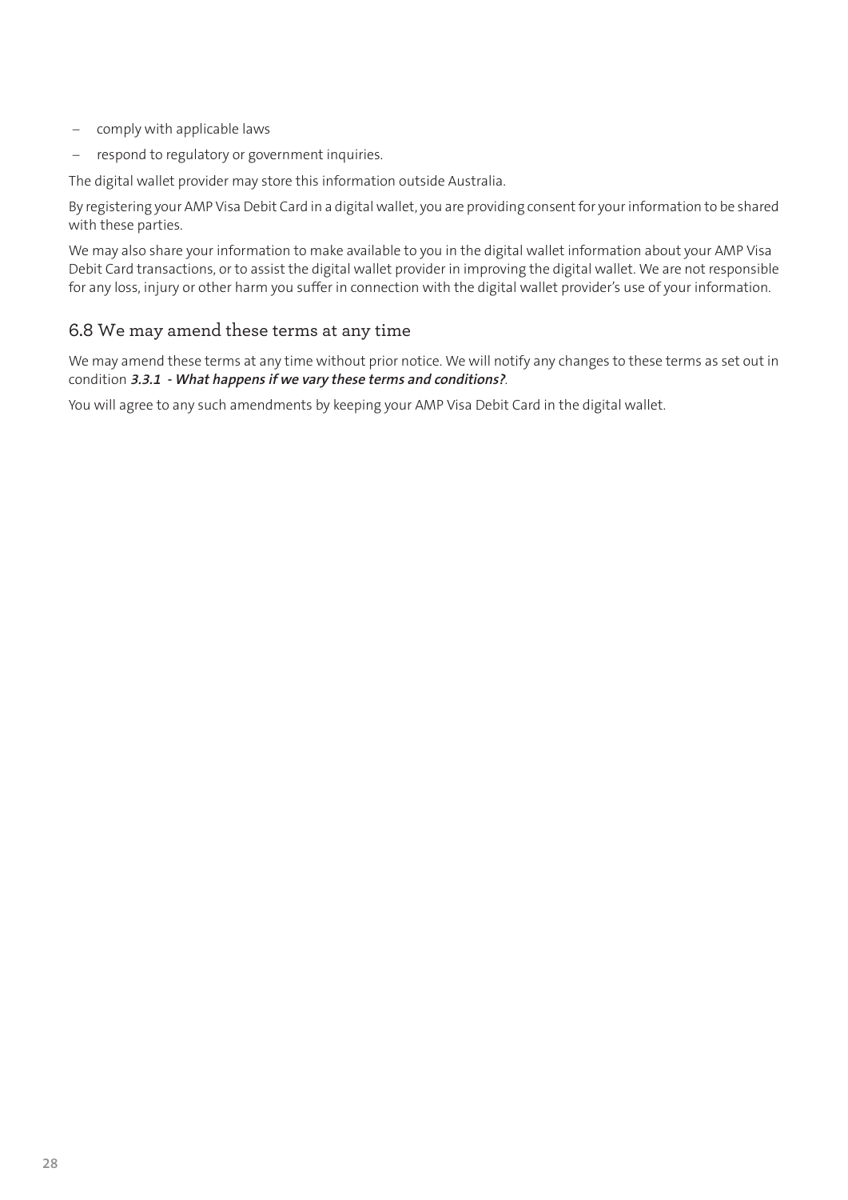- comply with applicable laws
- respond to regulatory or government inquiries.

The digital wallet provider may store this information outside Australia.

By registering your AMP Visa Debit Card in a digital wallet, you are providing consent for your information to be shared with these parties.

We may also share your information to make available to you in the digital wallet information about your AMP Visa Debit Card transactions, or to assist the digital wallet provider in improving the digital wallet. We are not responsible for any loss, injury or other harm you suffer in connection with the digital wallet provider's use of your information.

## 6.8 We may amend these terms at any time

We may amend these terms at any time without prior notice. We will notify any changes to these terms as set out in condition ***3.3.1 - What happens if we vary these terms and conditions?***.

You will agree to any such amendments by keeping your AMP Visa Debit Card in the digital wallet.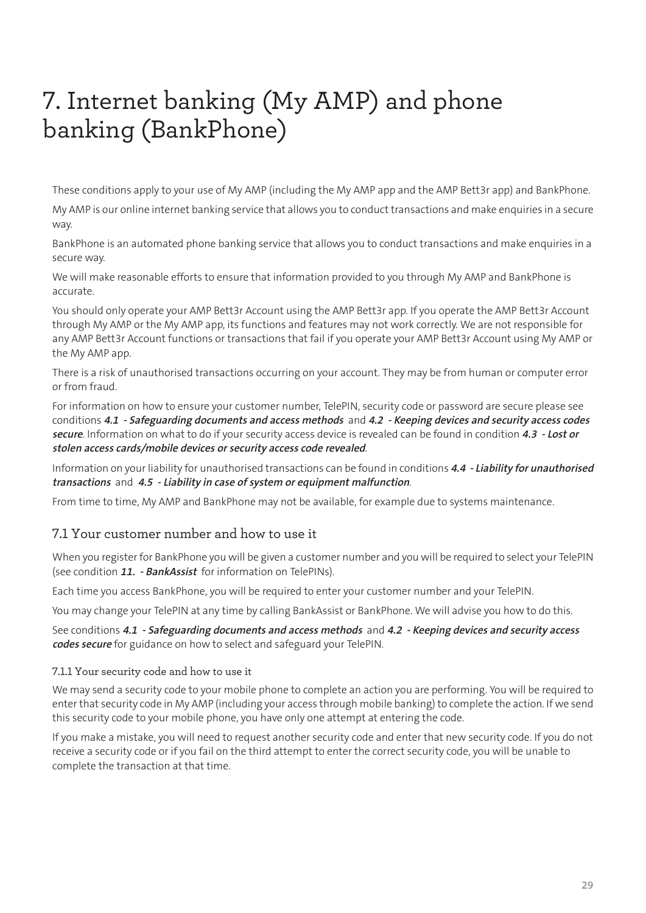# 7. Internet banking (My AMP) and phone banking (BankPhone)

These conditions apply to your use of My AMP (including the My AMP app and the AMP Bett3r app) and BankPhone.

My AMP is our online internet banking service that allows you to conduct transactions and make enquiries in a secure way.

BankPhone is an automated phone banking service that allows you to conduct transactions and make enquiries in a secure way.

We will make reasonable efforts to ensure that information provided to you through My AMP and BankPhone is accurate.

You should only operate your AMP Bett3r Account using the AMP Bett3r app. If you operate the AMP Bett3r Account through My AMP or the My AMP app, its functions and features may not work correctly. We are not responsible for any AMP Bett3r Account functions or transactions that fail if you operate your AMP Bett3r Account using My AMP or the My AMP app.

There is a risk of unauthorised transactions occurring on your account. They may be from human or computer error or from fraud.

For information on how to ensure your customer number, TelePIN, security code or password are secure please see conditions ***4.1 - Safeguarding documents and access methods*** and ***4.2 - Keeping devices and security access codes secure***. Information on what to do if your security access device is revealed can be found in condition ***4.3 - Lost or stolen access cards/mobile devices or security access code revealed***.

Information on your liability for unauthorised transactions can be found in conditions ***4.4 - Liability for unauthorised transactions*** and ***4.5 - Liability in case of system or equipment malfunction***.

From time to time, My AMP and BankPhone may not be available, for example due to systems maintenance.

## 7.1 Your customer number and how to use it

When you register for BankPhone you will be given a customer number and you will be required to select your TelePIN (see condition ***11. - BankAssist*** for information on TelePINs).

Each time you access BankPhone, you will be required to enter your customer number and your TelePIN.

You may change your TelePIN at any time by calling BankAssist or BankPhone. We will advise you how to do this.

See conditions ***4.1 - Safeguarding documents and access methods*** and ***4.2 - Keeping devices and security access codes secure*** for guidance on how to select and safeguard your TelePIN.

### 7.1.1 Your security code and how to use it

We may send a security code to your mobile phone to complete an action you are performing. You will be required to enter that security code in My AMP (including your access through mobile banking) to complete the action. If we send this security code to your mobile phone, you have only one attempt at entering the code.

If you make a mistake, you will need to request another security code and enter that new security code. If you do not receive a security code or if you fail on the third attempt to enter the correct security code, you will be unable to complete the transaction at that time.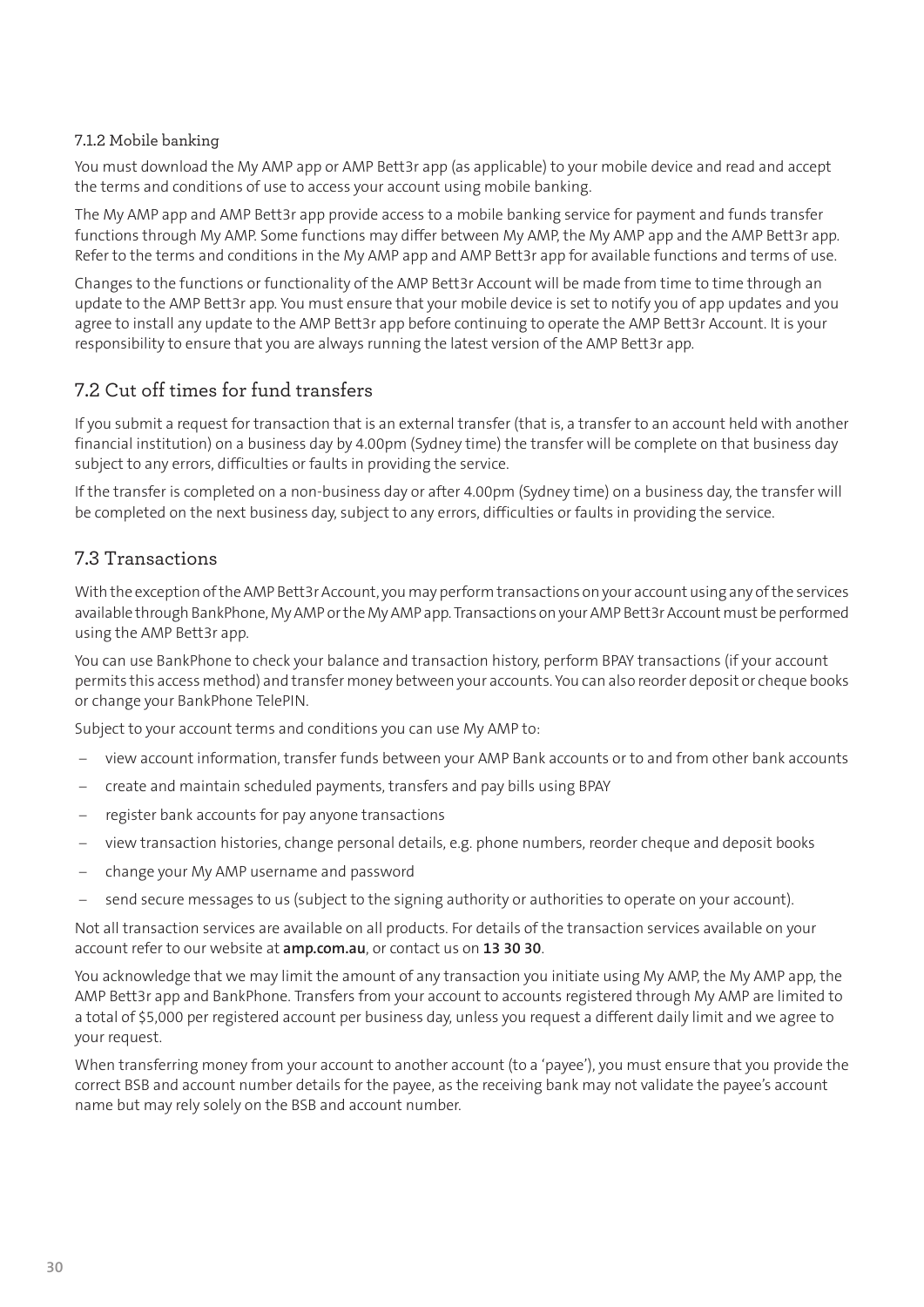#### 7.1.2 Mobile banking

You must download the My AMP app or AMP Bett3r app (as applicable) to your mobile device and read and accept the terms and conditions of use to access your account using mobile banking.

The My AMP app and AMP Bett3r app provide access to a mobile banking service for payment and funds transfer functions through My AMP. Some functions may differ between My AMP, the My AMP app and the AMP Bett3r app. Refer to the terms and conditions in the My AMP app and AMP Bett3r app for available functions and terms of use.

Changes to the functions or functionality of the AMP Bett3r Account will be made from time to time through an update to the AMP Bett3r app. You must ensure that your mobile device is set to notify you of app updates and you agree to install any update to the AMP Bett3r app before continuing to operate the AMP Bett3r Account. It is your responsibility to ensure that you are always running the latest version of the AMP Bett3r app.

### 7.2 Cut off times for fund transfers

If you submit a request for transaction that is an external transfer (that is, a transfer to an account held with another financial institution) on a business day by 4.00pm (Sydney time) the transfer will be complete on that business day subject to any errors, difficulties or faults in providing the service.

If the transfer is completed on a non-business day or after 4.00pm (Sydney time) on a business day, the transfer will be completed on the next business day, subject to any errors, difficulties or faults in providing the service.

### 7.3 Transactions

With the exception of the AMP Bett3r Account, you may perform transactions on your account using any of the services available through BankPhone, My AMP or the My AMP app. Transactions on your AMP Bett3r Account must be performed using the AMP Bett3r app.

You can use BankPhone to check your balance and transaction history, perform BPAY transactions (if your account permits this access method) and transfer money between your accounts. You can also reorder deposit or cheque books or change your BankPhone TelePIN.

Subject to your account terms and conditions you can use My AMP to:

- view account information, transfer funds between your AMP Bank accounts or to and from other bank accounts
- create and maintain scheduled payments, transfers and pay bills using BPAY
- register bank accounts for pay anyone transactions
- view transaction histories, change personal details, e.g. phone numbers, reorder cheque and deposit books
- change your My AMP username and password
- send secure messages to us (subject to the signing authority or authorities to operate on your account).

Not all transaction services are available on all products. For details of the transaction services available on your account refer to our website at **amp.com.au**, or contact us on **13 30 30**.

You acknowledge that we may limit the amount of any transaction you initiate using My AMP, the My AMP app, the AMP Bett3r app and BankPhone. Transfers from your account to accounts registered through My AMP are limited to a total of $5,000 per registered account per business day, unless you request a different daily limit and we agree to your request.

When transferring money from your account to another account (to a 'payee'), you must ensure that you provide the correct BSB and account number details for the payee, as the receiving bank may not validate the payee's account name but may rely solely on the BSB and account number.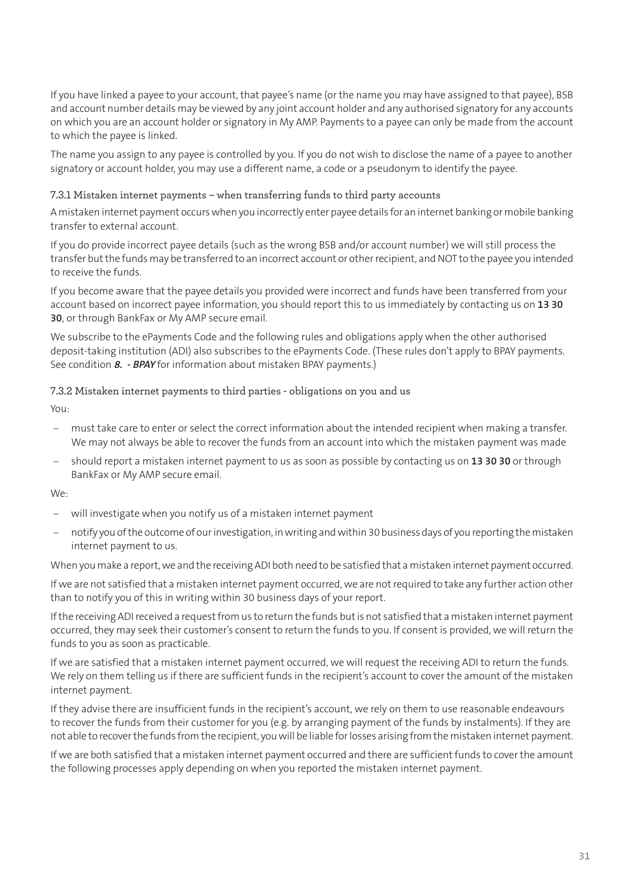If you have linked a payee to your account, that payee's name (or the name you may have assigned to that payee), BSB and account number details may be viewed by any joint account holder and any authorised signatory for any accounts on which you are an account holder or signatory in My AMP. Payments to a payee can only be made from the account to which the payee is linked.

The name you assign to any payee is controlled by you. If you do not wish to disclose the name of a payee to another signatory or account holder, you may use a different name, a code or a pseudonym to identify the payee.

### 7.3.1 Mistaken internet payments – when transferring funds to third party accounts

A mistaken internet payment occurs when you incorrectly enter payee details for an internet banking or mobile banking transfer to external account.

If you do provide incorrect payee details (such as the wrong BSB and/or account number) we will still process the transfer but the funds may be transferred to an incorrect account or other recipient, and NOT to the payee you intended to receive the funds.

If you become aware that the payee details you provided were incorrect and funds have been transferred from your account based on incorrect payee information, you should report this to us immediately by contacting us on **13 30 30**, or through BankFax or My AMP secure email.

We subscribe to the ePayments Code and the following rules and obligations apply when the other authorised deposit-taking institution (ADI) also subscribes to the ePayments Code. (These rules don't apply to BPAY payments. See condition ***8. - BPAY*** for information about mistaken BPAY payments.)

### 7.3.2 Mistaken internet payments to third parties - obligations on you and us

You:

- must take care to enter or select the correct information about the intended recipient when making a transfer. We may not always be able to recover the funds from an account into which the mistaken payment was made
- should report a mistaken internet payment to us as soon as possible by contacting us on **13 30 30** or through BankFax or My AMP secure email.

We:

- will investigate when you notify us of a mistaken internet payment
- notify you of the outcome of our investigation, in writing and within 30 business days of you reporting the mistaken internet payment to us.

When you make a report, we and the receiving ADI both need to be satisfied that a mistaken internet payment occurred.

If we are not satisfied that a mistaken internet payment occurred, we are not required to take any further action other than to notify you of this in writing within 30 business days of your report.

If the receiving ADI received a request from us to return the funds but is not satisfied that a mistaken internet payment occurred, they may seek their customer's consent to return the funds to you. If consent is provided, we will return the funds to you as soon as practicable.

If we are satisfied that a mistaken internet payment occurred, we will request the receiving ADI to return the funds. We rely on them telling us if there are sufficient funds in the recipient's account to cover the amount of the mistaken internet payment.

If they advise there are insufficient funds in the recipient's account, we rely on them to use reasonable endeavours to recover the funds from their customer for you (e.g. by arranging payment of the funds by instalments). If they are not able to recover the funds from the recipient, you will be liable for losses arising from the mistaken internet payment.

If we are both satisfied that a mistaken internet payment occurred and there are sufficient funds to cover the amount the following processes apply depending on when you reported the mistaken internet payment.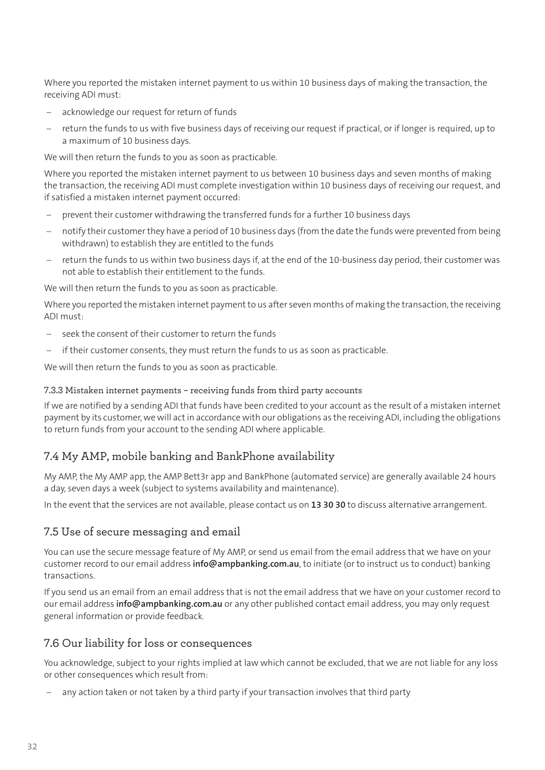Where you reported the mistaken internet payment to us within 10 business days of making the transaction, the receiving ADI must:

- acknowledge our request for return of funds
- return the funds to us with five business days of receiving our request if practical, or if longer is required, up to a maximum of 10 business days.

We will then return the funds to you as soon as practicable.

Where you reported the mistaken internet payment to us between 10 business days and seven months of making the transaction, the receiving ADI must complete investigation within 10 business days of receiving our request, and if satisfied a mistaken internet payment occurred:

- prevent their customer withdrawing the transferred funds for a further 10 business days
- notify their customer they have a period of 10 business days (from the date the funds were prevented from being withdrawn) to establish they are entitled to the funds
- return the funds to us within two business days if, at the end of the 10-business day period, their customer was not able to establish their entitlement to the funds.

We will then return the funds to you as soon as practicable.

Where you reported the mistaken internet payment to us after seven months of making the transaction, the receiving ADI must:

- seek the consent of their customer to return the funds
- if their customer consents, they must return the funds to us as soon as practicable.

We will then return the funds to you as soon as practicable.

#### 7.3.3 Mistaken internet payments – receiving funds from third party accounts

If we are notified by a sending ADI that funds have been credited to your account as the result of a mistaken internet payment by its customer, we will act in accordance with our obligations as the receiving ADI, including the obligations to return funds from your account to the sending ADI where applicable.

## 7.4 My AMP, mobile banking and BankPhone availability

My AMP, the My AMP app, the AMP Bett3r app and BankPhone (automated service) are generally available 24 hours a day, seven days a week (subject to systems availability and maintenance).

In the event that the services are not available, please contact us on **13 30 30** to discuss alternative arrangement.

## 7.5 Use of secure messaging and email

You can use the secure message feature of My AMP, or send us email from the email address that we have on your customer record to our email address **info@ampbanking.com.au**, to initiate (or to instruct us to conduct) banking transactions.

If you send us an email from an email address that is not the email address that we have on your customer record to our email address **info@ampbanking.com.au** or any other published contact email address, you may only request general information or provide feedback.

## 7.6 Our liability for loss or consequences

You acknowledge, subject to your rights implied at law which cannot be excluded, that we are not liable for any loss or other consequences which result from:

- any action taken or not taken by a third party if your transaction involves that third party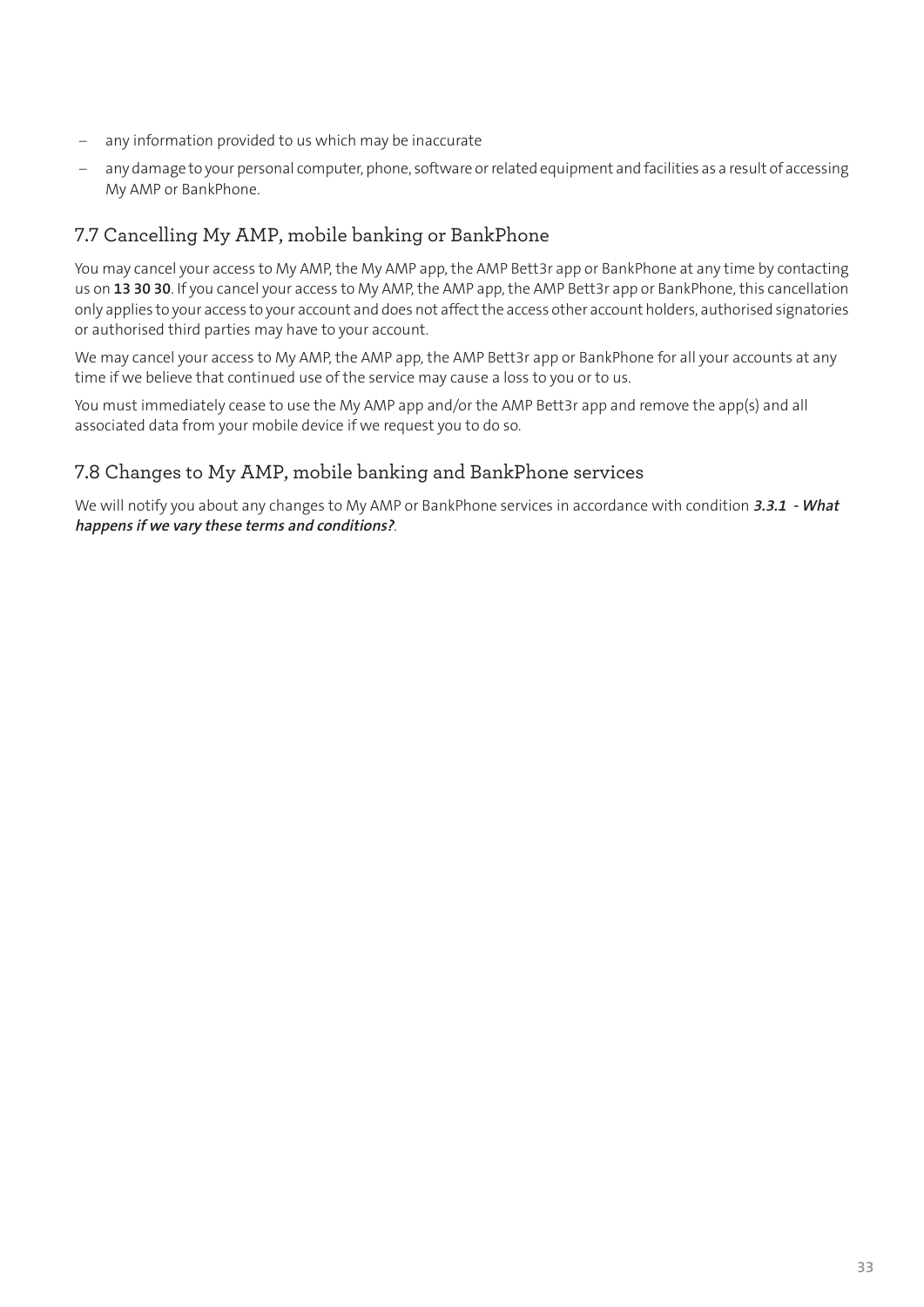- any information provided to us which may be inaccurate
- any damage to your personal computer, phone, software or related equipment and facilities as a result of accessing My AMP or BankPhone.

## 7.7 Cancelling My AMP, mobile banking or BankPhone

You may cancel your access to My AMP, the My AMP app, the AMP Bett3r app or BankPhone at any time by contacting us on **13 30 30**. If you cancel your access to My AMP, the AMP app, the AMP Bett3r app or BankPhone, this cancellation only applies to your access to your account and does not affect the access other account holders, authorised signatories or authorised third parties may have to your account.

We may cancel your access to My AMP, the AMP app, the AMP Bett3r app or BankPhone for all your accounts at any time if we believe that continued use of the service may cause a loss to you or to us.

You must immediately cease to use the My AMP app and/or the AMP Bett3r app and remove the app(s) and all associated data from your mobile device if we request you to do so.

## 7.8 Changes to My AMP, mobile banking and BankPhone services

We will notify you about any changes to My AMP or BankPhone services in accordance with condition ***3.3.1 - What happens if we vary these terms and conditions?***.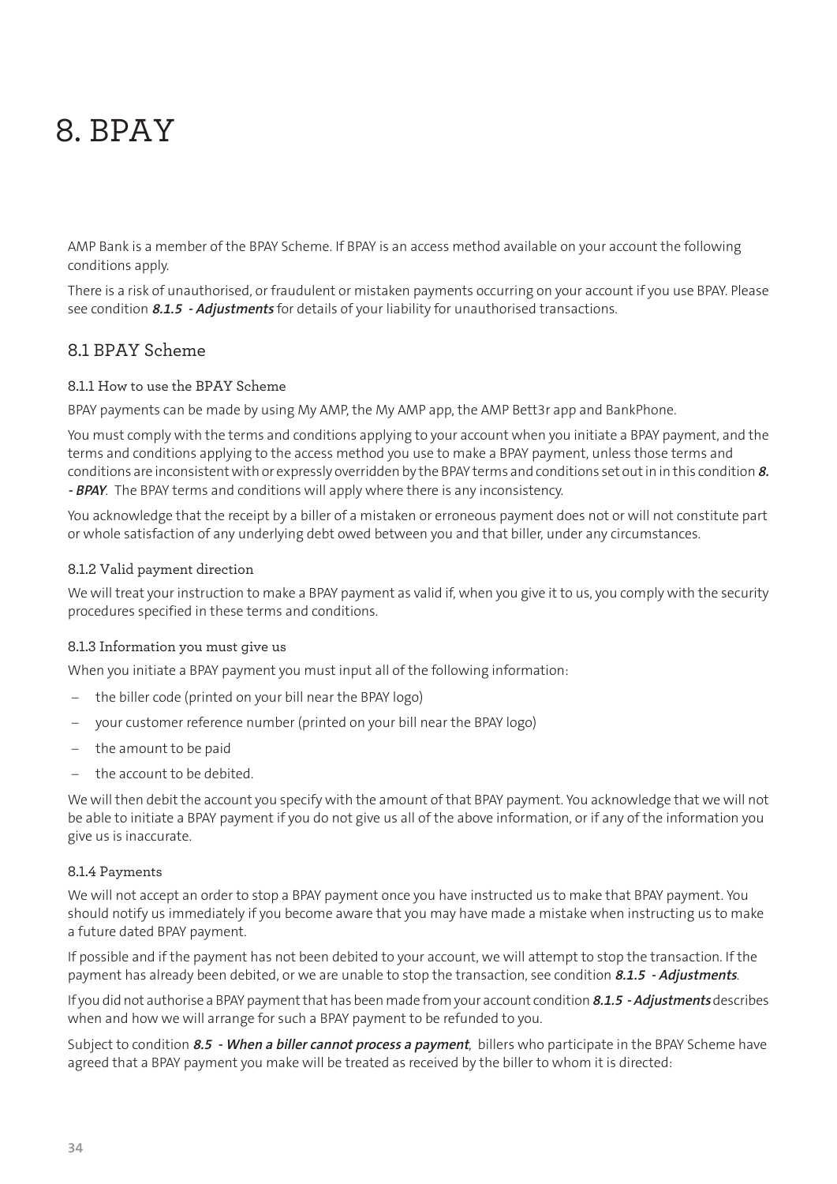# 8. BPAY

AMP Bank is a member of the BPAY Scheme. If BPAY is an access method available on your account the following conditions apply.

There is a risk of unauthorised, or fraudulent or mistaken payments occurring on your account if you use BPAY. Please see condition ***8.1.5 - Adjustments*** for details of your liability for unauthorised transactions.

## 8.1 BPAY Scheme

### 8.1.1 How to use the BPAY Scheme

BPAY payments can be made by using My AMP, the My AMP app, the AMP Bett3r app and BankPhone.

You must comply with the terms and conditions applying to your account when you initiate a BPAY payment, and the terms and conditions applying to the access method you use to make a BPAY payment, unless those terms and conditions are inconsistent with or expressly overridden by the BPAY terms and conditions set out in in this condition ***8. - BPAY***. The BPAY terms and conditions will apply where there is any inconsistency.

You acknowledge that the receipt by a biller of a mistaken or erroneous payment does not or will not constitute part or whole satisfaction of any underlying debt owed between you and that biller, under any circumstances.

### 8.1.2 Valid payment direction

We will treat your instruction to make a BPAY payment as valid if, when you give it to us, you comply with the security procedures specified in these terms and conditions.

### 8.1.3 Information you must give us

When you initiate a BPAY payment you must input all of the following information:

- the biller code (printed on your bill near the BPAY logo)
- your customer reference number (printed on your bill near the BPAY logo)
- the amount to be paid
- the account to be debited.

We will then debit the account you specify with the amount of that BPAY payment. You acknowledge that we will not be able to initiate a BPAY payment if you do not give us all of the above information, or if any of the information you give us is inaccurate.

### 8.1.4 Payments

We will not accept an order to stop a BPAY payment once you have instructed us to make that BPAY payment. You should notify us immediately if you become aware that you may have made a mistake when instructing us to make a future dated BPAY payment.

If possible and if the payment has not been debited to your account, we will attempt to stop the transaction. If the payment has already been debited, or we are unable to stop the transaction, see condition ***8.1.5 - Adjustments***.

If you did not authorise a BPAY payment that has been made from your account condition ***8.1.5 - Adjustments*** describes when and how we will arrange for such a BPAY payment to be refunded to you.

Subject to condition ***8.5 - When a biller cannot process a payment***, billers who participate in the BPAY Scheme have agreed that a BPAY payment you make will be treated as received by the biller to whom it is directed: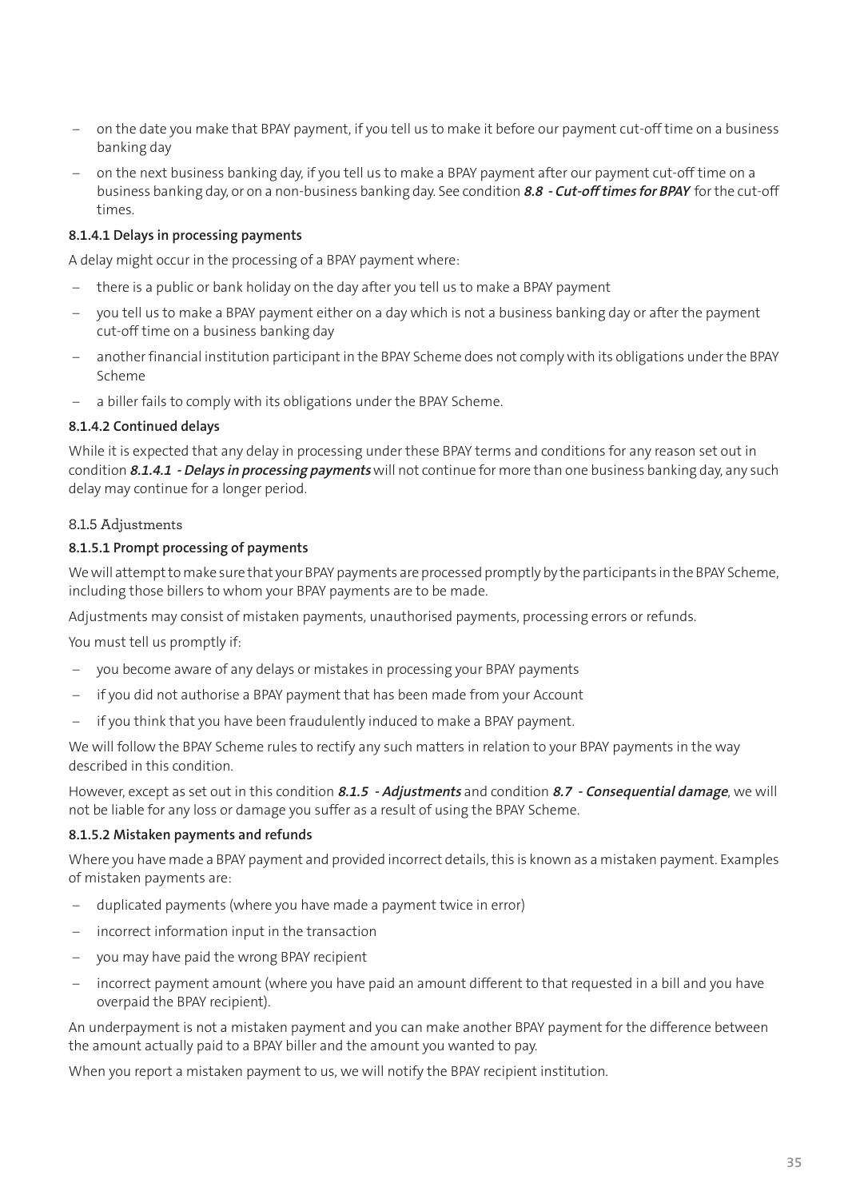- on the date you make that BPAY payment, if you tell us to make it before our payment cut-off time on a business banking day
- on the next business banking day, if you tell us to make a BPAY payment after our payment cut-off time on a business banking day, or on a non-business banking day. See condition ***8.8 - Cut-off times for BPAY*** for the cut-off times.

**8.1.4.1 Delays in processing payments**

A delay might occur in the processing of a BPAY payment where:

- there is a public or bank holiday on the day after you tell us to make a BPAY payment
- you tell us to make a BPAY payment either on a day which is not a business banking day or after the payment cut-off time on a business banking day
- another financial institution participant in the BPAY Scheme does not comply with its obligations under the BPAY Scheme
- a biller fails to comply with its obligations under the BPAY Scheme.

**8.1.4.2 Continued delays**

While it is expected that any delay in processing under these BPAY terms and conditions for any reason set out in condition ***8.1.4.1 - Delays in processing payments*** will not continue for more than one business banking day, any such delay may continue for a longer period.

### 8.1.5 Adjustments

**8.1.5.1 Prompt processing of payments**

We will attempt to make sure that your BPAY payments are processed promptly by the participants in the BPAY Scheme, including those billers to whom your BPAY payments are to be made.

Adjustments may consist of mistaken payments, unauthorised payments, processing errors or refunds.

You must tell us promptly if:

- you become aware of any delays or mistakes in processing your BPAY payments
- if you did not authorise a BPAY payment that has been made from your Account
- if you think that you have been fraudulently induced to make a BPAY payment.

We will follow the BPAY Scheme rules to rectify any such matters in relation to your BPAY payments in the way described in this condition.

However, except as set out in this condition ***8.1.5 - Adjustments*** and condition ***8.7 - Consequential damage***, we will not be liable for any loss or damage you suffer as a result of using the BPAY Scheme.

**8.1.5.2 Mistaken payments and refunds**

Where you have made a BPAY payment and provided incorrect details, this is known as a mistaken payment. Examples of mistaken payments are:

- duplicated payments (where you have made a payment twice in error)
- incorrect information input in the transaction
- you may have paid the wrong BPAY recipient
- incorrect payment amount (where you have paid an amount different to that requested in a bill and you have overpaid the BPAY recipient).

An underpayment is not a mistaken payment and you can make another BPAY payment for the difference between the amount actually paid to a BPAY biller and the amount you wanted to pay.

When you report a mistaken payment to us, we will notify the BPAY recipient institution.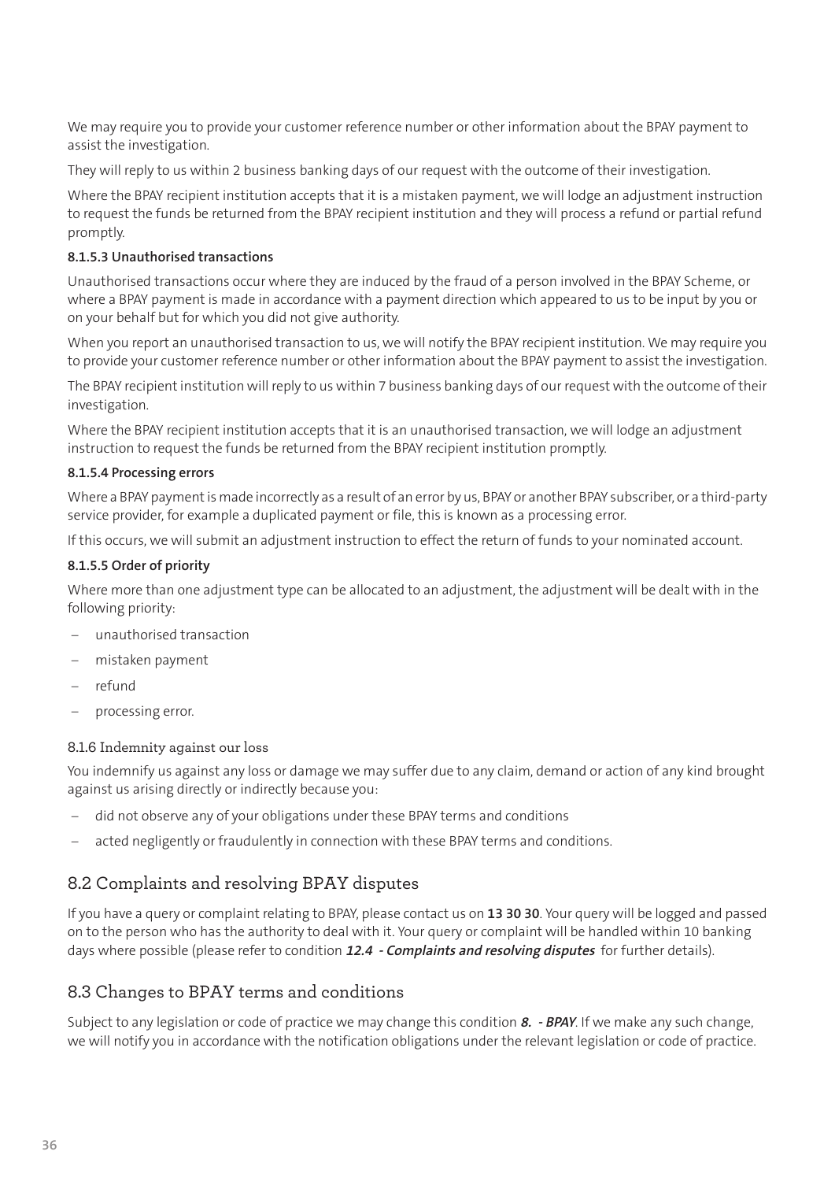We may require you to provide your customer reference number or other information about the BPAY payment to assist the investigation.

They will reply to us within 2 business banking days of our request with the outcome of their investigation.

Where the BPAY recipient institution accepts that it is a mistaken payment, we will lodge an adjustment instruction to request the funds be returned from the BPAY recipient institution and they will process a refund or partial refund promptly.

#### 8.1.5.3 Unauthorised transactions

Unauthorised transactions occur where they are induced by the fraud of a person involved in the BPAY Scheme, or where a BPAY payment is made in accordance with a payment direction which appeared to us to be input by you or on your behalf but for which you did not give authority.

When you report an unauthorised transaction to us, we will notify the BPAY recipient institution. We may require you to provide your customer reference number or other information about the BPAY payment to assist the investigation.

The BPAY recipient institution will reply to us within 7 business banking days of our request with the outcome of their investigation.

Where the BPAY recipient institution accepts that it is an unauthorised transaction, we will lodge an adjustment instruction to request the funds be returned from the BPAY recipient institution promptly.

#### 8.1.5.4 Processing errors

Where a BPAY payment is made incorrectly as a result of an error by us, BPAY or another BPAY subscriber, or a third-party service provider, for example a duplicated payment or file, this is known as a processing error.

If this occurs, we will submit an adjustment instruction to effect the return of funds to your nominated account.

#### 8.1.5.5 Order of priority

Where more than one adjustment type can be allocated to an adjustment, the adjustment will be dealt with in the following priority:

- unauthorised transaction
- mistaken payment
- refund
- processing error.

### 8.1.6 Indemnity against our loss

You indemnify us against any loss or damage we may suffer due to any claim, demand or action of any kind brought against us arising directly or indirectly because you:

- did not observe any of your obligations under these BPAY terms and conditions
- acted negligently or fraudulently in connection with these BPAY terms and conditions.

## 8.2 Complaints and resolving BPAY disputes

If you have a query or complaint relating to BPAY, please contact us on **13 30 30**. Your query will be logged and passed on to the person who has the authority to deal with it. Your query or complaint will be handled within 10 banking days where possible (please refer to condition ***12.4 - Complaints and resolving disputes*** for further details).

## 8.3 Changes to BPAY terms and conditions

Subject to any legislation or code of practice we may change this condition ***8. - BPAY***. If we make any such change, we will notify you in accordance with the notification obligations under the relevant legislation or code of practice.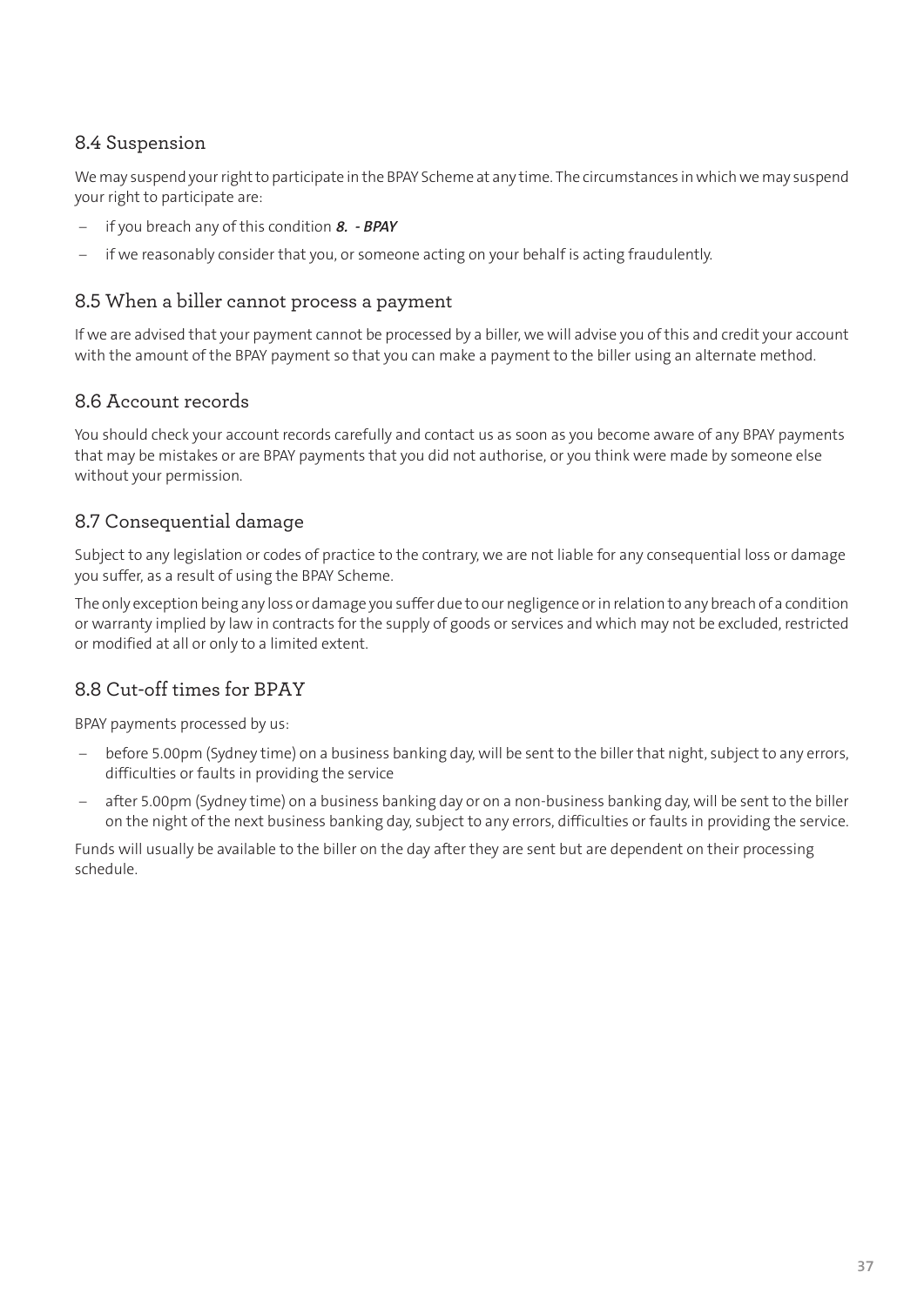## 8.4 Suspension

We may suspend your right to participate in the BPAY Scheme at any time. The circumstances in which we may suspend your right to participate are:

- if you breach any of this condition ***8. - BPAY***
- if we reasonably consider that you, or someone acting on your behalf is acting fraudulently.

## 8.5 When a biller cannot process a payment

If we are advised that your payment cannot be processed by a biller, we will advise you of this and credit your account with the amount of the BPAY payment so that you can make a payment to the biller using an alternate method.

## 8.6 Account records

You should check your account records carefully and contact us as soon as you become aware of any BPAY payments that may be mistakes or are BPAY payments that you did not authorise, or you think were made by someone else without your permission.

## 8.7 Consequential damage

Subject to any legislation or codes of practice to the contrary, we are not liable for any consequential loss or damage you suffer, as a result of using the BPAY Scheme.

The only exception being any loss or damage you suffer due to our negligence or in relation to any breach of a condition or warranty implied by law in contracts for the supply of goods or services and which may not be excluded, restricted or modified at all or only to a limited extent.

## 8.8 Cut-off times for BPAY

BPAY payments processed by us:

- before 5.00pm (Sydney time) on a business banking day, will be sent to the biller that night, subject to any errors, difficulties or faults in providing the service
- after 5.00pm (Sydney time) on a business banking day or on a non-business banking day, will be sent to the biller on the night of the next business banking day, subject to any errors, difficulties or faults in providing the service.

Funds will usually be available to the biller on the day after they are sent but are dependent on their processing schedule.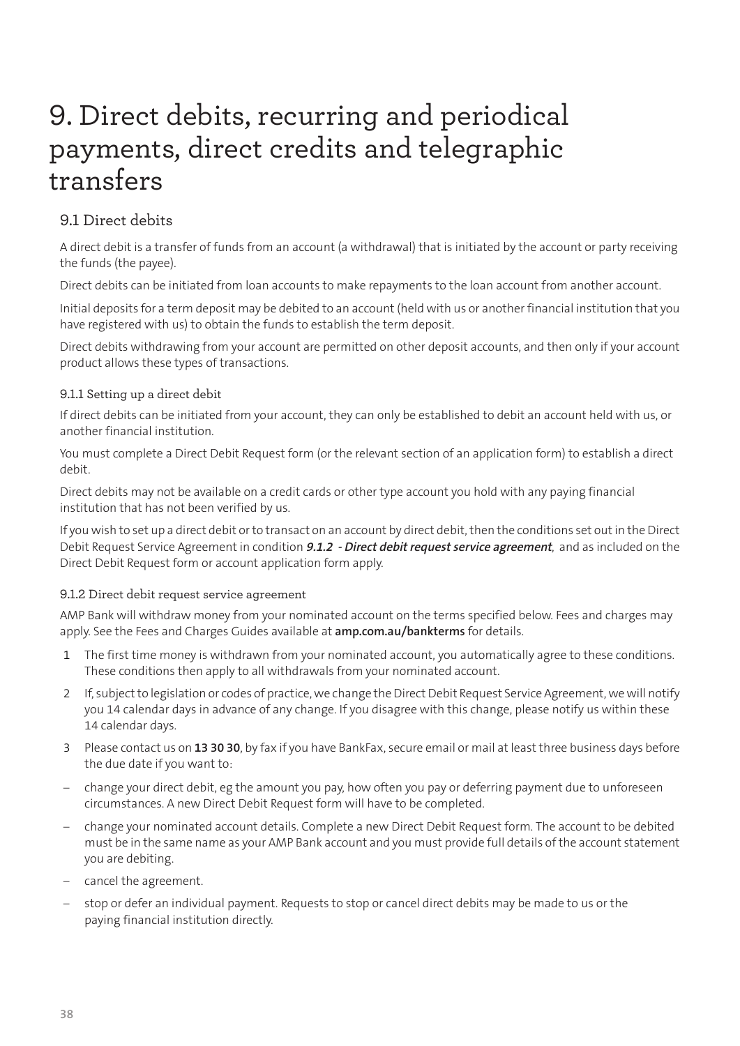# 9. Direct debits, recurring and periodical payments, direct credits and telegraphic transfers

## 9.1 Direct debits

A direct debit is a transfer of funds from an account (a withdrawal) that is initiated by the account or party receiving the funds (the payee).

Direct debits can be initiated from loan accounts to make repayments to the loan account from another account.

Initial deposits for a term deposit may be debited to an account (held with us or another financial institution that you have registered with us) to obtain the funds to establish the term deposit.

Direct debits withdrawing from your account are permitted on other deposit accounts, and then only if your account product allows these types of transactions.

### 9.1.1 Setting up a direct debit

If direct debits can be initiated from your account, they can only be established to debit an account held with us, or another financial institution.

You must complete a Direct Debit Request form (or the relevant section of an application form) to establish a direct debit.

Direct debits may not be available on a credit cards or other type account you hold with any paying financial institution that has not been verified by us.

If you wish to set up a direct debit or to transact on an account by direct debit, then the conditions set out in the Direct Debit Request Service Agreement in condition ***9.1.2 - Direct debit request service agreement***, and as included on the Direct Debit Request form or account application form apply.

### 9.1.2 Direct debit request service agreement

AMP Bank will withdraw money from your nominated account on the terms specified below. Fees and charges may apply. See the Fees and Charges Guides available at **amp.com.au/bankterms** for details.

1 The first time money is withdrawn from your nominated account, you automatically agree to these conditions. These conditions then apply to all withdrawals from your nominated account.

2 If, subject to legislation or codes of practice, we change the Direct Debit Request Service Agreement, we will notify you 14 calendar days in advance of any change. If you disagree with this change, please notify us within these 14 calendar days.

3 Please contact us on **13 30 30**, by fax if you have BankFax, secure email or mail at least three business days before the due date if you want to:

- change your direct debit, eg the amount you pay, how often you pay or deferring payment due to unforeseen circumstances. A new Direct Debit Request form will have to be completed.
- change your nominated account details. Complete a new Direct Debit Request form. The account to be debited must be in the same name as your AMP Bank account and you must provide full details of the account statement you are debiting.
- cancel the agreement.
- stop or defer an individual payment. Requests to stop or cancel direct debits may be made to us or the paying financial institution directly.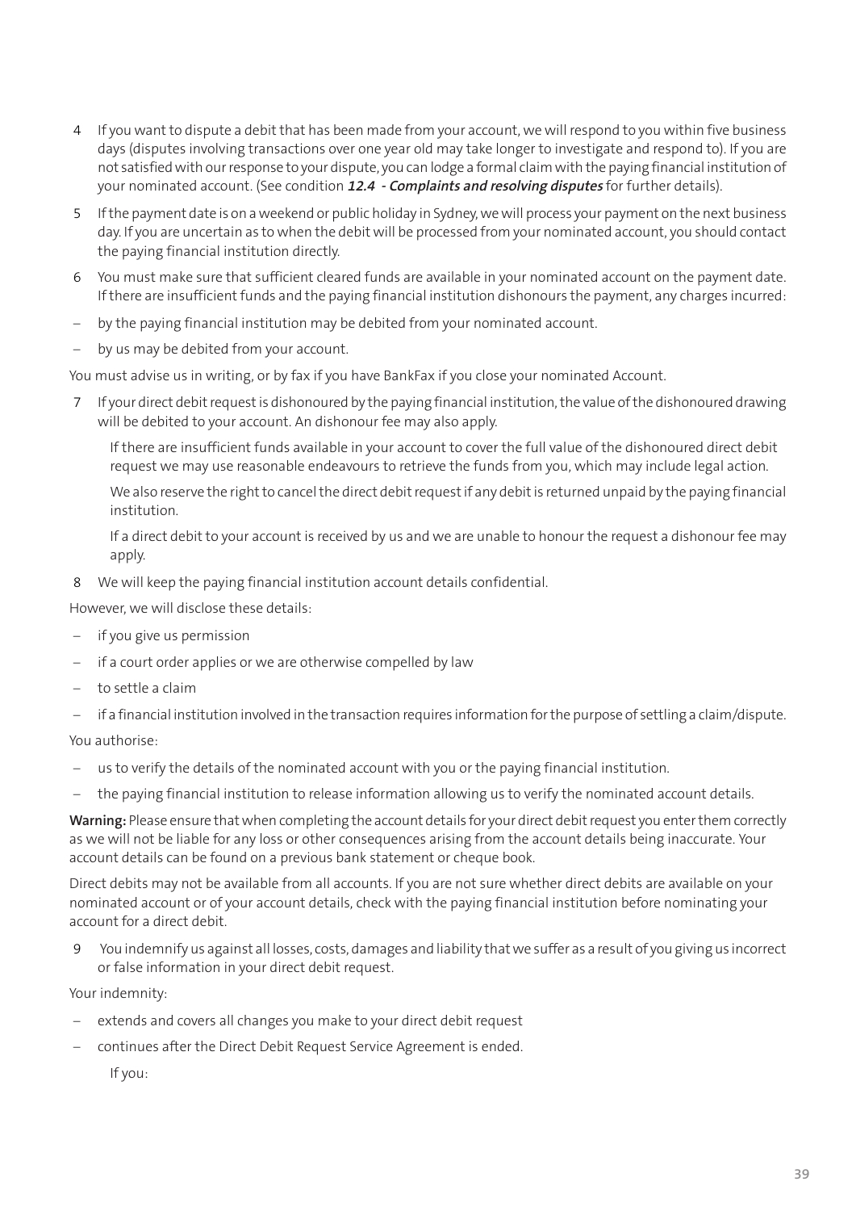4 If you want to dispute a debit that has been made from your account, we will respond to you within five business days (disputes involving transactions over one year old may take longer to investigate and respond to). If you are not satisfied with our response to your dispute, you can lodge a formal claim with the paying financial institution of your nominated account. (See condition ***12.4 - Complaints and resolving disputes*** for further details).

5 If the payment date is on a weekend or public holiday in Sydney, we will process your payment on the next business day. If you are uncertain as to when the debit will be processed from your nominated account, you should contact the paying financial institution directly.

6 You must make sure that sufficient cleared funds are available in your nominated account on the payment date. If there are insufficient funds and the paying financial institution dishonours the payment, any charges incurred:

- by the paying financial institution may be debited from your nominated account.
- by us may be debited from your account.

You must advise us in writing, or by fax if you have BankFax if you close your nominated Account.

7 If your direct debit request is dishonoured by the paying financial institution, the value of the dishonoured drawing will be debited to your account. An dishonour fee may also apply.

   If there are insufficient funds available in your account to cover the full value of the dishonoured direct debit request we may use reasonable endeavours to retrieve the funds from you, which may include legal action.

   We also reserve the right to cancel the direct debit request if any debit is returned unpaid by the paying financial institution.

   If a direct debit to your account is received by us and we are unable to honour the request a dishonour fee may apply.

8 We will keep the paying financial institution account details confidential.

However, we will disclose these details:

- if you give us permission
- if a court order applies or we are otherwise compelled by law
- to settle a claim
- if a financial institution involved in the transaction requires information for the purpose of settling a claim/dispute.

You authorise:

- us to verify the details of the nominated account with you or the paying financial institution.
- the paying financial institution to release information allowing us to verify the nominated account details.

**Warning:** Please ensure that when completing the account details for your direct debit request you enter them correctly as we will not be liable for any loss or other consequences arising from the account details being inaccurate. Your account details can be found on a previous bank statement or cheque book.

Direct debits may not be available from all accounts. If you are not sure whether direct debits are available on your nominated account or of your account details, check with the paying financial institution before nominating your account for a direct debit.

9 You indemnify us against all losses, costs, damages and liability that we suffer as a result of you giving us incorrect or false information in your direct debit request.

Your indemnity:

- extends and covers all changes you make to your direct debit request
- continues after the Direct Debit Request Service Agreement is ended.

   If you: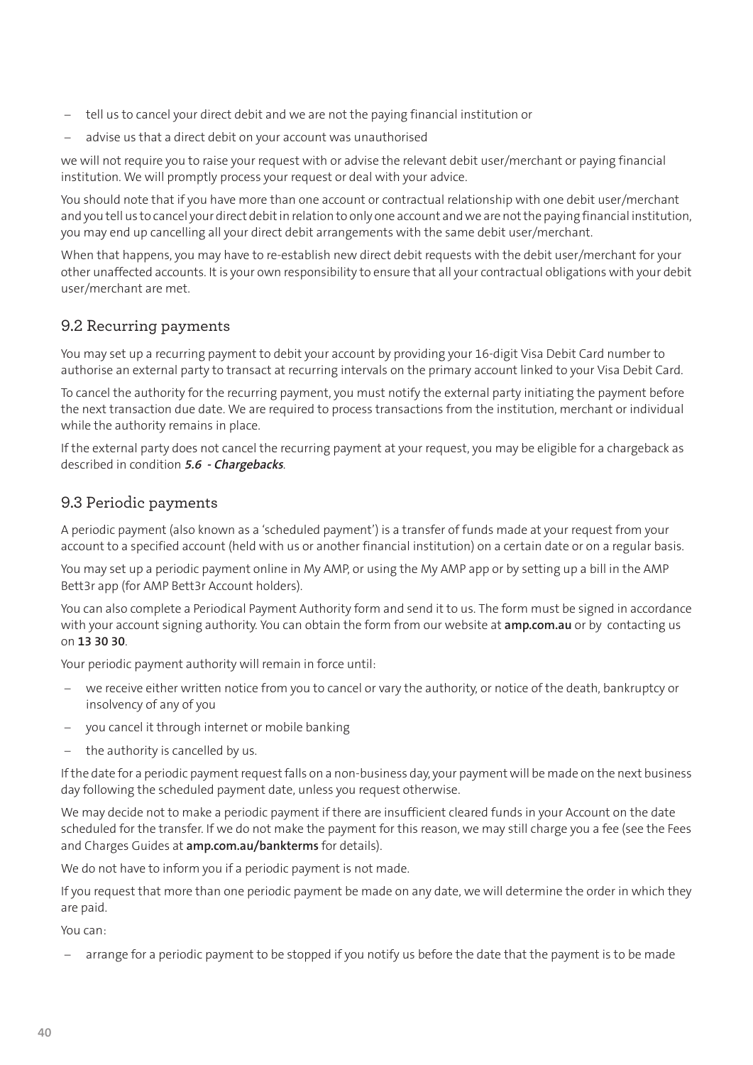- tell us to cancel your direct debit and we are not the paying financial institution or
- advise us that a direct debit on your account was unauthorised

we will not require you to raise your request with or advise the relevant debit user/merchant or paying financial institution. We will promptly process your request or deal with your advice.

You should note that if you have more than one account or contractual relationship with one debit user/merchant and you tell us to cancel your direct debit in relation to only one account and we are not the paying financial institution, you may end up cancelling all your direct debit arrangements with the same debit user/merchant.

When that happens, you may have to re-establish new direct debit requests with the debit user/merchant for your other unaffected accounts. It is your own responsibility to ensure that all your contractual obligations with your debit user/merchant are met.

## 9.2 Recurring payments

You may set up a recurring payment to debit your account by providing your 16-digit Visa Debit Card number to authorise an external party to transact at recurring intervals on the primary account linked to your Visa Debit Card.

To cancel the authority for the recurring payment, you must notify the external party initiating the payment before the next transaction due date. We are required to process transactions from the institution, merchant or individual while the authority remains in place.

If the external party does not cancel the recurring payment at your request, you may be eligible for a chargeback as described in condition ***5.6 - Chargebacks***.

## 9.3 Periodic payments

A periodic payment (also known as a 'scheduled payment') is a transfer of funds made at your request from your account to a specified account (held with us or another financial institution) on a certain date or on a regular basis.

You may set up a periodic payment online in My AMP, or using the My AMP app or by setting up a bill in the AMP Bett3r app (for AMP Bett3r Account holders).

You can also complete a Periodical Payment Authority form and send it to us. The form must be signed in accordance with your account signing authority. You can obtain the form from our website at **amp.com.au** or by contacting us on **13 30 30**.

Your periodic payment authority will remain in force until:

- we receive either written notice from you to cancel or vary the authority, or notice of the death, bankruptcy or insolvency of any of you
- you cancel it through internet or mobile banking
- the authority is cancelled by us.

If the date for a periodic payment request falls on a non-business day, your payment will be made on the next business day following the scheduled payment date, unless you request otherwise.

We may decide not to make a periodic payment if there are insufficient cleared funds in your Account on the date scheduled for the transfer. If we do not make the payment for this reason, we may still charge you a fee (see the Fees and Charges Guides at **amp.com.au/bankterms** for details).

We do not have to inform you if a periodic payment is not made.

If you request that more than one periodic payment be made on any date, we will determine the order in which they are paid.

You can:

- arrange for a periodic payment to be stopped if you notify us before the date that the payment is to be made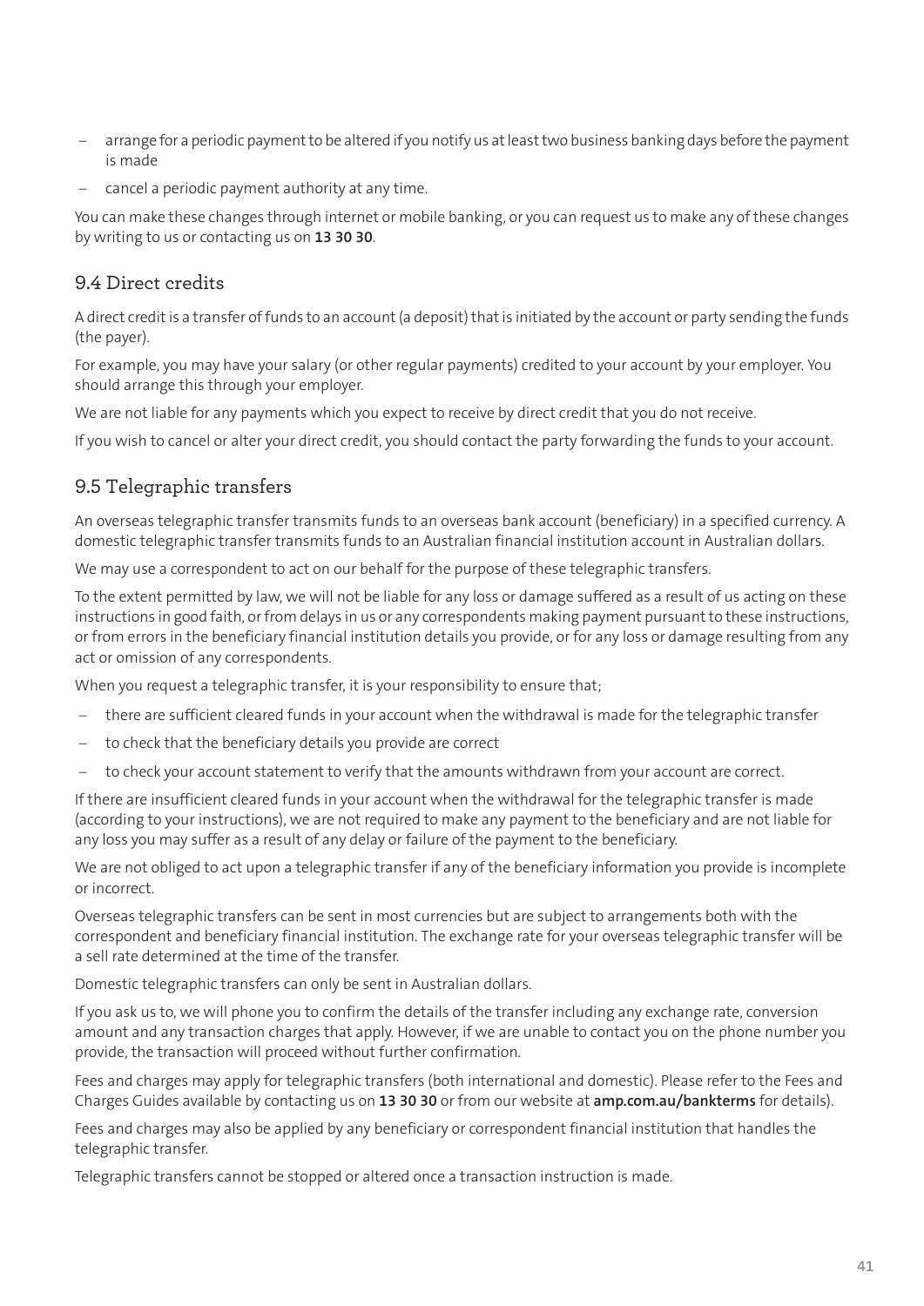- arrange for a periodic payment to be altered if you notify us at least two business banking days before the payment is made
- cancel a periodic payment authority at any time.

You can make these changes through internet or mobile banking, or you can request us to make any of these changes by writing to us or contacting us on **13 30 30**.

## 9.4 Direct credits

A direct credit is a transfer of funds to an account (a deposit) that is initiated by the account or party sending the funds (the payer).

For example, you may have your salary (or other regular payments) credited to your account by your employer. You should arrange this through your employer.

We are not liable for any payments which you expect to receive by direct credit that you do not receive.

If you wish to cancel or alter your direct credit, you should contact the party forwarding the funds to your account.

## 9.5 Telegraphic transfers

An overseas telegraphic transfer transmits funds to an overseas bank account (beneficiary) in a specified currency. A domestic telegraphic transfer transmits funds to an Australian financial institution account in Australian dollars.

We may use a correspondent to act on our behalf for the purpose of these telegraphic transfers.

To the extent permitted by law, we will not be liable for any loss or damage suffered as a result of us acting on these instructions in good faith, or from delays in us or any correspondents making payment pursuant to these instructions, or from errors in the beneficiary financial institution details you provide, or for any loss or damage resulting from any act or omission of any correspondents.

When you request a telegraphic transfer, it is your responsibility to ensure that;

- there are sufficient cleared funds in your account when the withdrawal is made for the telegraphic transfer
- to check that the beneficiary details you provide are correct
- to check your account statement to verify that the amounts withdrawn from your account are correct.

If there are insufficient cleared funds in your account when the withdrawal for the telegraphic transfer is made (according to your instructions), we are not required to make any payment to the beneficiary and are not liable for any loss you may suffer as a result of any delay or failure of the payment to the beneficiary.

We are not obliged to act upon a telegraphic transfer if any of the beneficiary information you provide is incomplete or incorrect.

Overseas telegraphic transfers can be sent in most currencies but are subject to arrangements both with the correspondent and beneficiary financial institution. The exchange rate for your overseas telegraphic transfer will be a sell rate determined at the time of the transfer.

Domestic telegraphic transfers can only be sent in Australian dollars.

If you ask us to, we will phone you to confirm the details of the transfer including any exchange rate, conversion amount and any transaction charges that apply. However, if we are unable to contact you on the phone number you provide, the transaction will proceed without further confirmation.

Fees and charges may apply for telegraphic transfers (both international and domestic). Please refer to the Fees and Charges Guides available by contacting us on **13 30 30** or from our website at **amp.com.au/bankterms** for details).

Fees and charges may also be applied by any beneficiary or correspondent financial institution that handles the telegraphic transfer.

Telegraphic transfers cannot be stopped or altered once a transaction instruction is made.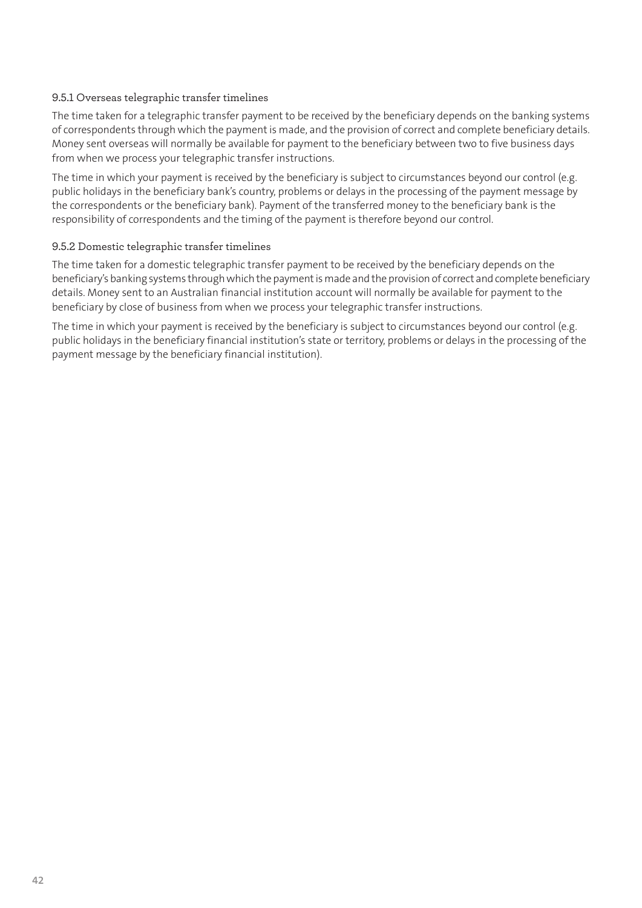#### 9.5.1 Overseas telegraphic transfer timelines

The time taken for a telegraphic transfer payment to be received by the beneficiary depends on the banking systems of correspondents through which the payment is made, and the provision of correct and complete beneficiary details. Money sent overseas will normally be available for payment to the beneficiary between two to five business days from when we process your telegraphic transfer instructions.

The time in which your payment is received by the beneficiary is subject to circumstances beyond our control (e.g. public holidays in the beneficiary bank's country, problems or delays in the processing of the payment message by the correspondents or the beneficiary bank). Payment of the transferred money to the beneficiary bank is the responsibility of correspondents and the timing of the payment is therefore beyond our control.

#### 9.5.2 Domestic telegraphic transfer timelines

The time taken for a domestic telegraphic transfer payment to be received by the beneficiary depends on the beneficiary's banking systems through which the payment is made and the provision of correct and complete beneficiary details. Money sent to an Australian financial institution account will normally be available for payment to the beneficiary by close of business from when we process your telegraphic transfer instructions.

The time in which your payment is received by the beneficiary is subject to circumstances beyond our control (e.g. public holidays in the beneficiary financial institution's state or territory, problems or delays in the processing of the payment message by the beneficiary financial institution).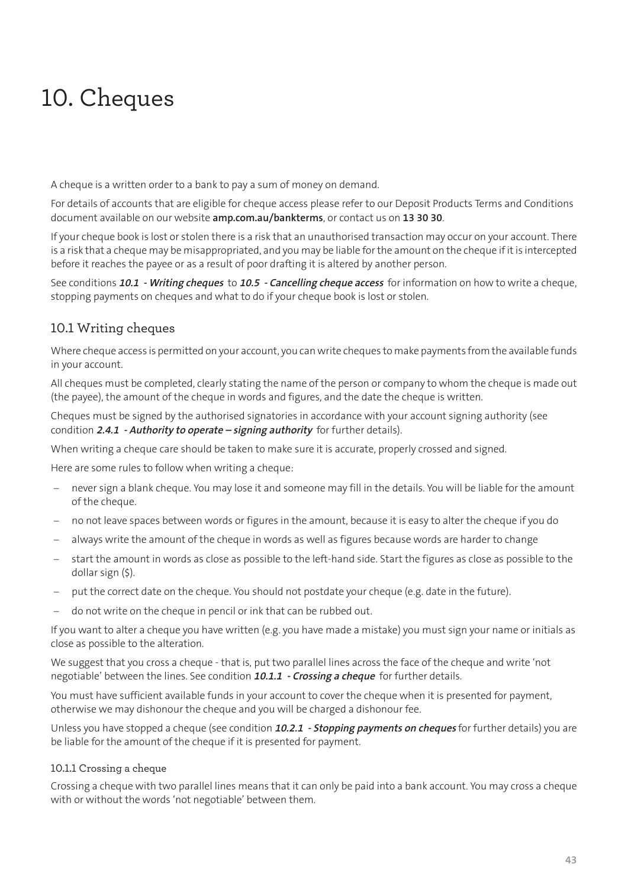# 10. Cheques

A cheque is a written order to a bank to pay a sum of money on demand.

For details of accounts that are eligible for cheque access please refer to our Deposit Products Terms and Conditions document available on our website **amp.com.au/bankterms**, or contact us on **13 30 30**.

If your cheque book is lost or stolen there is a risk that an unauthorised transaction may occur on your account. There is a risk that a cheque may be misappropriated, and you may be liable for the amount on the cheque if it is intercepted before it reaches the payee or as a result of poor drafting it is altered by another person.

See conditions ***10.1 - Writing cheques*** to ***10.5 - Cancelling cheque access*** for information on how to write a cheque, stopping payments on cheques and what to do if your cheque book is lost or stolen.

## 10.1 Writing cheques

Where cheque access is permitted on your account, you can write cheques to make payments from the available funds in your account.

All cheques must be completed, clearly stating the name of the person or company to whom the cheque is made out (the payee), the amount of the cheque in words and figures, and the date the cheque is written.

Cheques must be signed by the authorised signatories in accordance with your account signing authority (see condition ***2.4.1 - Authority to operate – signing authority*** for further details).

When writing a cheque care should be taken to make sure it is accurate, properly crossed and signed.

Here are some rules to follow when writing a cheque:

- never sign a blank cheque. You may lose it and someone may fill in the details. You will be liable for the amount of the cheque.
- no not leave spaces between words or figures in the amount, because it is easy to alter the cheque if you do
- always write the amount of the cheque in words as well as figures because words are harder to change
- start the amount in words as close as possible to the left-hand side. Start the figures as close as possible to the dollar sign ($).
- put the correct date on the cheque. You should not postdate your cheque (e.g. date in the future).
- do not write on the cheque in pencil or ink that can be rubbed out.

If you want to alter a cheque you have written (e.g. you have made a mistake) you must sign your name or initials as close as possible to the alteration.

We suggest that you cross a cheque - that is, put two parallel lines across the face of the cheque and write 'not negotiable' between the lines. See condition ***10.1.1 - Crossing a cheque*** for further details.

You must have sufficient available funds in your account to cover the cheque when it is presented for payment, otherwise we may dishonour the cheque and you will be charged a dishonour fee.

Unless you have stopped a cheque (see condition ***10.2.1 - Stopping payments on cheques*** for further details) you are be liable for the amount of the cheque if it is presented for payment.

### 10.1.1 Crossing a cheque

Crossing a cheque with two parallel lines means that it can only be paid into a bank account. You may cross a cheque with or without the words 'not negotiable' between them.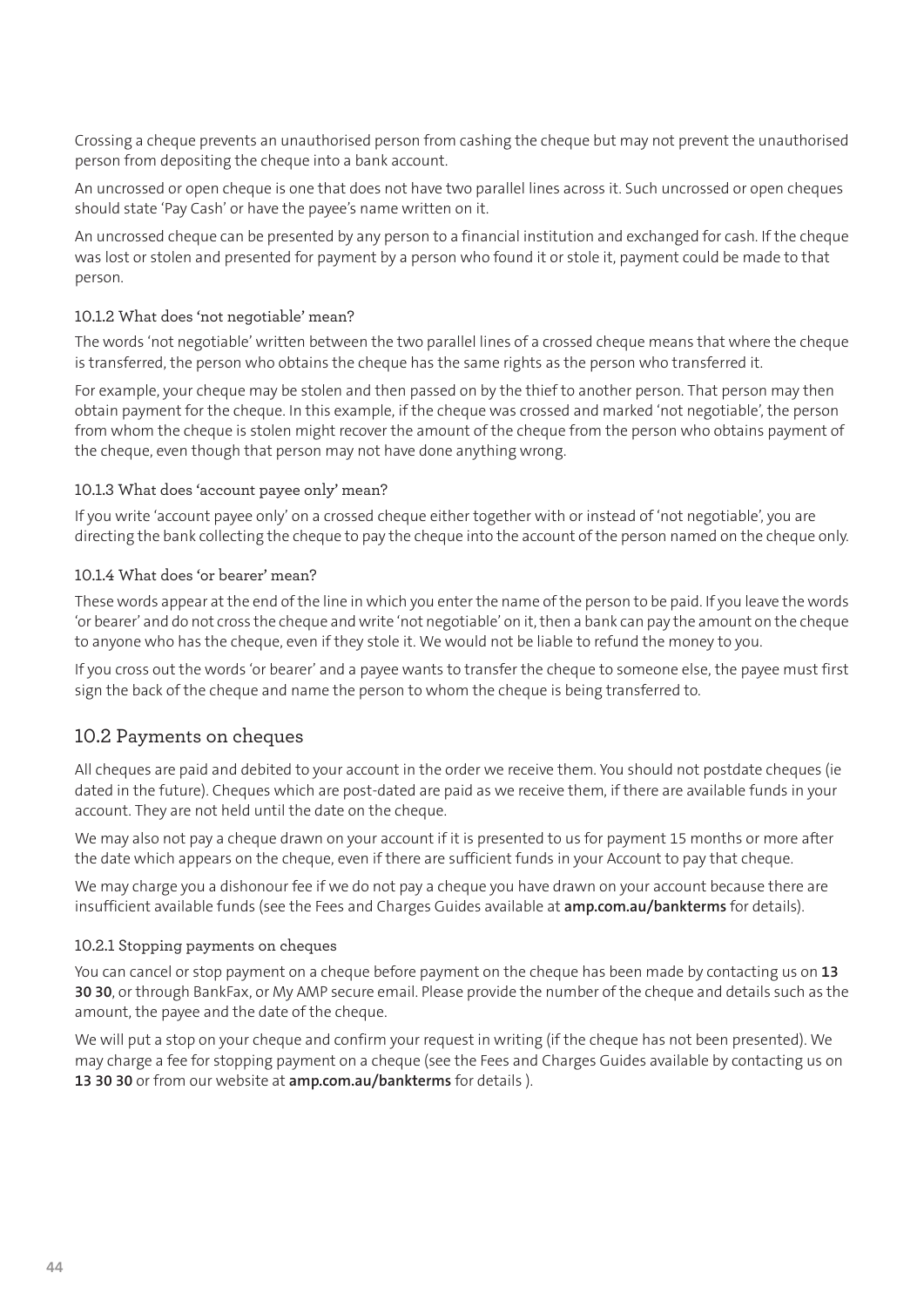Crossing a cheque prevents an unauthorised person from cashing the cheque but may not prevent the unauthorised person from depositing the cheque into a bank account.

An uncrossed or open cheque is one that does not have two parallel lines across it. Such uncrossed or open cheques should state 'Pay Cash' or have the payee's name written on it.

An uncrossed cheque can be presented by any person to a financial institution and exchanged for cash. If the cheque was lost or stolen and presented for payment by a person who found it or stole it, payment could be made to that person.

#### 10.1.2 What does 'not negotiable' mean?

The words 'not negotiable' written between the two parallel lines of a crossed cheque means that where the cheque is transferred, the person who obtains the cheque has the same rights as the person who transferred it.

For example, your cheque may be stolen and then passed on by the thief to another person. That person may then obtain payment for the cheque. In this example, if the cheque was crossed and marked 'not negotiable', the person from whom the cheque is stolen might recover the amount of the cheque from the person who obtains payment of the cheque, even though that person may not have done anything wrong.

#### 10.1.3 What does 'account payee only' mean?

If you write 'account payee only' on a crossed cheque either together with or instead of 'not negotiable', you are directing the bank collecting the cheque to pay the cheque into the account of the person named on the cheque only.

#### 10.1.4 What does 'or bearer' mean?

These words appear at the end of the line in which you enter the name of the person to be paid. If you leave the words 'or bearer' and do not cross the cheque and write 'not negotiable' on it, then a bank can pay the amount on the cheque to anyone who has the cheque, even if they stole it. We would not be liable to refund the money to you.

If you cross out the words 'or bearer' and a payee wants to transfer the cheque to someone else, the payee must first sign the back of the cheque and name the person to whom the cheque is being transferred to.

## 10.2 Payments on cheques

All cheques are paid and debited to your account in the order we receive them. You should not postdate cheques (ie dated in the future). Cheques which are post-dated are paid as we receive them, if there are available funds in your account. They are not held until the date on the cheque.

We may also not pay a cheque drawn on your account if it is presented to us for payment 15 months or more after the date which appears on the cheque, even if there are sufficient funds in your Account to pay that cheque.

We may charge you a dishonour fee if we do not pay a cheque you have drawn on your account because there are insufficient available funds (see the Fees and Charges Guides available at **amp.com.au/bankterms** for details).

#### 10.2.1 Stopping payments on cheques

You can cancel or stop payment on a cheque before payment on the cheque has been made by contacting us on **13 30 30**, or through BankFax, or My AMP secure email. Please provide the number of the cheque and details such as the amount, the payee and the date of the cheque.

We will put a stop on your cheque and confirm your request in writing (if the cheque has not been presented). We may charge a fee for stopping payment on a cheque (see the Fees and Charges Guides available by contacting us on **13 30 30** or from our website at **amp.com.au/bankterms** for details ).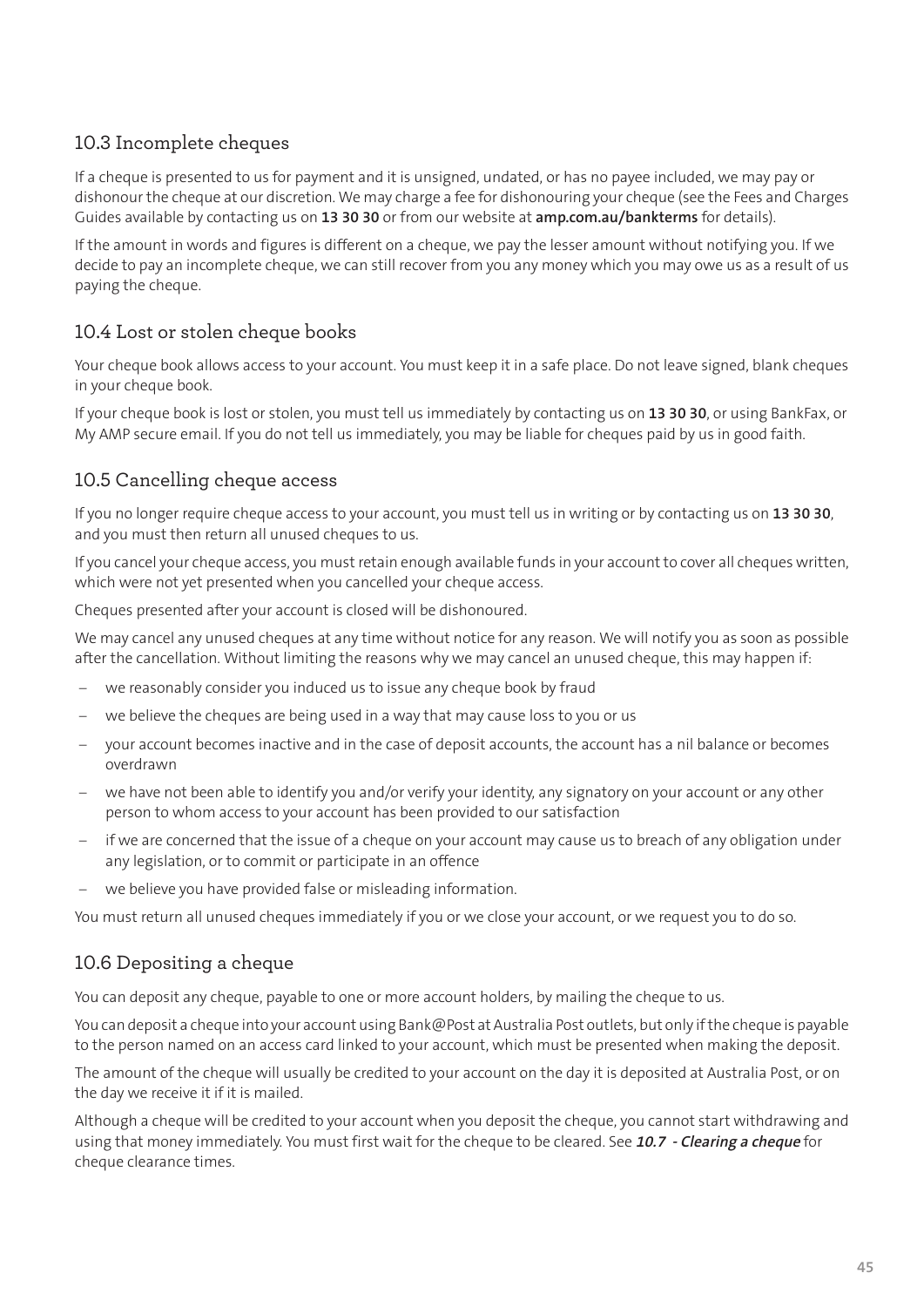## 10.3 Incomplete cheques

If a cheque is presented to us for payment and it is unsigned, undated, or has no payee included, we may pay or dishonour the cheque at our discretion. We may charge a fee for dishonouring your cheque (see the Fees and Charges Guides available by contacting us on **13 30 30** or from our website at **amp.com.au/bankterms** for details).

If the amount in words and figures is different on a cheque, we pay the lesser amount without notifying you. If we decide to pay an incomplete cheque, we can still recover from you any money which you may owe us as a result of us paying the cheque.

## 10.4 Lost or stolen cheque books

Your cheque book allows access to your account. You must keep it in a safe place. Do not leave signed, blank cheques in your cheque book.

If your cheque book is lost or stolen, you must tell us immediately by contacting us on **13 30 30**, or using BankFax, or My AMP secure email. If you do not tell us immediately, you may be liable for cheques paid by us in good faith.

## 10.5 Cancelling cheque access

If you no longer require cheque access to your account, you must tell us in writing or by contacting us on **13 30 30**, and you must then return all unused cheques to us.

If you cancel your cheque access, you must retain enough available funds in your account to cover all cheques written, which were not yet presented when you cancelled your cheque access.

Cheques presented after your account is closed will be dishonoured.

We may cancel any unused cheques at any time without notice for any reason. We will notify you as soon as possible after the cancellation. Without limiting the reasons why we may cancel an unused cheque, this may happen if:

- we reasonably consider you induced us to issue any cheque book by fraud
- we believe the cheques are being used in a way that may cause loss to you or us
- your account becomes inactive and in the case of deposit accounts, the account has a nil balance or becomes overdrawn
- we have not been able to identify you and/or verify your identity, any signatory on your account or any other person to whom access to your account has been provided to our satisfaction
- if we are concerned that the issue of a cheque on your account may cause us to breach of any obligation under any legislation, or to commit or participate in an offence
- we believe you have provided false or misleading information.

You must return all unused cheques immediately if you or we close your account, or we request you to do so.

## 10.6 Depositing a cheque

You can deposit any cheque, payable to one or more account holders, by mailing the cheque to us.

You can deposit a cheque into your account using Bank@Post at Australia Post outlets, but only if the cheque is payable to the person named on an access card linked to your account, which must be presented when making the deposit.

The amount of the cheque will usually be credited to your account on the day it is deposited at Australia Post, or on the day we receive it if it is mailed.

Although a cheque will be credited to your account when you deposit the cheque, you cannot start withdrawing and using that money immediately. You must first wait for the cheque to be cleared. See ***10.7 - Clearing a cheque*** for cheque clearance times.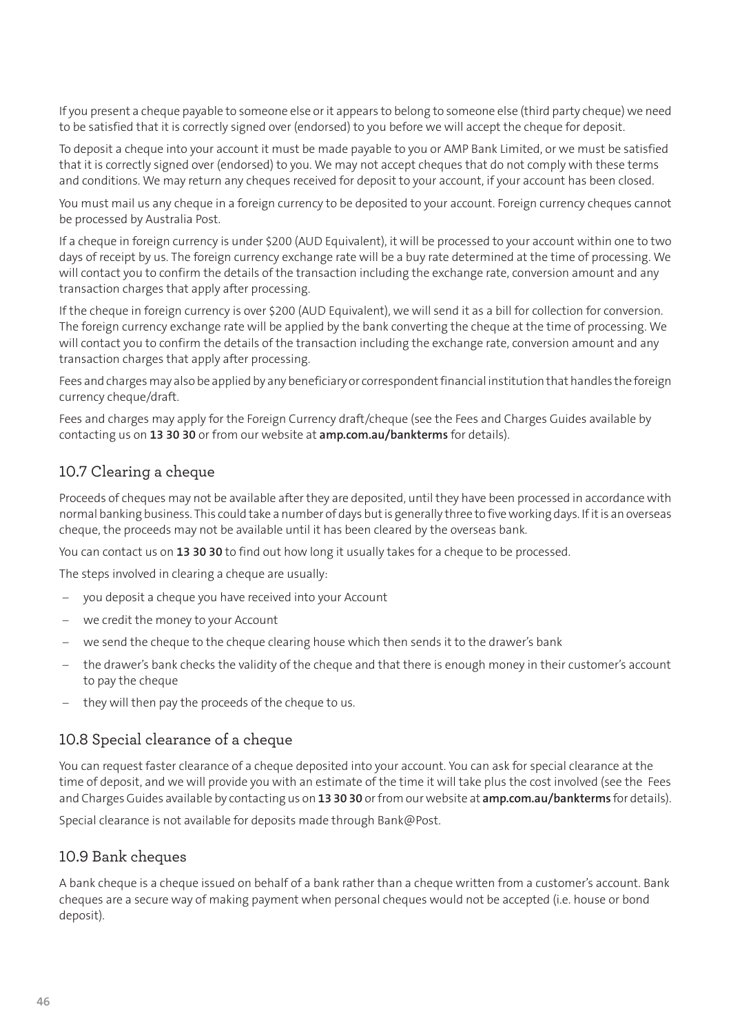If you present a cheque payable to someone else or it appears to belong to someone else (third party cheque) we need to be satisfied that it is correctly signed over (endorsed) to you before we will accept the cheque for deposit.

To deposit a cheque into your account it must be made payable to you or AMP Bank Limited, or we must be satisfied that it is correctly signed over (endorsed) to you. We may not accept cheques that do not comply with these terms and conditions. We may return any cheques received for deposit to your account, if your account has been closed.

You must mail us any cheque in a foreign currency to be deposited to your account. Foreign currency cheques cannot be processed by Australia Post.

If a cheque in foreign currency is under $200 (AUD Equivalent), it will be processed to your account within one to two days of receipt by us. The foreign currency exchange rate will be a buy rate determined at the time of processing. We will contact you to confirm the details of the transaction including the exchange rate, conversion amount and any transaction charges that apply after processing.

If the cheque in foreign currency is over $200 (AUD Equivalent), we will send it as a bill for collection for conversion. The foreign currency exchange rate will be applied by the bank converting the cheque at the time of processing. We will contact you to confirm the details of the transaction including the exchange rate, conversion amount and any transaction charges that apply after processing.

Fees and charges may also be applied by any beneficiary or correspondent financial institution that handles the foreign currency cheque/draft.

Fees and charges may apply for the Foreign Currency draft/cheque (see the Fees and Charges Guides available by contacting us on **13 30 30** or from our website at **amp.com.au/bankterms** for details).

## 10.7 Clearing a cheque

Proceeds of cheques may not be available after they are deposited, until they have been processed in accordance with normal banking business. This could take a number of days but is generally three to five working days. If it is an overseas cheque, the proceeds may not be available until it has been cleared by the overseas bank.

You can contact us on **13 30 30** to find out how long it usually takes for a cheque to be processed.

The steps involved in clearing a cheque are usually:

- you deposit a cheque you have received into your Account
- we credit the money to your Account
- we send the cheque to the cheque clearing house which then sends it to the drawer's bank
- the drawer's bank checks the validity of the cheque and that there is enough money in their customer's account to pay the cheque
- they will then pay the proceeds of the cheque to us.

## 10.8 Special clearance of a cheque

You can request faster clearance of a cheque deposited into your account. You can ask for special clearance at the time of deposit, and we will provide you with an estimate of the time it will take plus the cost involved (see the Fees and Charges Guides available by contacting us on **13 30 30** or from our website at **amp.com.au/bankterms** for details).

Special clearance is not available for deposits made through Bank@Post.

## 10.9 Bank cheques

A bank cheque is a cheque issued on behalf of a bank rather than a cheque written from a customer's account. Bank cheques are a secure way of making payment when personal cheques would not be accepted (i.e. house or bond deposit).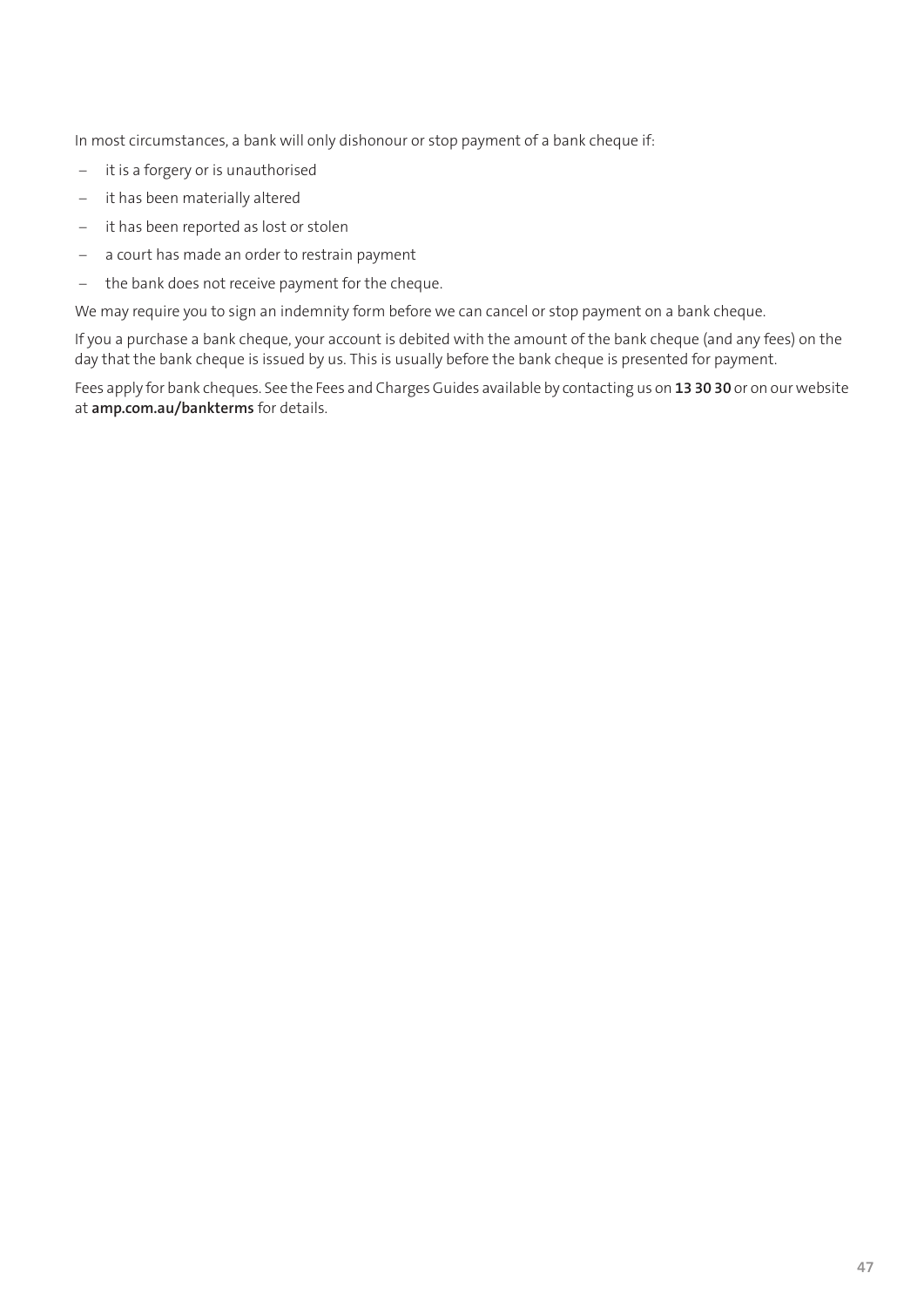In most circumstances, a bank will only dishonour or stop payment of a bank cheque if:

- it is a forgery or is unauthorised
- it has been materially altered
- it has been reported as lost or stolen
- a court has made an order to restrain payment
- the bank does not receive payment for the cheque.

We may require you to sign an indemnity form before we can cancel or stop payment on a bank cheque.

If you a purchase a bank cheque, your account is debited with the amount of the bank cheque (and any fees) on the day that the bank cheque is issued by us. This is usually before the bank cheque is presented for payment.

Fees apply for bank cheques. See the Fees and Charges Guides available by contacting us on **13 30 30** or on our website at **amp.com.au/bankterms** for details.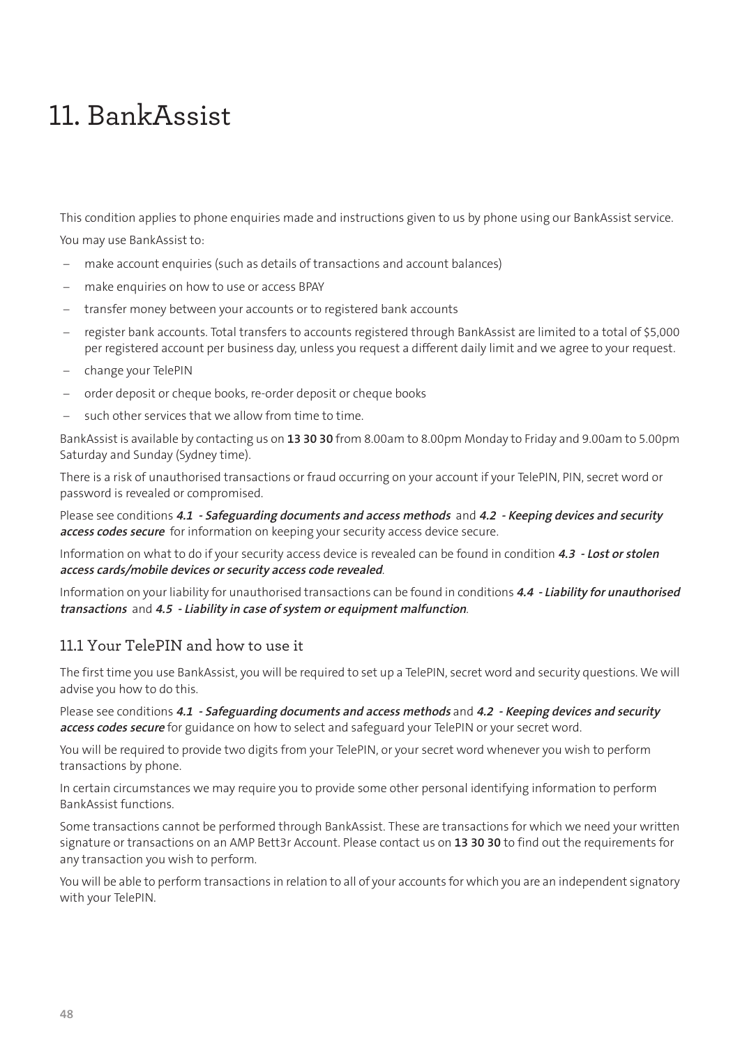# 11. BankAssist

This condition applies to phone enquiries made and instructions given to us by phone using our BankAssist service.

You may use BankAssist to:

- make account enquiries (such as details of transactions and account balances)
- make enquiries on how to use or access BPAY
- transfer money between your accounts or to registered bank accounts
- register bank accounts. Total transfers to accounts registered through BankAssist are limited to a total of $5,000 per registered account per business day, unless you request a different daily limit and we agree to your request.
- change your TelePIN
- order deposit or cheque books, re-order deposit or cheque books
- such other services that we allow from time to time.

BankAssist is available by contacting us on **13 30 30** from 8.00am to 8.00pm Monday to Friday and 9.00am to 5.00pm Saturday and Sunday (Sydney time).

There is a risk of unauthorised transactions or fraud occurring on your account if your TelePIN, PIN, secret word or password is revealed or compromised.

Please see conditions ***4.1 - Safeguarding documents and access methods*** and ***4.2 - Keeping devices and security access codes secure*** for information on keeping your security access device secure.

Information on what to do if your security access device is revealed can be found in condition ***4.3 - Lost or stolen access cards/mobile devices or security access code revealed***.

Information on your liability for unauthorised transactions can be found in conditions ***4.4 - Liability for unauthorised transactions*** and ***4.5 - Liability in case of system or equipment malfunction***.

## 11.1 Your TelePIN and how to use it

The first time you use BankAssist, you will be required to set up a TelePIN, secret word and security questions. We will advise you how to do this.

Please see conditions ***4.1 - Safeguarding documents and access methods*** and ***4.2 - Keeping devices and security access codes secure*** for guidance on how to select and safeguard your TelePIN or your secret word.

You will be required to provide two digits from your TelePIN, or your secret word whenever you wish to perform transactions by phone.

In certain circumstances we may require you to provide some other personal identifying information to perform BankAssist functions.

Some transactions cannot be performed through BankAssist. These are transactions for which we need your written signature or transactions on an AMP Bett3r Account. Please contact us on **13 30 30** to find out the requirements for any transaction you wish to perform.

You will be able to perform transactions in relation to all of your accounts for which you are an independent signatory with your TelePIN.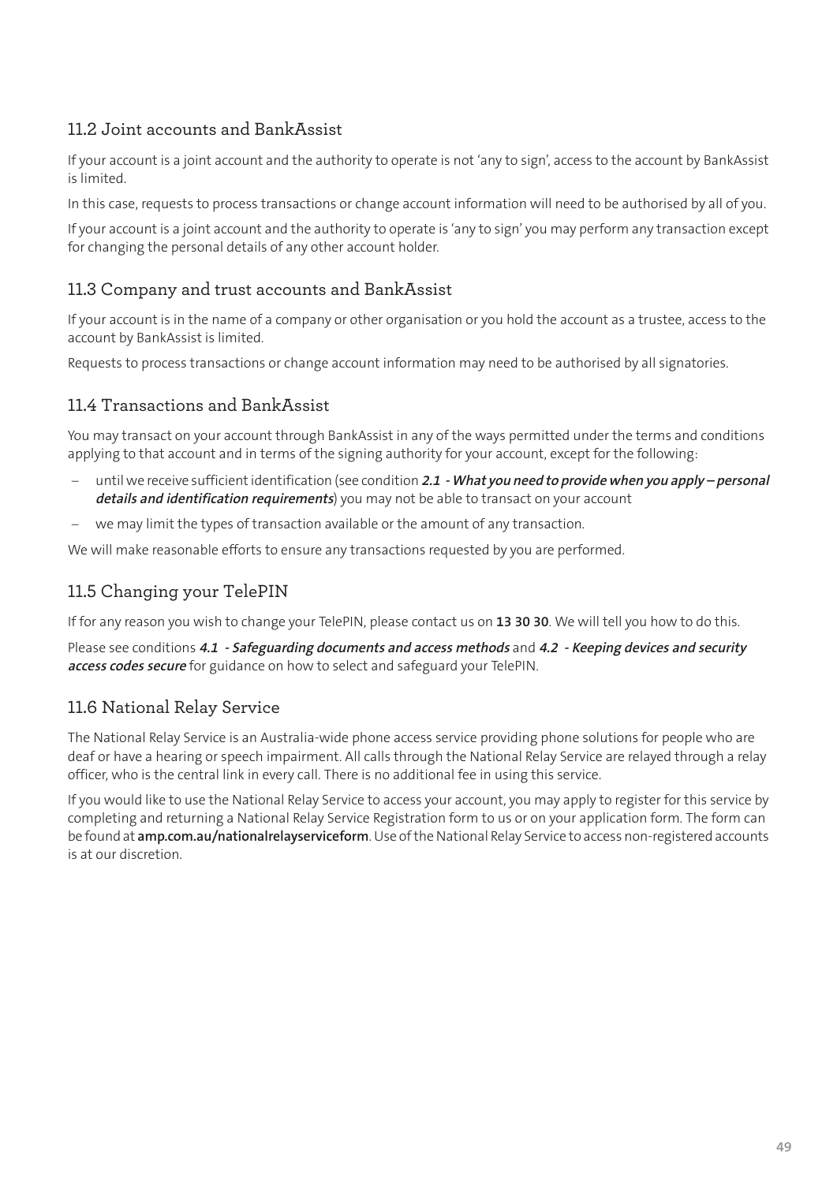## 11.2 Joint accounts and BankAssist

If your account is a joint account and the authority to operate is not 'any to sign', access to the account by BankAssist is limited.

In this case, requests to process transactions or change account information will need to be authorised by all of you.

If your account is a joint account and the authority to operate is 'any to sign' you may perform any transaction except for changing the personal details of any other account holder.

## 11.3 Company and trust accounts and BankAssist

If your account is in the name of a company or other organisation or you hold the account as a trustee, access to the account by BankAssist is limited.

Requests to process transactions or change account information may need to be authorised by all signatories.

## 11.4 Transactions and BankAssist

You may transact on your account through BankAssist in any of the ways permitted under the terms and conditions applying to that account and in terms of the signing authority for your account, except for the following:

- until we receive sufficient identification (see condition ***2.1 - What you need to provide when you apply – personal details and identification requirements***) you may not be able to transact on your account
- we may limit the types of transaction available or the amount of any transaction.

We will make reasonable efforts to ensure any transactions requested by you are performed.

## 11.5 Changing your TelePIN

If for any reason you wish to change your TelePIN, please contact us on **13 30 30**. We will tell you how to do this.

Please see conditions ***4.1 - Safeguarding documents and access methods*** and ***4.2 - Keeping devices and security access codes secure*** for guidance on how to select and safeguard your TelePIN.

## 11.6 National Relay Service

The National Relay Service is an Australia-wide phone access service providing phone solutions for people who are deaf or have a hearing or speech impairment. All calls through the National Relay Service are relayed through a relay officer, who is the central link in every call. There is no additional fee in using this service.

If you would like to use the National Relay Service to access your account, you may apply to register for this service by completing and returning a National Relay Service Registration form to us or on your application form. The form can be found at **amp.com.au/nationalrelayserviceform**. Use of the National Relay Service to access non-registered accounts is at our discretion.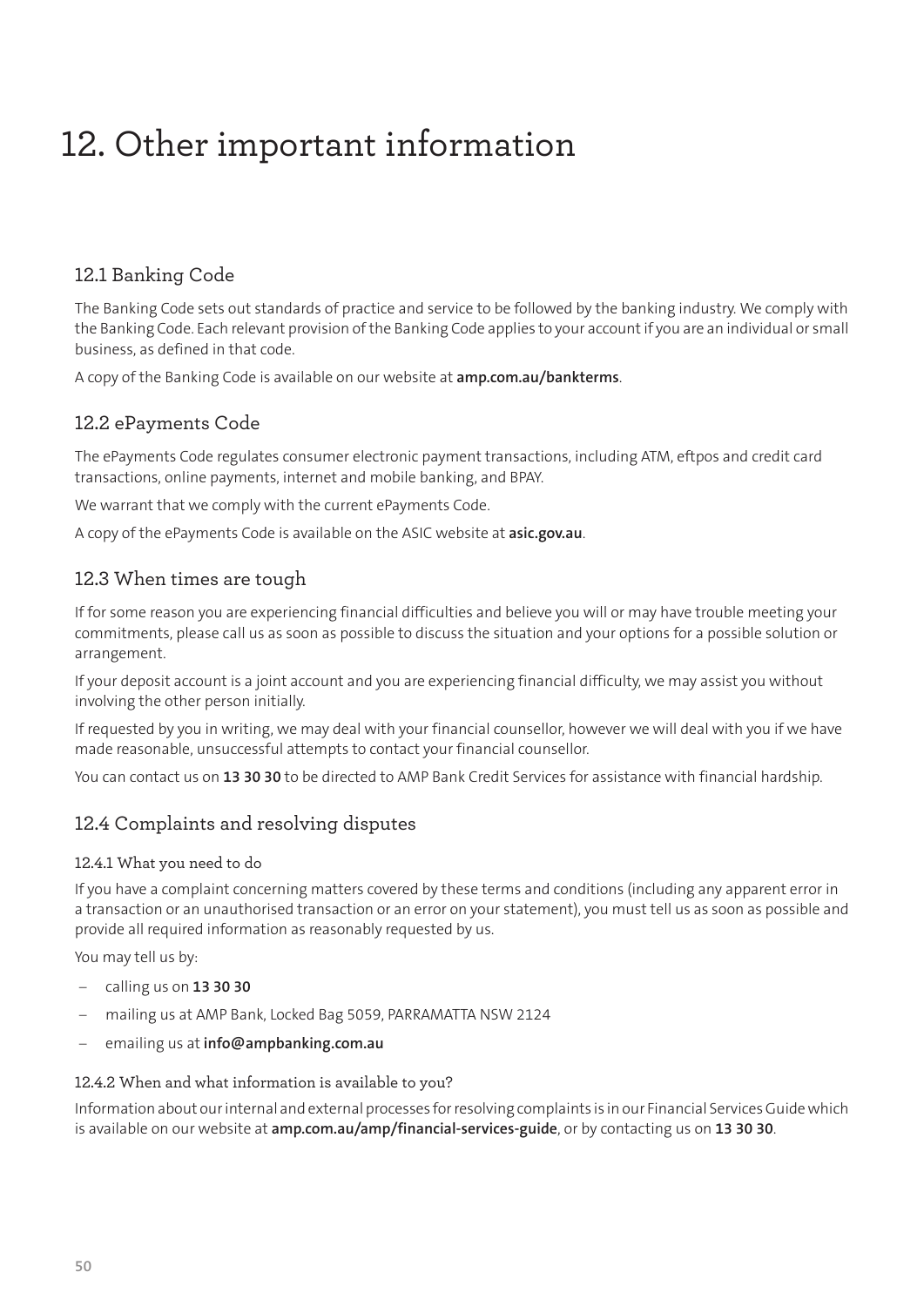# 12. Other important information

## 12.1 Banking Code

The Banking Code sets out standards of practice and service to be followed by the banking industry. We comply with the Banking Code. Each relevant provision of the Banking Code applies to your account if you are an individual or small business, as defined in that code.

A copy of the Banking Code is available on our website at **amp.com.au/bankterms**.

## 12.2 ePayments Code

The ePayments Code regulates consumer electronic payment transactions, including ATM, eftpos and credit card transactions, online payments, internet and mobile banking, and BPAY.

We warrant that we comply with the current ePayments Code.

A copy of the ePayments Code is available on the ASIC website at **asic.gov.au**.

## 12.3 When times are tough

If for some reason you are experiencing financial difficulties and believe you will or may have trouble meeting your commitments, please call us as soon as possible to discuss the situation and your options for a possible solution or arrangement.

If your deposit account is a joint account and you are experiencing financial difficulty, we may assist you without involving the other person initially.

If requested by you in writing, we may deal with your financial counsellor, however we will deal with you if we have made reasonable, unsuccessful attempts to contact your financial counsellor.

You can contact us on **13 30 30** to be directed to AMP Bank Credit Services for assistance with financial hardship.

## 12.4 Complaints and resolving disputes

### 12.4.1 What you need to do

If you have a complaint concerning matters covered by these terms and conditions (including any apparent error in a transaction or an unauthorised transaction or an error on your statement), you must tell us as soon as possible and provide all required information as reasonably requested by us.

You may tell us by:

- calling us on **13 30 30**
- mailing us at AMP Bank, Locked Bag 5059, PARRAMATTA NSW 2124
- emailing us at **info@ampbanking.com.au**

### 12.4.2 When and what information is available to you?

Information about our internal and external processes for resolving complaints is in our Financial Services Guide which is available on our website at **amp.com.au/amp/financial-services-guide**, or by contacting us on **13 30 30**.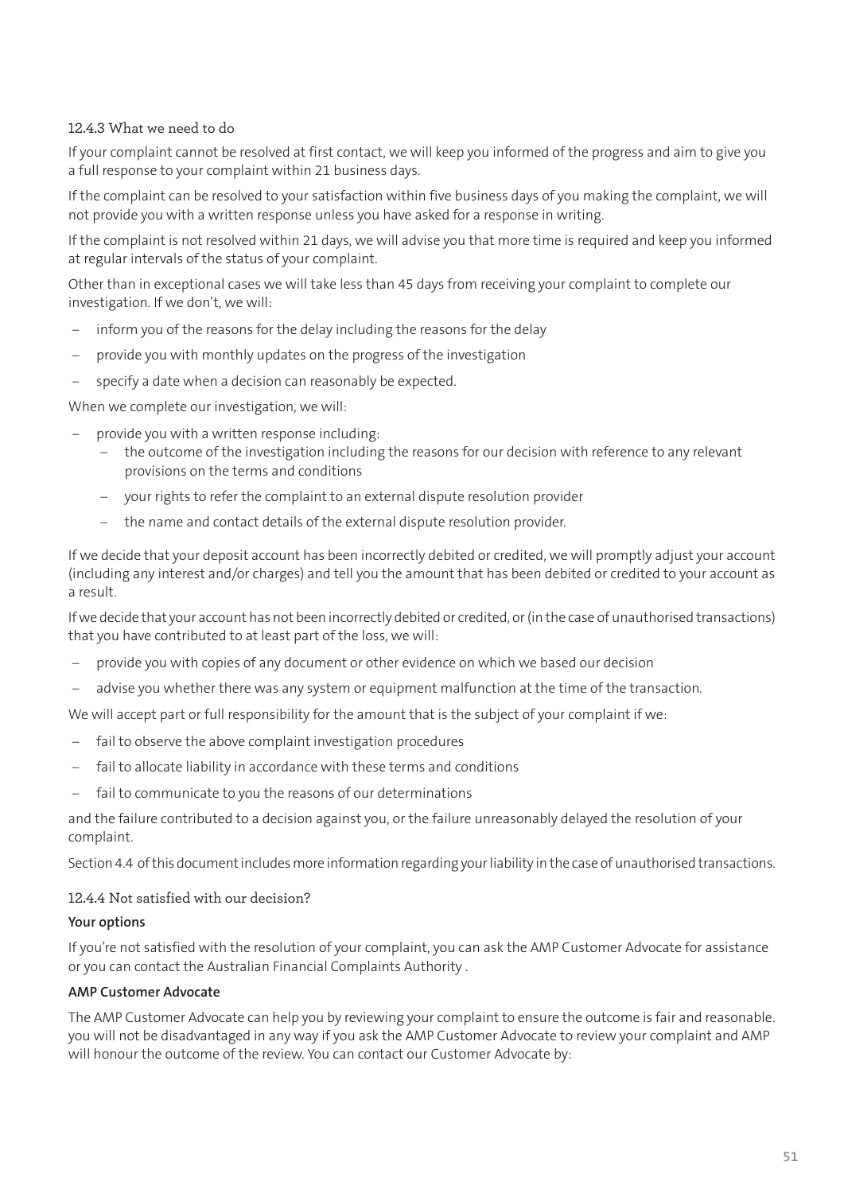#### 12.4.3 What we need to do

If your complaint cannot be resolved at first contact, we will keep you informed of the progress and aim to give you a full response to your complaint within 21 business days.

If the complaint can be resolved to your satisfaction within five business days of you making the complaint, we will not provide you with a written response unless you have asked for a response in writing.

If the complaint is not resolved within 21 days, we will advise you that more time is required and keep you informed at regular intervals of the status of your complaint.

Other than in exceptional cases we will take less than 45 days from receiving your complaint to complete our investigation. If we don't, we will:

- inform you of the reasons for the delay including the reasons for the delay
- provide you with monthly updates on the progress of the investigation
- specify a date when a decision can reasonably be expected.

When we complete our investigation, we will:

- provide you with a written response including:
  - the outcome of the investigation including the reasons for our decision with reference to any relevant provisions on the terms and conditions
  - your rights to refer the complaint to an external dispute resolution provider
  - the name and contact details of the external dispute resolution provider.

If we decide that your deposit account has been incorrectly debited or credited, we will promptly adjust your account (including any interest and/or charges) and tell you the amount that has been debited or credited to your account as a result.

If we decide that your account has not been incorrectly debited or credited, or (in the case of unauthorised transactions) that you have contributed to at least part of the loss, we will:

- provide you with copies of any document or other evidence on which we based our decision
- advise you whether there was any system or equipment malfunction at the time of the transaction.

We will accept part or full responsibility for the amount that is the subject of your complaint if we:

- fail to observe the above complaint investigation procedures
- fail to allocate liability in accordance with these terms and conditions
- fail to communicate to you the reasons of our determinations

and the failure contributed to a decision against you, or the failure unreasonably delayed the resolution of your complaint.

Section 4.4 of this document includes more information regarding your liability in the case of unauthorised transactions.

#### 12.4.4 Not satisfied with our decision?

**Your options**

If you're not satisfied with the resolution of your complaint, you can ask the AMP Customer Advocate for assistance or you can contact the Australian Financial Complaints Authority .

**AMP Customer Advocate**

The AMP Customer Advocate can help you by reviewing your complaint to ensure the outcome is fair and reasonable. you will not be disadvantaged in any way if you ask the AMP Customer Advocate to review your complaint and AMP will honour the outcome of the review. You can contact our Customer Advocate by: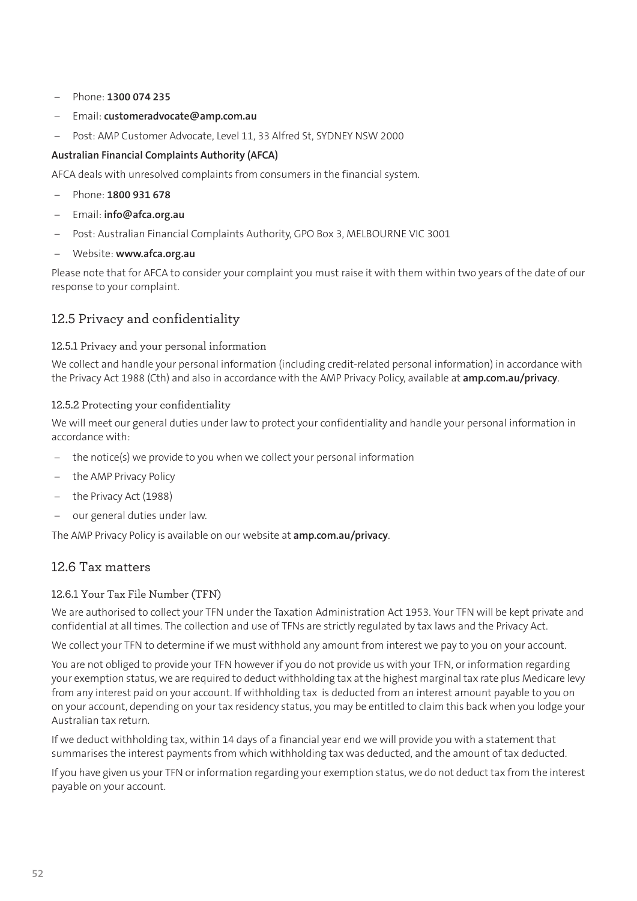- Phone: **1300 074 235**
- Email: **customeradvocate@amp.com.au**
- Post: AMP Customer Advocate, Level 11, 33 Alfred St, SYDNEY NSW 2000

**Australian Financial Complaints Authority (AFCA)**

AFCA deals with unresolved complaints from consumers in the financial system.

- Phone: **1800 931 678**
- Email: **info@afca.org.au**
- Post: Australian Financial Complaints Authority, GPO Box 3, MELBOURNE VIC 3001
- Website: **www.afca.org.au**

Please note that for AFCA to consider your complaint you must raise it with them within two years of the date of our response to your complaint.

## 12.5 Privacy and confidentiality

### 12.5.1 Privacy and your personal information

We collect and handle your personal information (including credit-related personal information) in accordance with the Privacy Act 1988 (Cth) and also in accordance with the AMP Privacy Policy, available at **amp.com.au/privacy**.

### 12.5.2 Protecting your confidentiality

We will meet our general duties under law to protect your confidentiality and handle your personal information in accordance with:

- the notice(s) we provide to you when we collect your personal information
- the AMP Privacy Policy
- the Privacy Act (1988)
- our general duties under law.

The AMP Privacy Policy is available on our website at **amp.com.au/privacy**.

## 12.6 Tax matters

### 12.6.1 Your Tax File Number (TFN)

We are authorised to collect your TFN under the Taxation Administration Act 1953. Your TFN will be kept private and confidential at all times. The collection and use of TFNs are strictly regulated by tax laws and the Privacy Act.

We collect your TFN to determine if we must withhold any amount from interest we pay to you on your account.

You are not obliged to provide your TFN however if you do not provide us with your TFN, or information regarding your exemption status, we are required to deduct withholding tax at the highest marginal tax rate plus Medicare levy from any interest paid on your account. If withholding tax is deducted from an interest amount payable to you on on your account, depending on your tax residency status, you may be entitled to claim this back when you lodge your Australian tax return.

If we deduct withholding tax, within 14 days of a financial year end we will provide you with a statement that summarises the interest payments from which withholding tax was deducted, and the amount of tax deducted.

If you have given us your TFN or information regarding your exemption status, we do not deduct tax from the interest payable on your account.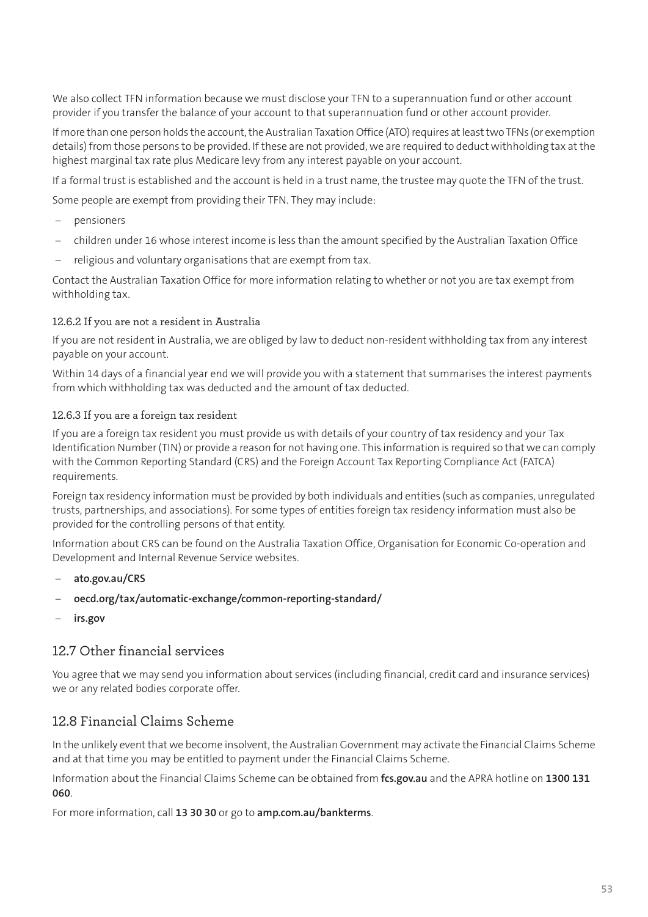We also collect TFN information because we must disclose your TFN to a superannuation fund or other account provider if you transfer the balance of your account to that superannuation fund or other account provider.

If more than one person holds the account, the Australian Taxation Office (ATO) requires at least two TFNs (or exemption details) from those persons to be provided. If these are not provided, we are required to deduct withholding tax at the highest marginal tax rate plus Medicare levy from any interest payable on your account.

If a formal trust is established and the account is held in a trust name, the trustee may quote the TFN of the trust.

Some people are exempt from providing their TFN. They may include:

- pensioners
- children under 16 whose interest income is less than the amount specified by the Australian Taxation Office
- religious and voluntary organisations that are exempt from tax.

Contact the Australian Taxation Office for more information relating to whether or not you are tax exempt from withholding tax.

#### 12.6.2 If you are not a resident in Australia

If you are not resident in Australia, we are obliged by law to deduct non-resident withholding tax from any interest payable on your account.

Within 14 days of a financial year end we will provide you with a statement that summarises the interest payments from which withholding tax was deducted and the amount of tax deducted.

#### 12.6.3 If you are a foreign tax resident

If you are a foreign tax resident you must provide us with details of your country of tax residency and your Tax Identification Number (TIN) or provide a reason for not having one. This information is required so that we can comply with the Common Reporting Standard (CRS) and the Foreign Account Tax Reporting Compliance Act (FATCA) requirements.

Foreign tax residency information must be provided by both individuals and entities (such as companies, unregulated trusts, partnerships, and associations). For some types of entities foreign tax residency information must also be provided for the controlling persons of that entity.

Information about CRS can be found on the Australia Taxation Office, Organisation for Economic Co-operation and Development and Internal Revenue Service websites.

- **ato.gov.au/CRS**
- **oecd.org/tax/automatic-exchange/common-reporting-standard/**
- **irs.gov**

## 12.7 Other financial services

You agree that we may send you information about services (including financial, credit card and insurance services) we or any related bodies corporate offer.

## 12.8 Financial Claims Scheme

In the unlikely event that we become insolvent, the Australian Government may activate the Financial Claims Scheme and at that time you may be entitled to payment under the Financial Claims Scheme.

Information about the Financial Claims Scheme can be obtained from **fcs.gov.au** and the APRA hotline on **1300 131 060**.

For more information, call **13 30 30** or go to **amp.com.au/bankterms**.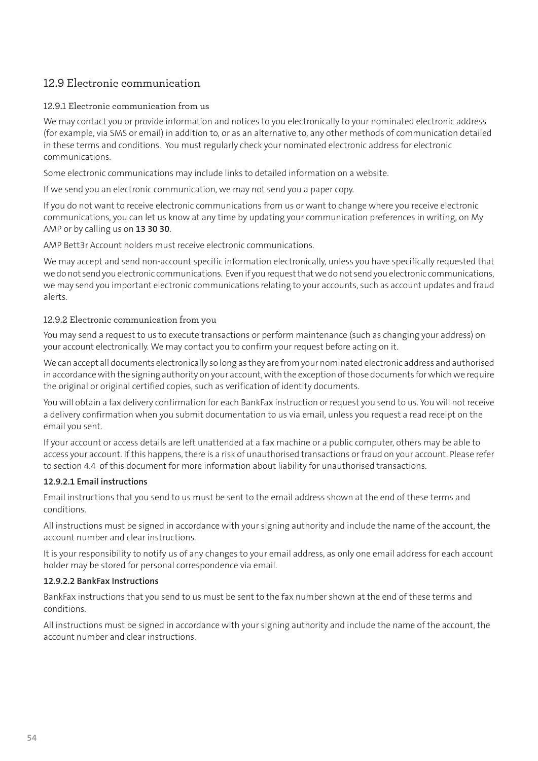## 12.9 Electronic communication

### 12.9.1 Electronic communication from us

We may contact you or provide information and notices to you electronically to your nominated electronic address (for example, via SMS or email) in addition to, or as an alternative to, any other methods of communication detailed in these terms and conditions. You must regularly check your nominated electronic address for electronic communications.

Some electronic communications may include links to detailed information on a website.

If we send you an electronic communication, we may not send you a paper copy.

If you do not want to receive electronic communications from us or want to change where you receive electronic communications, you can let us know at any time by updating your communication preferences in writing, on My AMP or by calling us on **13 30 30**.

AMP Bett3r Account holders must receive electronic communications.

We may accept and send non-account specific information electronically, unless you have specifically requested that we do not send you electronic communications. Even if you request that we do not send you electronic communications, we may send you important electronic communications relating to your accounts, such as account updates and fraud alerts.

### 12.9.2 Electronic communication from you

You may send a request to us to execute transactions or perform maintenance (such as changing your address) on your account electronically. We may contact you to confirm your request before acting on it.

We can accept all documents electronically so long as they are from your nominated electronic address and authorised in accordance with the signing authority on your account, with the exception of those documents for which we require the original or original certified copies, such as verification of identity documents.

You will obtain a fax delivery confirmation for each BankFax instruction or request you send to us. You will not receive a delivery confirmation when you submit documentation to us via email, unless you request a read receipt on the email you sent.

If your account or access details are left unattended at a fax machine or a public computer, others may be able to access your account. If this happens, there is a risk of unauthorised transactions or fraud on your account. Please refer to section 4.4 of this document for more information about liability for unauthorised transactions.

#### 12.9.2.1 Email instructions

Email instructions that you send to us must be sent to the email address shown at the end of these terms and conditions.

All instructions must be signed in accordance with your signing authority and include the name of the account, the account number and clear instructions.

It is your responsibility to notify us of any changes to your email address, as only one email address for each account holder may be stored for personal correspondence via email.

#### 12.9.2.2 BankFax Instructions

BankFax instructions that you send to us must be sent to the fax number shown at the end of these terms and conditions.

All instructions must be signed in accordance with your signing authority and include the name of the account, the account number and clear instructions.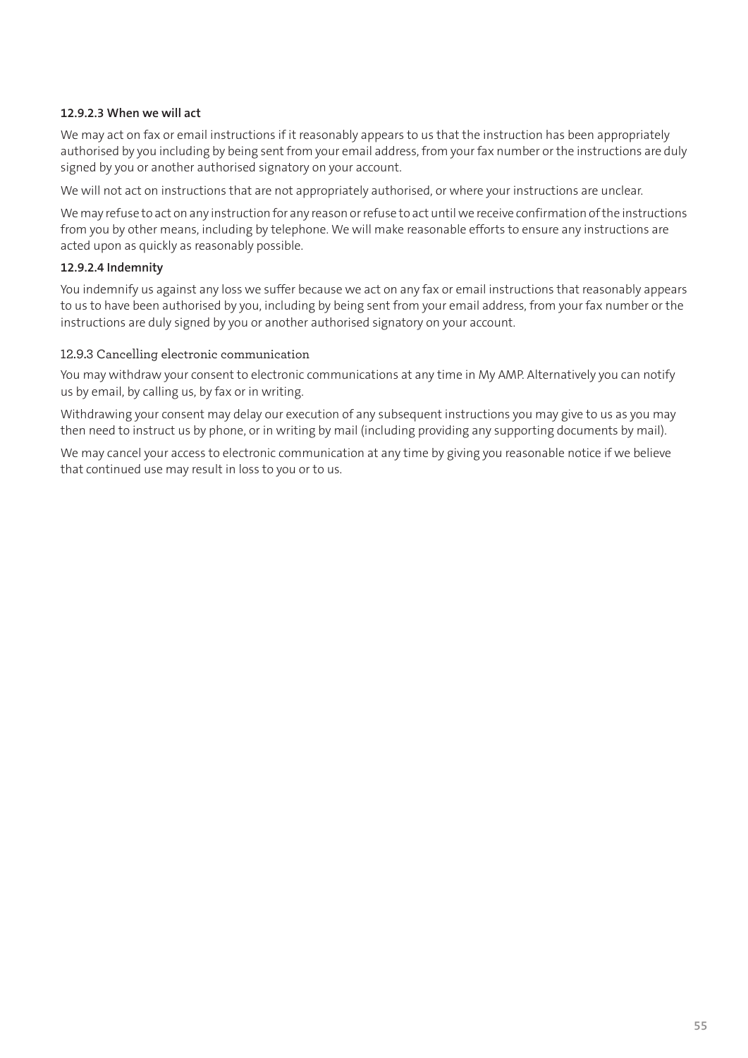#### 12.9.2.3 When we will act

We may act on fax or email instructions if it reasonably appears to us that the instruction has been appropriately authorised by you including by being sent from your email address, from your fax number or the instructions are duly signed by you or another authorised signatory on your account.

We will not act on instructions that are not appropriately authorised, or where your instructions are unclear.

We may refuse to act on any instruction for any reason or refuse to act until we receive confirmation of the instructions from you by other means, including by telephone. We will make reasonable efforts to ensure any instructions are acted upon as quickly as reasonably possible.

#### 12.9.2.4 Indemnity

You indemnify us against any loss we suffer because we act on any fax or email instructions that reasonably appears to us to have been authorised by you, including by being sent from your email address, from your fax number or the instructions are duly signed by you or another authorised signatory on your account.

### 12.9.3 Cancelling electronic communication

You may withdraw your consent to electronic communications at any time in My AMP. Alternatively you can notify us by email, by calling us, by fax or in writing.

Withdrawing your consent may delay our execution of any subsequent instructions you may give to us as you may then need to instruct us by phone, or in writing by mail (including providing any supporting documents by mail).

We may cancel your access to electronic communication at any time by giving you reasonable notice if we believe that continued use may result in loss to you or to us.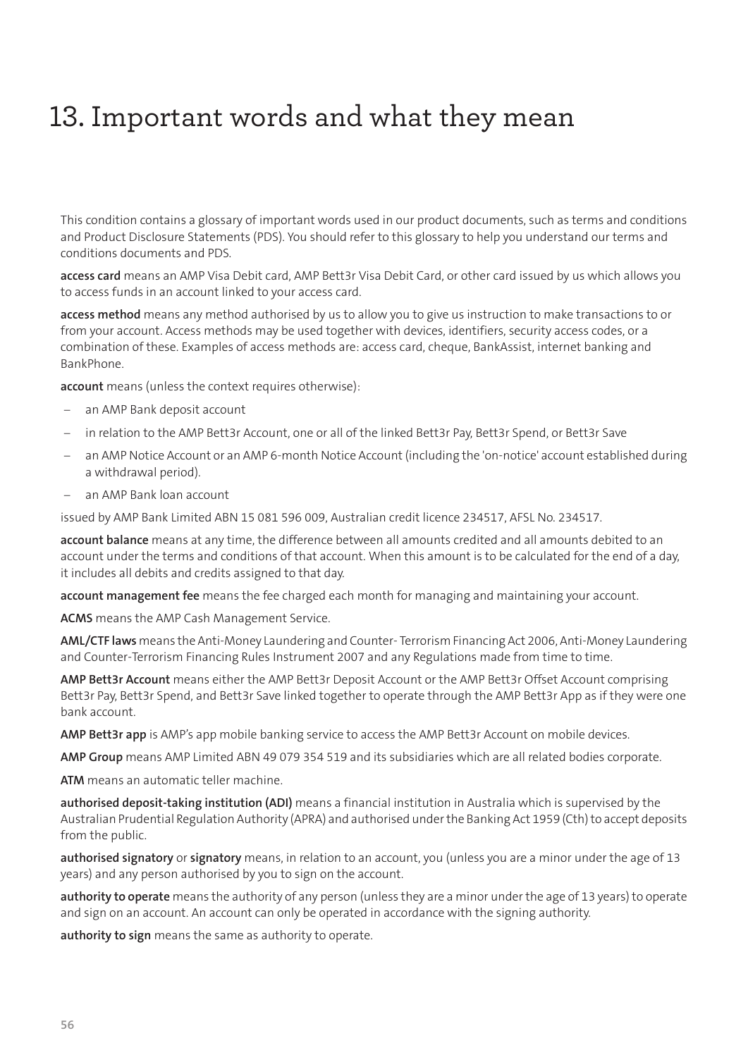# 13. Important words and what they mean

This condition contains a glossary of important words used in our product documents, such as terms and conditions and Product Disclosure Statements (PDS). You should refer to this glossary to help you understand our terms and conditions documents and PDS.

**access card** means an AMP Visa Debit card, AMP Bett3r Visa Debit Card, or other card issued by us which allows you to access funds in an account linked to your access card.

**access method** means any method authorised by us to allow you to give us instruction to make transactions to or from your account. Access methods may be used together with devices, identifiers, security access codes, or a combination of these. Examples of access methods are: access card, cheque, BankAssist, internet banking and BankPhone.

**account** means (unless the context requires otherwise):

- an AMP Bank deposit account
- in relation to the AMP Bett3r Account, one or all of the linked Bett3r Pay, Bett3r Spend, or Bett3r Save
- an AMP Notice Account or an AMP 6-month Notice Account (including the 'on-notice' account established during a withdrawal period).
- an AMP Bank loan account

issued by AMP Bank Limited ABN 15 081 596 009, Australian credit licence 234517, AFSL No. 234517.

**account balance** means at any time, the difference between all amounts credited and all amounts debited to an account under the terms and conditions of that account. When this amount is to be calculated for the end of a day, it includes all debits and credits assigned to that day.

**account management fee** means the fee charged each month for managing and maintaining your account.

**ACMS** means the AMP Cash Management Service.

**AML/CTF laws** means the Anti-Money Laundering and Counter- Terrorism Financing Act 2006, Anti-Money Laundering and Counter-Terrorism Financing Rules Instrument 2007 and any Regulations made from time to time.

**AMP Bett3r Account** means either the AMP Bett3r Deposit Account or the AMP Bett3r Offset Account comprising Bett3r Pay, Bett3r Spend, and Bett3r Save linked together to operate through the AMP Bett3r App as if they were one bank account.

**AMP Bett3r app** is AMP's app mobile banking service to access the AMP Bett3r Account on mobile devices.

**AMP Group** means AMP Limited ABN 49 079 354 519 and its subsidiaries which are all related bodies corporate.

**ATM** means an automatic teller machine.

**authorised deposit-taking institution (ADI)** means a financial institution in Australia which is supervised by the Australian Prudential Regulation Authority (APRA) and authorised under the Banking Act 1959 (Cth) to accept deposits from the public.

**authorised signatory** or **signatory** means, in relation to an account, you (unless you are a minor under the age of 13 years) and any person authorised by you to sign on the account.

**authority to operate** means the authority of any person (unless they are a minor under the age of 13 years) to operate and sign on an account. An account can only be operated in accordance with the signing authority.

**authority to sign** means the same as authority to operate.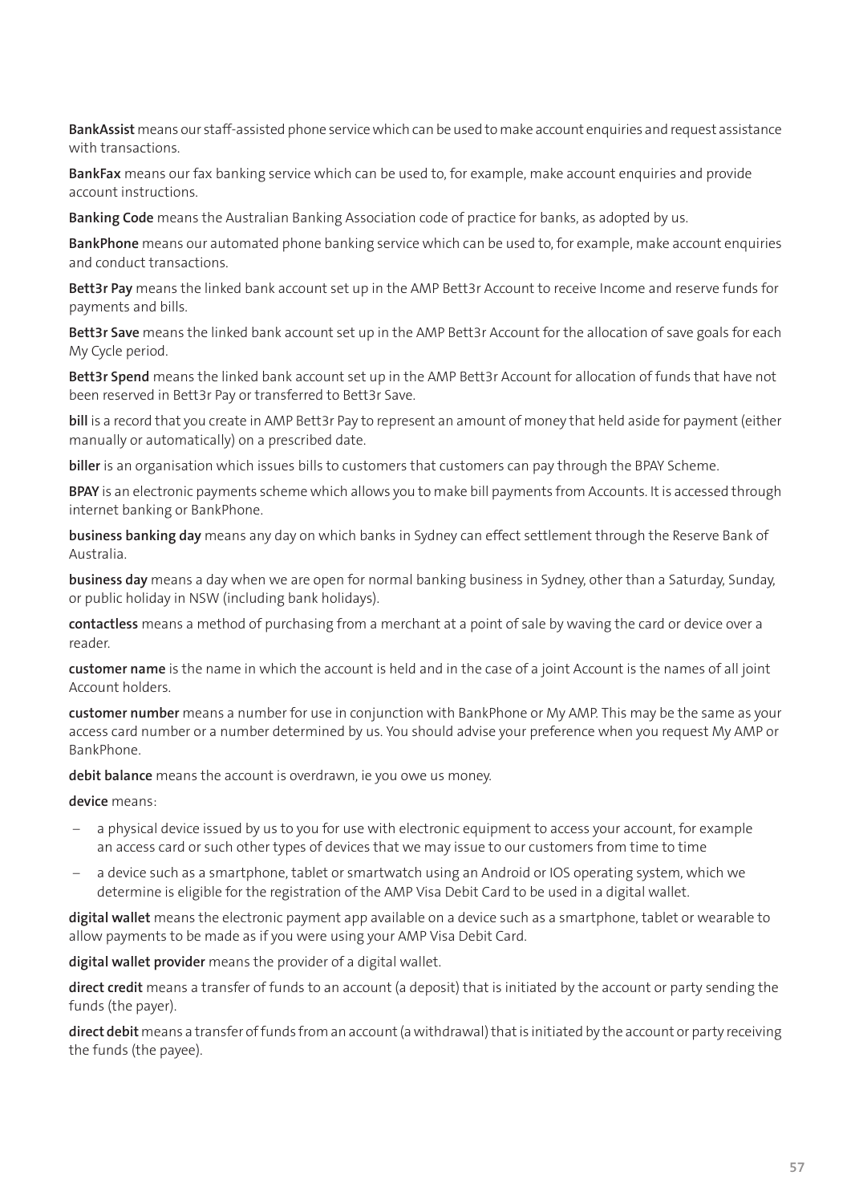**BankAssist** means our staff-assisted phone service which can be used to make account enquiries and request assistance with transactions.

**BankFax** means our fax banking service which can be used to, for example, make account enquiries and provide account instructions.

**Banking Code** means the Australian Banking Association code of practice for banks, as adopted by us.

**BankPhone** means our automated phone banking service which can be used to, for example, make account enquiries and conduct transactions.

**Bett3r Pay** means the linked bank account set up in the AMP Bett3r Account to receive Income and reserve funds for payments and bills.

**Bett3r Save** means the linked bank account set up in the AMP Bett3r Account for the allocation of save goals for each My Cycle period.

**Bett3r Spend** means the linked bank account set up in the AMP Bett3r Account for allocation of funds that have not been reserved in Bett3r Pay or transferred to Bett3r Save.

**bill** is a record that you create in AMP Bett3r Pay to represent an amount of money that held aside for payment (either manually or automatically) on a prescribed date.

**biller** is an organisation which issues bills to customers that customers can pay through the BPAY Scheme.

**BPAY** is an electronic payments scheme which allows you to make bill payments from Accounts. It is accessed through internet banking or BankPhone.

**business banking day** means any day on which banks in Sydney can effect settlement through the Reserve Bank of Australia.

**business day** means a day when we are open for normal banking business in Sydney, other than a Saturday, Sunday, or public holiday in NSW (including bank holidays).

**contactless** means a method of purchasing from a merchant at a point of sale by waving the card or device over a reader.

**customer name** is the name in which the account is held and in the case of a joint Account is the names of all joint Account holders.

**customer number** means a number for use in conjunction with BankPhone or My AMP. This may be the same as your access card number or a number determined by us. You should advise your preference when you request My AMP or BankPhone.

**debit balance** means the account is overdrawn, ie you owe us money.

**device** means:

- a physical device issued by us to you for use with electronic equipment to access your account, for example an access card or such other types of devices that we may issue to our customers from time to time
- a device such as a smartphone, tablet or smartwatch using an Android or IOS operating system, which we determine is eligible for the registration of the AMP Visa Debit Card to be used in a digital wallet.

**digital wallet** means the electronic payment app available on a device such as a smartphone, tablet or wearable to allow payments to be made as if you were using your AMP Visa Debit Card.

**digital wallet provider** means the provider of a digital wallet.

**direct credit** means a transfer of funds to an account (a deposit) that is initiated by the account or party sending the funds (the payer).

**direct debit** means a transfer of funds from an account (a withdrawal) that is initiated by the account or party receiving the funds (the payee).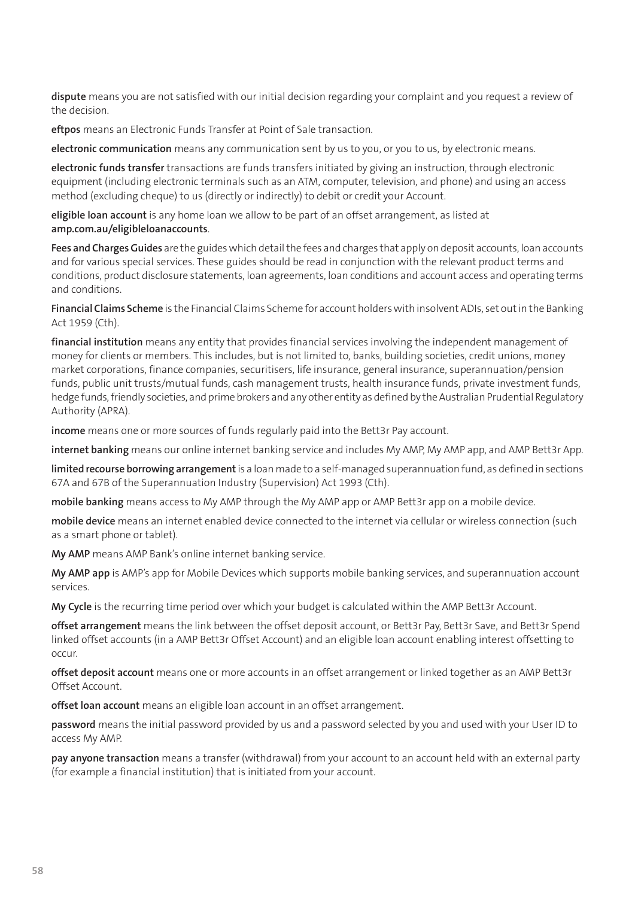**dispute** means you are not satisfied with our initial decision regarding your complaint and you request a review of the decision.

**eftpos** means an Electronic Funds Transfer at Point of Sale transaction.

**electronic communication** means any communication sent by us to you, or you to us, by electronic means.

**electronic funds transfer** transactions are funds transfers initiated by giving an instruction, through electronic equipment (including electronic terminals such as an ATM, computer, television, and phone) and using an access method (excluding cheque) to us (directly or indirectly) to debit or credit your Account.

**eligible loan account** is any home loan we allow to be part of an offset arrangement, as listed at **amp.com.au/eligibleloanaccounts**.

**Fees and Charges Guides** are the guides which detail the fees and charges that apply on deposit accounts, loan accounts and for various special services. These guides should be read in conjunction with the relevant product terms and conditions, product disclosure statements, loan agreements, loan conditions and account access and operating terms and conditions.

**Financial Claims Scheme** is the Financial Claims Scheme for account holders with insolvent ADIs, set out in the Banking Act 1959 (Cth).

**financial institution** means any entity that provides financial services involving the independent management of money for clients or members. This includes, but is not limited to, banks, building societies, credit unions, money market corporations, finance companies, securitisers, life insurance, general insurance, superannuation/pension funds, public unit trusts/mutual funds, cash management trusts, health insurance funds, private investment funds, hedge funds, friendly societies, and prime brokers and any other entity as defined by the Australian Prudential Regulatory Authority (APRA).

**income** means one or more sources of funds regularly paid into the Bett3r Pay account.

**internet banking** means our online internet banking service and includes My AMP, My AMP app, and AMP Bett3r App.

**limited recourse borrowing arrangement** is a loan made to a self-managed superannuation fund, as defined in sections 67A and 67B of the Superannuation Industry (Supervision) Act 1993 (Cth).

**mobile banking** means access to My AMP through the My AMP app or AMP Bett3r app on a mobile device.

**mobile device** means an internet enabled device connected to the internet via cellular or wireless connection (such as a smart phone or tablet).

**My AMP** means AMP Bank's online internet banking service.

**My AMP app** is AMP's app for Mobile Devices which supports mobile banking services, and superannuation account services.

**My Cycle** is the recurring time period over which your budget is calculated within the AMP Bett3r Account.

**offset arrangement** means the link between the offset deposit account, or Bett3r Pay, Bett3r Save, and Bett3r Spend linked offset accounts (in a AMP Bett3r Offset Account) and an eligible loan account enabling interest offsetting to occur.

**offset deposit account** means one or more accounts in an offset arrangement or linked together as an AMP Bett3r Offset Account.

**offset loan account** means an eligible loan account in an offset arrangement.

**password** means the initial password provided by us and a password selected by you and used with your User ID to access My AMP.

**pay anyone transaction** means a transfer (withdrawal) from your account to an account held with an external party (for example a financial institution) that is initiated from your account.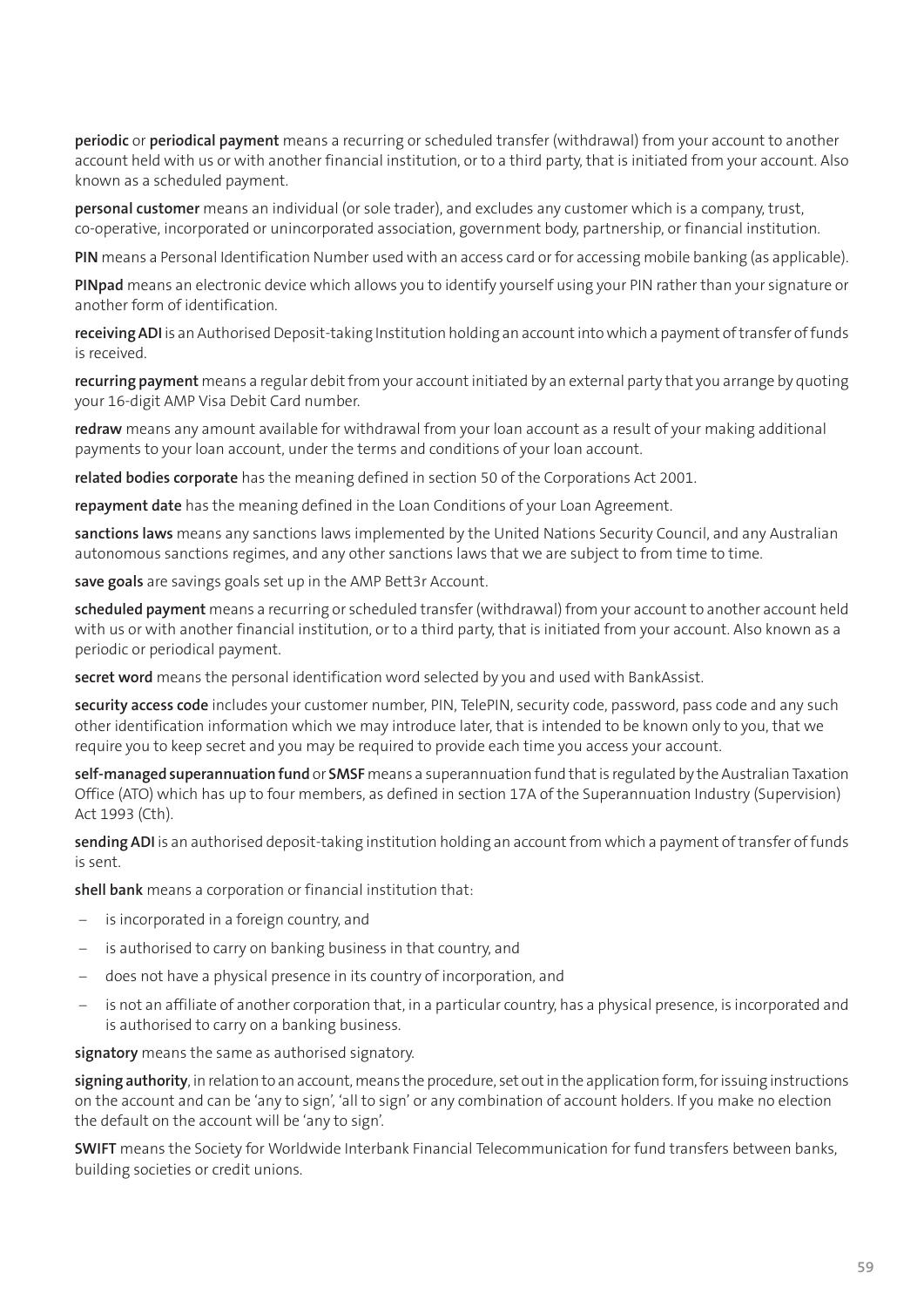**periodic** or **periodical payment** means a recurring or scheduled transfer (withdrawal) from your account to another account held with us or with another financial institution, or to a third party, that is initiated from your account. Also known as a scheduled payment.

**personal customer** means an individual (or sole trader), and excludes any customer which is a company, trust, co-operative, incorporated or unincorporated association, government body, partnership, or financial institution.

**PIN** means a Personal Identification Number used with an access card or for accessing mobile banking (as applicable).

**PINpad** means an electronic device which allows you to identify yourself using your PIN rather than your signature or another form of identification.

**receiving ADI** is an Authorised Deposit-taking Institution holding an account into which a payment of transfer of funds is received.

**recurring payment** means a regular debit from your account initiated by an external party that you arrange by quoting your 16-digit AMP Visa Debit Card number.

**redraw** means any amount available for withdrawal from your loan account as a result of your making additional payments to your loan account, under the terms and conditions of your loan account.

**related bodies corporate** has the meaning defined in section 50 of the Corporations Act 2001.

**repayment date** has the meaning defined in the Loan Conditions of your Loan Agreement.

**sanctions laws** means any sanctions laws implemented by the United Nations Security Council, and any Australian autonomous sanctions regimes, and any other sanctions laws that we are subject to from time to time.

**save goals** are savings goals set up in the AMP Bett3r Account.

**scheduled payment** means a recurring or scheduled transfer (withdrawal) from your account to another account held with us or with another financial institution, or to a third party, that is initiated from your account. Also known as a periodic or periodical payment.

**secret word** means the personal identification word selected by you and used with BankAssist.

**security access code** includes your customer number, PIN, TelePIN, security code, password, pass code and any such other identification information which we may introduce later, that is intended to be known only to you, that we require you to keep secret and you may be required to provide each time you access your account.

**self-managed superannuation fund** or **SMSF** means a superannuation fund that is regulated by the Australian Taxation Office (ATO) which has up to four members, as defined in section 17A of the Superannuation Industry (Supervision) Act 1993 (Cth).

**sending ADI** is an authorised deposit-taking institution holding an account from which a payment of transfer of funds is sent.

**shell bank** means a corporation or financial institution that:

- is incorporated in a foreign country, and
- is authorised to carry on banking business in that country, and
- does not have a physical presence in its country of incorporation, and
- is not an affiliate of another corporation that, in a particular country, has a physical presence, is incorporated and is authorised to carry on a banking business.

**signatory** means the same as authorised signatory.

**signing authority**, in relation to an account, means the procedure, set out in the application form, for issuing instructions on the account and can be 'any to sign', 'all to sign' or any combination of account holders. If you make no election the default on the account will be 'any to sign'.

**SWIFT** means the Society for Worldwide Interbank Financial Telecommunication for fund transfers between banks, building societies or credit unions.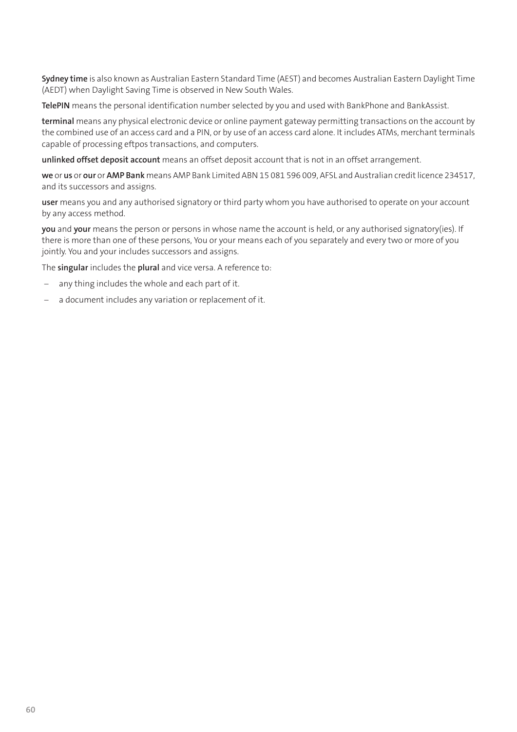**Sydney time** is also known as Australian Eastern Standard Time (AEST) and becomes Australian Eastern Daylight Time (AEDT) when Daylight Saving Time is observed in New South Wales.

**TelePIN** means the personal identification number selected by you and used with BankPhone and BankAssist.

**terminal** means any physical electronic device or online payment gateway permitting transactions on the account by the combined use of an access card and a PIN, or by use of an access card alone. It includes ATMs, merchant terminals capable of processing eftpos transactions, and computers.

**unlinked offset deposit account** means an offset deposit account that is not in an offset arrangement.

**we** or **us** or **our** or **AMP Bank** means AMP Bank Limited ABN 15 081 596 009, AFSL and Australian credit licence 234517, and its successors and assigns.

**user** means you and any authorised signatory or third party whom you have authorised to operate on your account by any access method.

**you** and **your** means the person or persons in whose name the account is held, or any authorised signatory(ies). If there is more than one of these persons, You or your means each of you separately and every two or more of you jointly. You and your includes successors and assigns.

The **singular** includes the **plural** and vice versa. A reference to:

- any thing includes the whole and each part of it.
- a document includes any variation or replacement of it.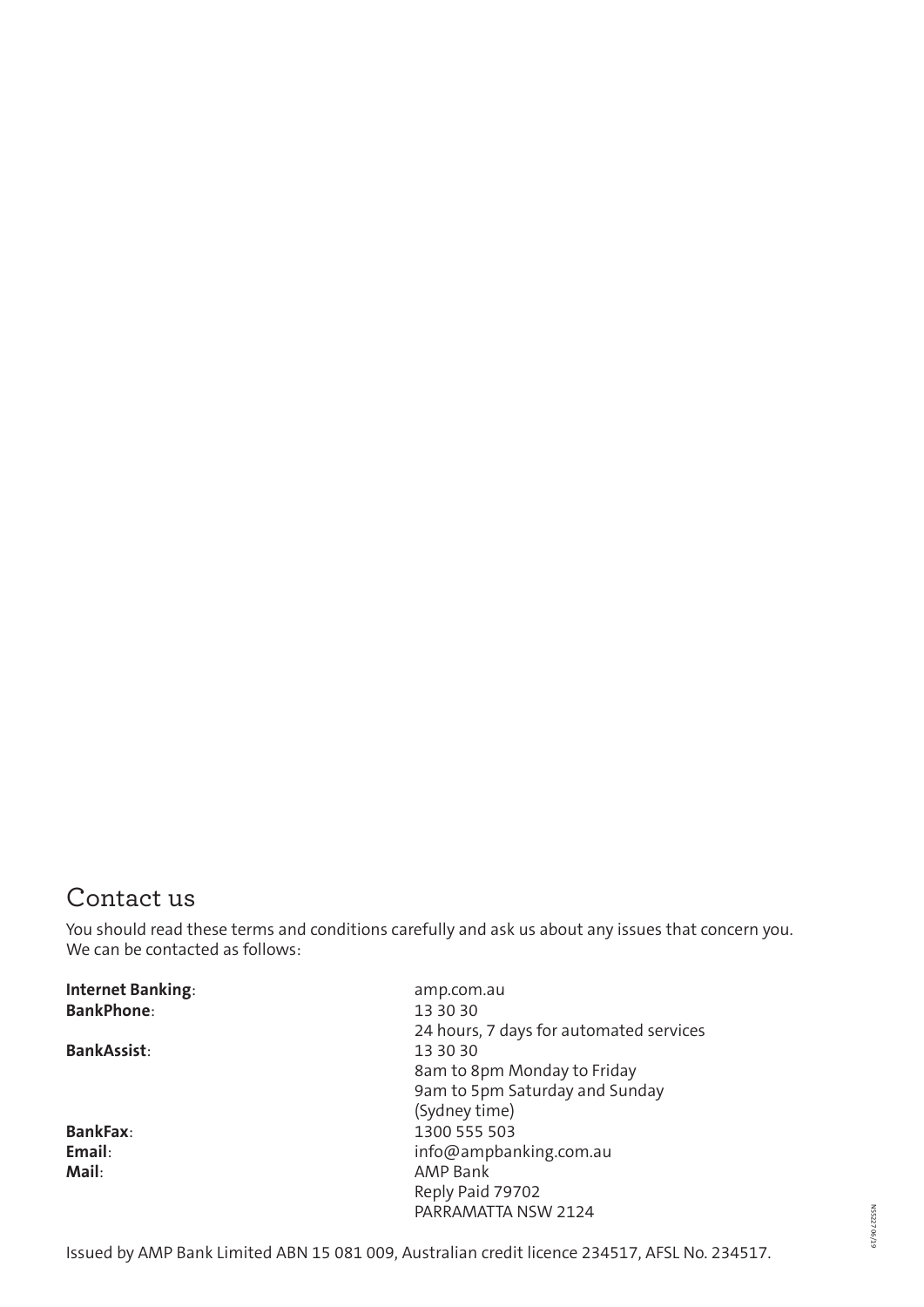## Contact us

You should read these terms and conditions carefully and ask us about any issues that concern you.
We can be contacted as follows:

| | |
|---|---|
| **Internet Banking**: | amp.com.au |
| **BankPhone**: | 13 30 30<br>24 hours, 7 days for automated services |
| **BankAssist**: | 13 30 30<br>8am to 8pm Monday to Friday<br>9am to 5pm Saturday and Sunday<br>(Sydney time) |
| **BankFax**: | 1300 555 503 |
| **Email**: | info@ampbanking.com.au |
| **Mail**: | AMP Bank<br>Reply Paid 79702<br>PARRAMATTA NSW 2124 |

Issued by AMP Bank Limited ABN 15 081 009, Australian credit licence 234517, AFSL No. 234517.

NS52706/19